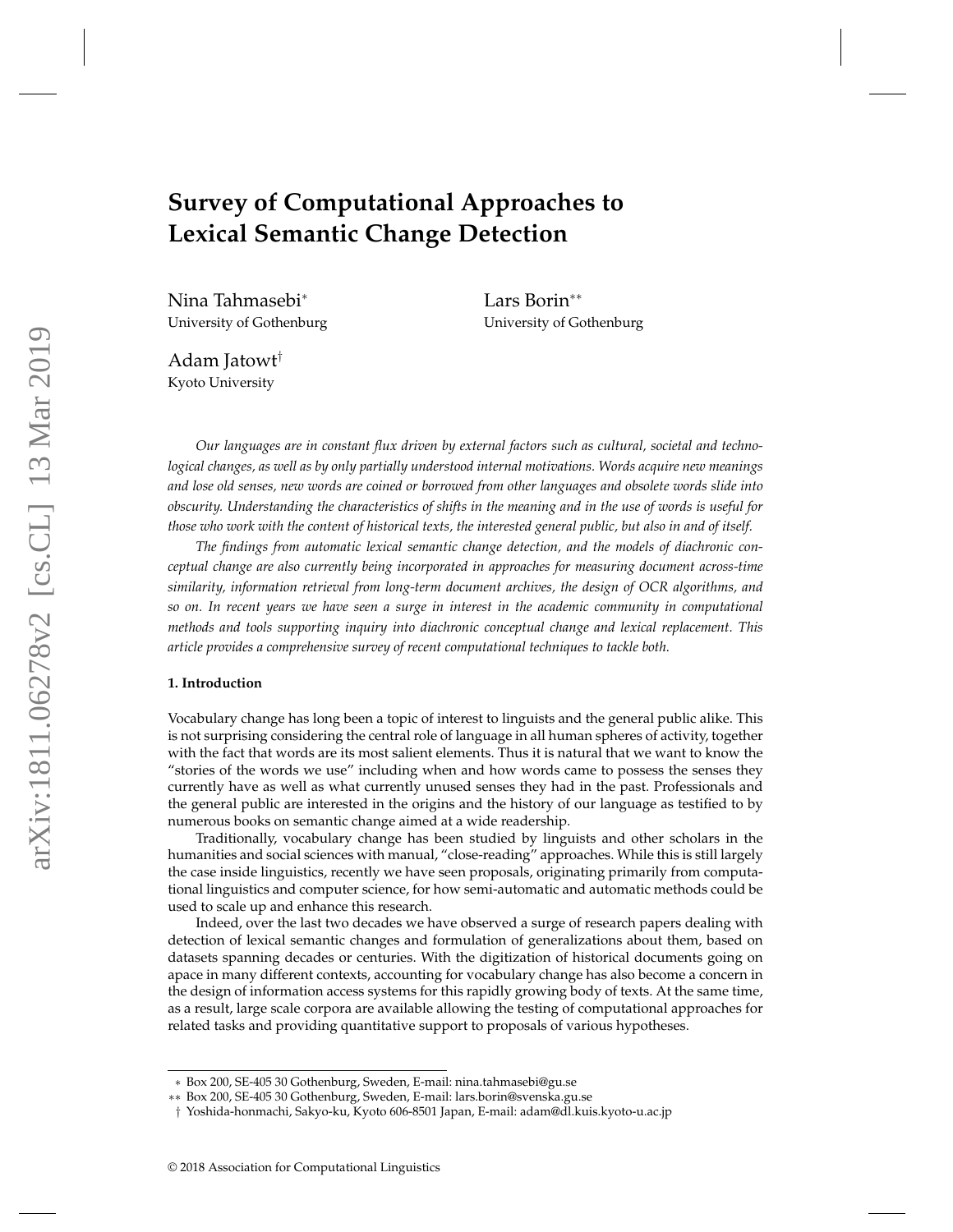# Survey of Computational Approaches to Lexical Semantic Change Detection

Nina Tahmasebi[*]
University of Gothenburg

Lars Borin[**]
University of Gothenburg

Adam Jatowt[†]
Kyoto University

*Our languages are in constant flux driven by external factors such as cultural, societal and technological changes, as well as by only partially understood internal motivations. Words acquire new meanings and lose old senses, new words are coined or borrowed from other languages and obsolete words slide into obscurity. Understanding the characteristics of shifts in the meaning and in the use of words is useful for those who work with the content of historical texts, the interested general public, but also in and of itself.*

*The findings from automatic lexical semantic change detection, and the models of diachronic conceptual change are also currently being incorporated in approaches for measuring document across-time similarity, information retrieval from long-term document archives, the design of OCR algorithms, and so on. In recent years we have seen a surge in interest in the academic community in computational methods and tools supporting inquiry into diachronic conceptual change and lexical replacement. This article provides a comprehensive survey of recent computational techniques to tackle both.*

## 1. Introduction

Vocabulary change has long been a topic of interest to linguists and the general public alike. This is not surprising considering the central role of language in all human spheres of activity, together with the fact that words are its most salient elements. Thus it is natural that we want to know the "stories of the words we use" including when and how words came to possess the senses they currently have as well as what currently unused senses they had in the past. Professionals and the general public are interested in the origins and the history of our language as testified to by numerous books on semantic change aimed at a wide readership.

Traditionally, vocabulary change has been studied by linguists and other scholars in the humanities and social sciences with manual, "close-reading" approaches. While this is still largely the case inside linguistics, recently we have seen proposals, originating primarily from computational linguistics and computer science, for how semi-automatic and automatic methods could be used to scale up and enhance this research.

Indeed, over the last two decades we have observed a surge of research papers dealing with detection of lexical semantic changes and formulation of generalizations about them, based on datasets spanning decades or centuries. With the digitization of historical documents going on apace in many different contexts, accounting for vocabulary change has also become a concern in the design of information access systems for this rapidly growing body of texts. At the same time, as a result, large scale corpora are available allowing the testing of computational approaches for related tasks and providing quantitative support to proposals of various hypotheses.

---

[*] Box 200, SE-405 30 Gothenburg, Sweden, E-mail: nina.tahmasebi@gu.se

[**] Box 200, SE-405 30 Gothenburg, Sweden, E-mail: lars.borin@svenska.gu.se

[†] Yoshida-honmachi, Sakyo-ku, Kyoto 606-8501 Japan, E-mail: adam@dl.kuis.kyoto-u.ac.jp

© 2018 Association for Computational Linguistics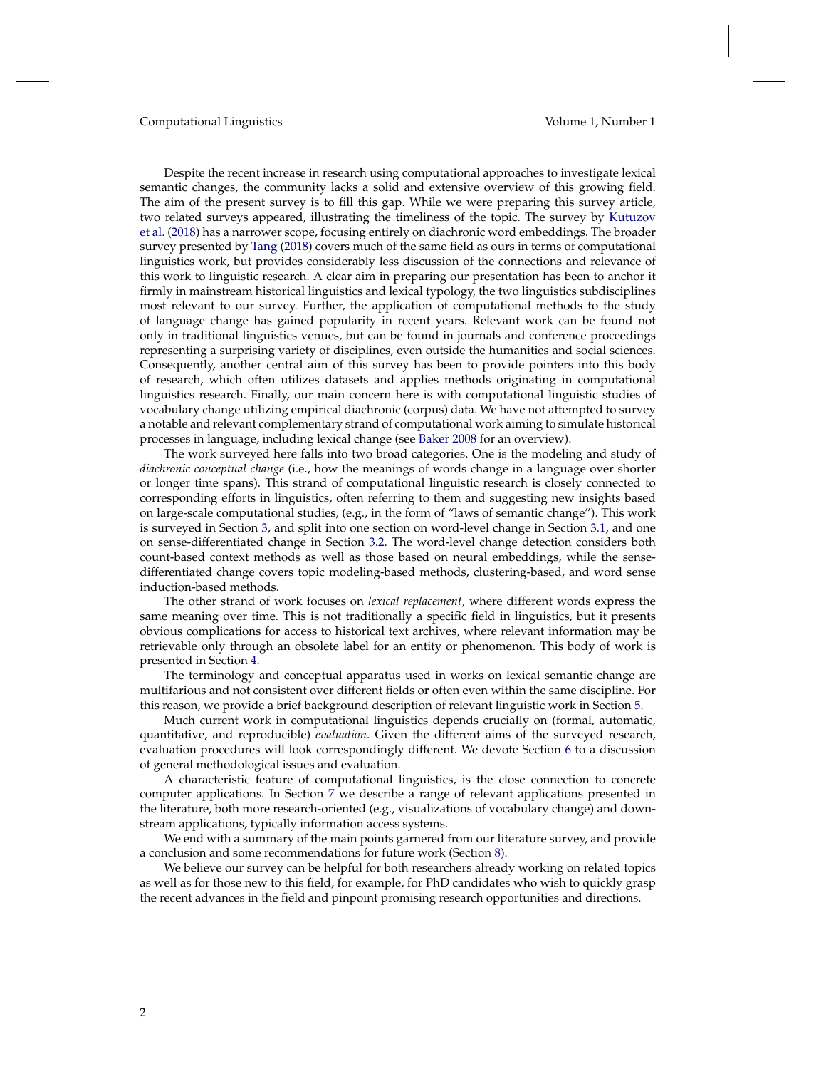Despite the recent increase in research using computational approaches to investigate lexical semantic changes, the community lacks a solid and extensive overview of this growing field. The aim of the present survey is to fill this gap. While we were preparing this survey article, two related surveys appeared, illustrating the timeliness of the topic. The survey by Kutuzov et al. (2018) has a narrower scope, focusing entirely on diachronic word embeddings. The broader survey presented by Tang (2018) covers much of the same field as ours in terms of computational linguistics work, but provides considerably less discussion of the connections and relevance of this work to linguistic research. A clear aim in preparing our presentation has been to anchor it firmly in mainstream historical linguistics and lexical typology, the two linguistics subdisciplines most relevant to our survey. Further, the application of computational methods to the study of language change has gained popularity in recent years. Relevant work can be found not only in traditional linguistics venues, but can be found in journals and conference proceedings representing a surprising variety of disciplines, even outside the humanities and social sciences. Consequently, another central aim of this survey has been to provide pointers into this body of research, which often utilizes datasets and applies methods originating in computational linguistics research. Finally, our main concern here is with computational linguistic studies of vocabulary change utilizing empirical diachronic (corpus) data. We have not attempted to survey a notable and relevant complementary strand of computational work aiming to simulate historical processes in language, including lexical change (see Baker 2008 for an overview).

The work surveyed here falls into two broad categories. One is the modeling and study of *diachronic conceptual change* (i.e., how the meanings of words change in a language over shorter or longer time spans). This strand of computational linguistic research is closely connected to corresponding efforts in linguistics, often referring to them and suggesting new insights based on large-scale computational studies, (e.g., in the form of "laws of semantic change"). This work is surveyed in Section 3, and split into one section on word-level change in Section 3.1, and one on sense-differentiated change in Section 3.2. The word-level change detection considers both count-based context methods as well as those based on neural embeddings, while the sense-differentiated change covers topic modeling-based methods, clustering-based, and word sense induction-based methods.

The other strand of work focuses on *lexical replacement*, where different words express the same meaning over time. This is not traditionally a specific field in linguistics, but it presents obvious complications for access to historical text archives, where relevant information may be retrievable only through an obsolete label for an entity or phenomenon. This body of work is presented in Section 4.

The terminology and conceptual apparatus used in works on lexical semantic change are multifarious and not consistent over different fields or often even within the same discipline. For this reason, we provide a brief background description of relevant linguistic work in Section 5.

Much current work in computational linguistics depends crucially on (formal, automatic, quantitative, and reproducible) *evaluation*. Given the different aims of the surveyed research, evaluation procedures will look correspondingly different. We devote Section 6 to a discussion of general methodological issues and evaluation.

A characteristic feature of computational linguistics, is the close connection to concrete computer applications. In Section 7 we describe a range of relevant applications presented in the literature, both more research-oriented (e.g., visualizations of vocabulary change) and downstream applications, typically information access systems.

We end with a summary of the main points garnered from our literature survey, and provide a conclusion and some recommendations for future work (Section 8).

We believe our survey can be helpful for both researchers already working on related topics as well as for those new to this field, for example, for PhD candidates who wish to quickly grasp the recent advances in the field and pinpoint promising research opportunities and directions.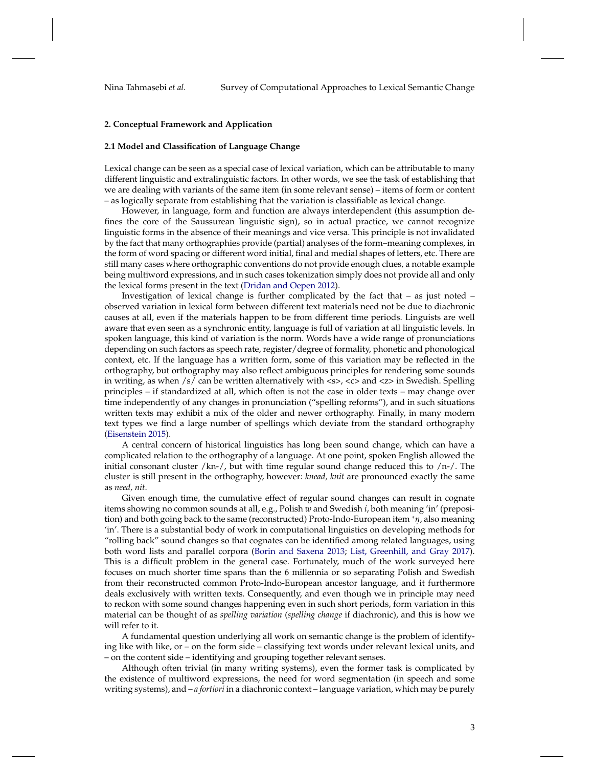## 2. Conceptual Framework and Application

### 2.1 Model and Classification of Language Change

Lexical change can be seen as a special case of lexical variation, which can be attributable to many different linguistic and extralinguistic factors. In other words, we see the task of establishing that we are dealing with variants of the same item (in some relevant sense) – items of form or content – as logically separate from establishing that the variation is classifiable as lexical change.

However, in language, form and function are always interdependent (this assumption defines the core of the Saussurean linguistic sign), so in actual practice, we cannot recognize linguistic forms in the absence of their meanings and vice versa. This principle is not invalidated by the fact that many orthographies provide (partial) analyses of the form–meaning complexes, in the form of word spacing or different word initial, final and medial shapes of letters, etc. There are still many cases where orthographic conventions do not provide enough clues, a notable example being multiword expressions, and in such cases tokenization simply does not provide all and only the lexical forms present in the text (Dridan and Oepen 2012).

Investigation of lexical change is further complicated by the fact that – as just noted – observed variation in lexical form between different text materials need not be due to diachronic causes at all, even if the materials happen to be from different time periods. Linguists are well aware that even seen as a synchronic entity, language is full of variation at all linguistic levels. In spoken language, this kind of variation is the norm. Words have a wide range of pronunciations depending on such factors as speech rate, register/degree of formality, phonetic and phonological context, etc. If the language has a written form, some of this variation may be reflected in the orthography, but orthography may also reflect ambiguous principles for rendering some sounds in writing, as when /s/ can be written alternatively with <s>, <c> and <z> in Swedish. Spelling principles – if standardized at all, which often is not the case in older texts – may change over time independently of any changes in pronunciation ("spelling reforms"), and in such situations written texts may exhibit a mix of the older and newer orthography. Finally, in many modern text types we find a large number of spellings which deviate from the standard orthography (Eisenstein 2015).

A central concern of historical linguistics has long been sound change, which can have a complicated relation to the orthography of a language. At one point, spoken English allowed the initial consonant cluster /kn-/, but with time regular sound change reduced this to /n-/. The cluster is still present in the orthography, however: *knead, knit* are pronounced exactly the same as *need, nit*.

Given enough time, the cumulative effect of regular sound changes can result in cognate items showing no common sounds at all, e.g., Polish *w* and Swedish *i*, both meaning 'in' (preposition) and both going back to the same (reconstructed) Proto-Indo-European item *\*n̥*, also meaning 'in'. There is a substantial body of work in computational linguistics on developing methods for "rolling back" sound changes so that cognates can be identified among related languages, using both word lists and parallel corpora (Borin and Saxena 2013; List, Greenhill, and Gray 2017). This is a difficult problem in the general case. Fortunately, much of the work surveyed here focuses on much shorter time spans than the 6 millennia or so separating Polish and Swedish from their reconstructed common Proto-Indo-European ancestor language, and it furthermore deals exclusively with written texts. Consequently, and even though we in principle may need to reckon with some sound changes happening even in such short periods, form variation in this material can be thought of as *spelling variation* (*spelling change* if diachronic), and this is how we will refer to it.

A fundamental question underlying all work on semantic change is the problem of identifying like with like, or – on the form side – classifying text words under relevant lexical units, and – on the content side – identifying and grouping together relevant senses.

Although often trivial (in many writing systems), even the former task is complicated by the existence of multiword expressions, the need for word segmentation (in speech and some writing systems), and – *a fortiori* in a diachronic context – language variation, which may be purely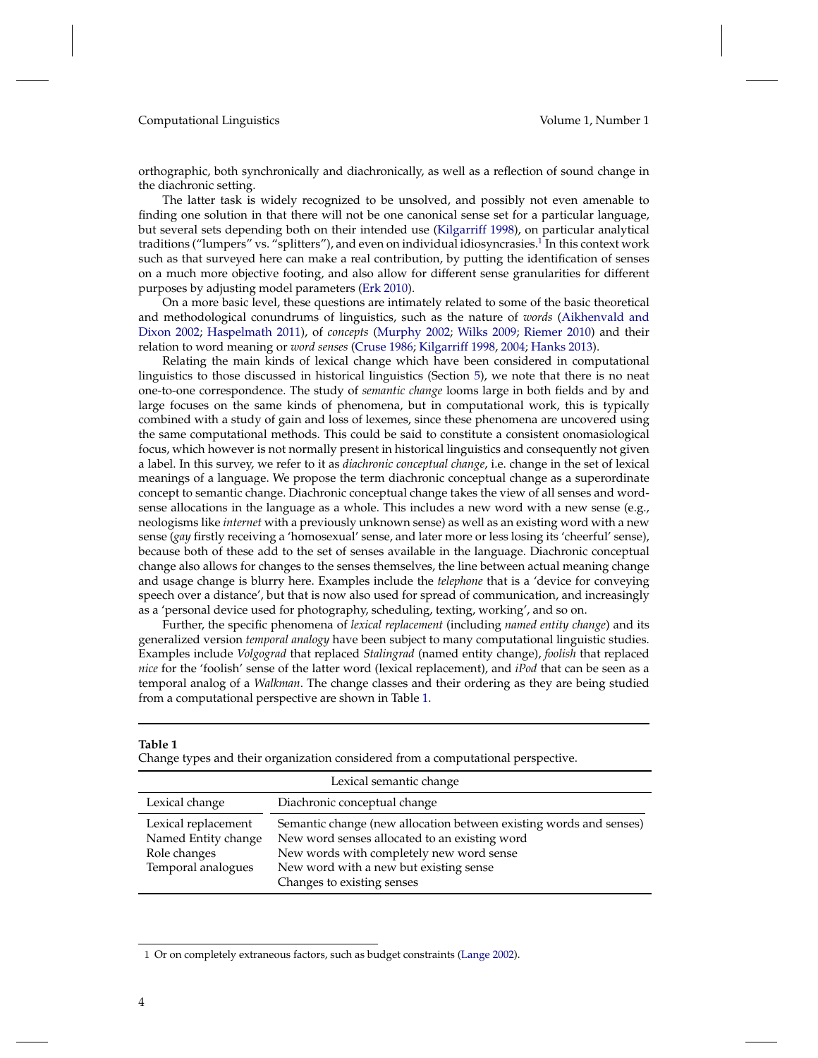orthographic, both synchronically and diachronically, as well as a reflection of sound change in the diachronic setting.

The latter task is widely recognized to be unsolved, and possibly not even amenable to finding one solution in that there will not be one canonical sense set for a particular language, but several sets depending both on their intended use (Kilgarriff 1998), on particular analytical traditions ("lumpers" vs. "splitters"), and even on individual idiosyncrasies.[1] In this context work such as that surveyed here can make a real contribution, by putting the identification of senses on a much more objective footing, and also allow for different sense granularities for different purposes by adjusting model parameters (Erk 2010).

On a more basic level, these questions are intimately related to some of the basic theoretical and methodological conundrums of linguistics, such as the nature of *words* (Aikhenvald and Dixon 2002; Haspelmath 2011), of *concepts* (Murphy 2002; Wilks 2009; Riemer 2010) and their relation to word meaning or *word senses* (Cruse 1986; Kilgarriff 1998, 2004; Hanks 2013).

Relating the main kinds of lexical change which have been considered in computational linguistics to those discussed in historical linguistics (Section 5), we note that there is no neat one-to-one correspondence. The study of *semantic change* looms large in both fields and by and large focuses on the same kinds of phenomena, but in computational work, this is typically combined with a study of gain and loss of lexemes, since these phenomena are uncovered using the same computational methods. This could be said to constitute a consistent onomasiological focus, which however is not normally present in historical linguistics and consequently not given a label. In this survey, we refer to it as *diachronic conceptual change*, i.e. change in the set of lexical meanings of a language. We propose the term diachronic conceptual change as a superordinate concept to semantic change. Diachronic conceptual change takes the view of all senses and word-sense allocations in the language as a whole. This includes a new word with a new sense (e.g., neologisms like *internet* with a previously unknown sense) as well as an existing word with a new sense (*gay* firstly receiving a 'homosexual' sense, and later more or less losing its 'cheerful' sense), because both of these add to the set of senses available in the language. Diachronic conceptual change also allows for changes to the senses themselves, the line between actual meaning change and usage change is blurry here. Examples include the *telephone* that is a 'device for conveying speech over a distance', but that is now also used for spread of communication, and increasingly as a 'personal device used for photography, scheduling, texting, working', and so on.

Further, the specific phenomena of *lexical replacement* (including *named entity change*) and its generalized version *temporal analogy* have been subject to many computational linguistic studies. Examples include *Volgograd* that replaced *Stalingrad* (named entity change), *foolish* that replaced *nice* for the 'foolish' sense of the latter word (lexical replacement), and *iPod* that can be seen as a temporal analog of a *Walkman*. The change classes and their ordering as they are being studied from a computational perspective are shown in Table 1.

**Table 1**
Change types and their organization considered from a computational perspective.

| Lexical semantic change | |
|---|---|
| Lexical change | Diachronic conceptual change |
| Lexical replacement<br>Named Entity change<br>Role changes<br>Temporal analogues | Semantic change (new allocation between existing words and senses)<br>New word senses allocated to an existing word<br>New words with completely new word sense<br>New word with a new but existing sense<br>Changes to existing senses |

[1] Or on completely extraneous factors, such as budget constraints (Lange 2002).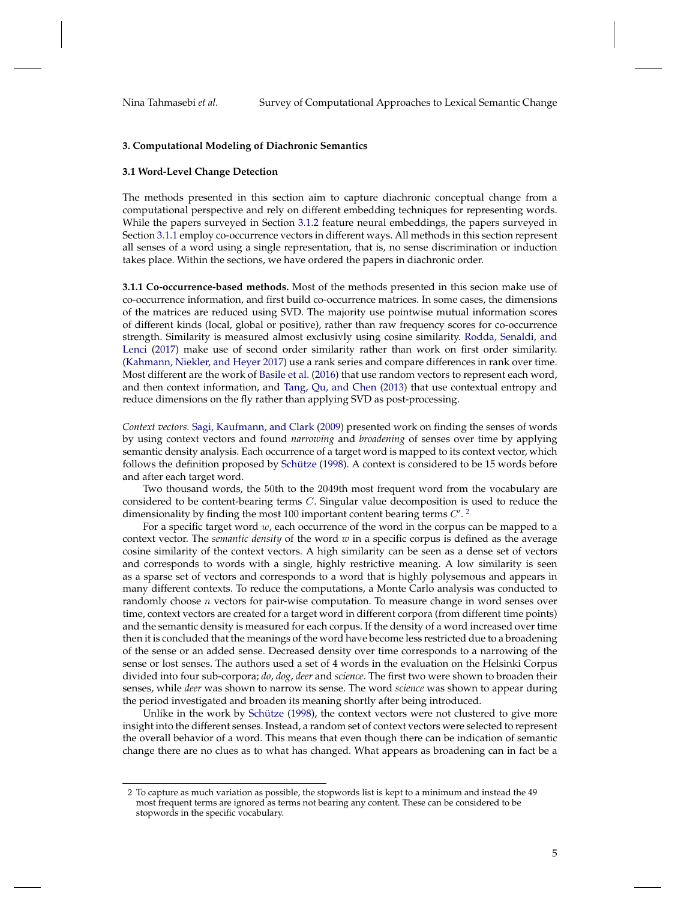## 3. Computational Modeling of Diachronic Semantics

### 3.1 Word-Level Change Detection

The methods presented in this section aim to capture diachronic conceptual change from a computational perspective and rely on different embedding techniques for representing words. While the papers surveyed in Section 3.1.2 feature neural embeddings, the papers surveyed in Section 3.1.1 employ co-occurrence vectors in different ways. All methods in this section represent all senses of a word using a single representation, that is, no sense discrimination or induction takes place. Within the sections, we have ordered the papers in diachronic order.

**3.1.1 Co-occurrence-based methods.** Most of the methods presented in this secion make use of co-occurrence information, and first build co-occurrence matrices. In some cases, the dimensions of the matrices are reduced using SVD. The majority use pointwise mutual information scores of different kinds (local, global or positive), rather than raw frequency scores for co-occurrence strength. Similarity is measured almost exclusivly using cosine similarity. Rodda, Senaldi, and Lenci (2017) make use of second order similarity rather than work on first order similarity. (Kahmann, Niekler, and Heyer 2017) use a rank series and compare differences in rank over time. Most different are the work of Basile et al. (2016) that use random vectors to represent each word, and then context information, and Tang, Qu, and Chen (2013) that use contextual entropy and reduce dimensions on the fly rather than applying SVD as post-processing.

*Context vectors.* Sagi, Kaufmann, and Clark (2009) presented work on finding the senses of words by using context vectors and found *narrowing* and *broadening* of senses over time by applying semantic density analysis. Each occurrence of a target word is mapped to its context vector, which follows the definition proposed by Schütze (1998). A context is considered to be 15 words before and after each target word.

Two thousand words, the 50th to the 2049th most frequent word from the vocabulary are considered to be content-bearing terms $C$. Singular value decomposition is used to reduce the dimensionality by finding the most 100 important content bearing terms $C'$. [2]

For a specific target word $w$, each occurrence of the word in the corpus can be mapped to a context vector. The *semantic density* of the word $w$ in a specific corpus is defined as the average cosine similarity of the context vectors. A high similarity can be seen as a dense set of vectors and corresponds to words with a single, highly restrictive meaning. A low similarity is seen as a sparse set of vectors and corresponds to a word that is highly polysemous and appears in many different contexts. To reduce the computations, a Monte Carlo analysis was conducted to randomly choose $n$ vectors for pair-wise computation. To measure change in word senses over time, context vectors are created for a target word in different corpora (from different time points) and the semantic density is measured for each corpus. If the density of a word increased over time then it is concluded that the meanings of the word have become less restricted due to a broadening of the sense or an added sense. Decreased density over time corresponds to a narrowing of the sense or lost senses. The authors used a set of 4 words in the evaluation on the Helsinki Corpus divided into four sub-corpora; *do*, *dog*, *deer* and *science*. The first two were shown to broaden their senses, while *deer* was shown to narrow its sense. The word *science* was shown to appear during the period investigated and broaden its meaning shortly after being introduced.

Unlike in the work by Schütze (1998), the context vectors were not clustered to give more insight into the different senses. Instead, a random set of context vectors were selected to represent the overall behavior of a word. This means that even though there can be indication of semantic change there are no clues as to what has changed. What appears as broadening can in fact be a

2 To capture as much variation as possible, the stopwords list is kept to a minimum and instead the 49 most frequent terms are ignored as terms not bearing any content. These can be considered to be stopwords in the specific vocabulary.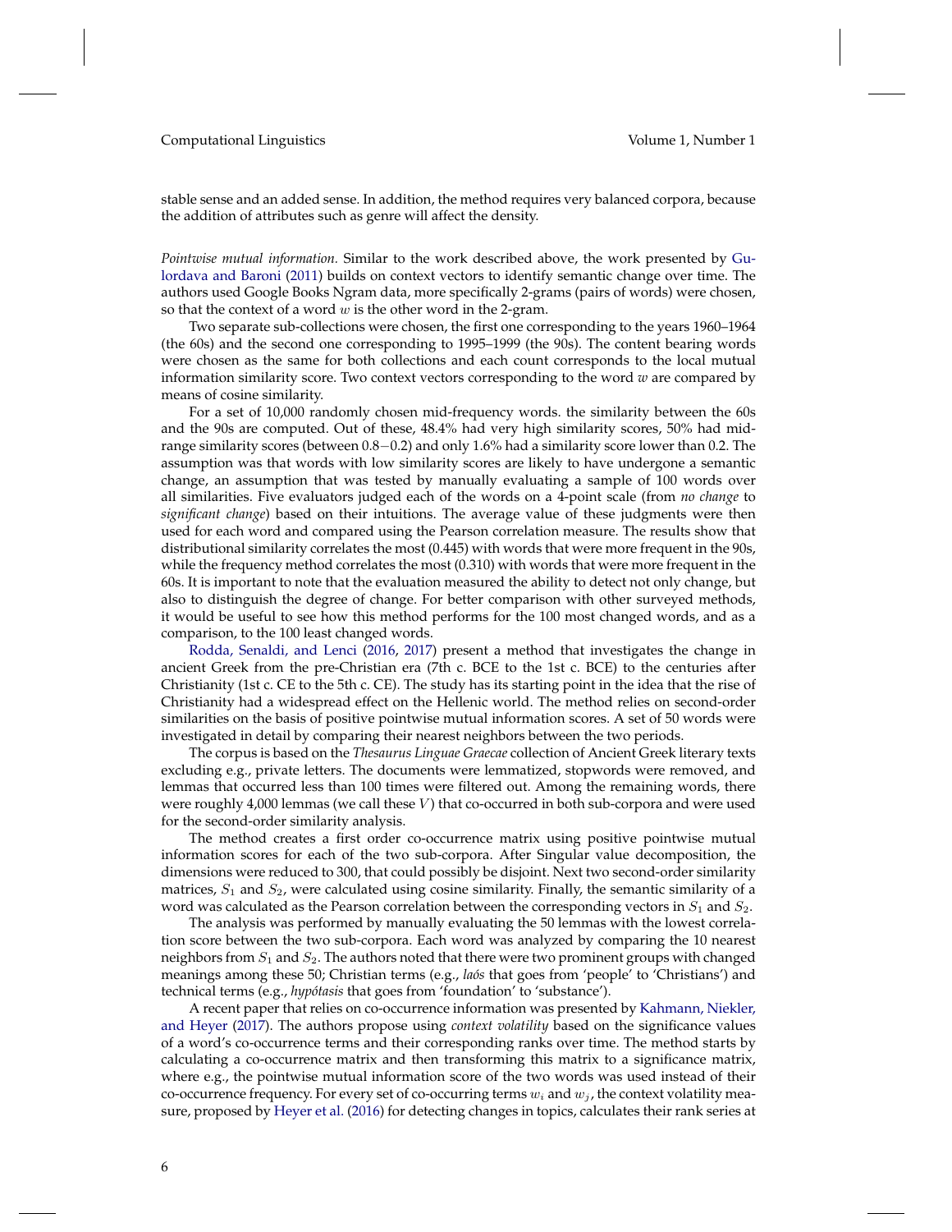stable sense and an added sense. In addition, the method requires very balanced corpora, because the addition of attributes such as genre will affect the density.

*Pointwise mutual information.* Similar to the work described above, the work presented by Gulordava and Baroni (2011) builds on context vectors to identify semantic change over time. The authors used Google Books Ngram data, more specifically 2-grams (pairs of words) were chosen, so that the context of a word $w$ is the other word in the 2-gram.

Two separate sub-collections were chosen, the first one corresponding to the years 1960–1964 (the 60s) and the second one corresponding to 1995–1999 (the 90s). The content bearing words were chosen as the same for both collections and each count corresponds to the local mutual information similarity score. Two context vectors corresponding to the word $w$ are compared by means of cosine similarity.

For a set of 10,000 randomly chosen mid-frequency words. the similarity between the 60s and the 90s are computed. Out of these, 48.4% had very high similarity scores, 50% had mid-range similarity scores (between $0.8-0.2$) and only 1.6% had a similarity score lower than 0.2. The assumption was that words with low similarity scores are likely to have undergone a semantic change, an assumption that was tested by manually evaluating a sample of 100 words over all similarities. Five evaluators judged each of the words on a 4-point scale (from *no change* to *significant change*) based on their intuitions. The average value of these judgments were then used for each word and compared using the Pearson correlation measure. The results show that distributional similarity correlates the most (0.445) with words that were more frequent in the 90s, while the frequency method correlates the most (0.310) with words that were more frequent in the 60s. It is important to note that the evaluation measured the ability to detect not only change, but also to distinguish the degree of change. For better comparison with other surveyed methods, it would be useful to see how this method performs for the 100 most changed words, and as a comparison, to the 100 least changed words.

Rodda, Senaldi, and Lenci (2016, 2017) present a method that investigates the change in ancient Greek from the pre-Christian era (7th c. BCE to the 1st c. BCE) to the centuries after Christianity (1st c. CE to the 5th c. CE). The study has its starting point in the idea that the rise of Christianity had a widespread effect on the Hellenic world. The method relies on second-order similarities on the basis of positive pointwise mutual information scores. A set of 50 words were investigated in detail by comparing their nearest neighbors between the two periods.

The corpus is based on the *Thesaurus Linguae Graecae* collection of Ancient Greek literary texts excluding e.g., private letters. The documents were lemmatized, stopwords were removed, and lemmas that occurred less than 100 times were filtered out. Among the remaining words, there were roughly 4,000 lemmas (we call these $V$) that co-occurred in both sub-corpora and were used for the second-order similarity analysis.

The method creates a first order co-occurrence matrix using positive pointwise mutual information scores for each of the two sub-corpora. After Singular value decomposition, the dimensions were reduced to 300, that could possibly be disjoint. Next two second-order similarity matrices, $S_1$ and $S_2$, were calculated using cosine similarity. Finally, the semantic similarity of a word was calculated as the Pearson correlation between the corresponding vectors in $S_1$ and $S_2$.

The analysis was performed by manually evaluating the 50 lemmas with the lowest correlation score between the two sub-corpora. Each word was analyzed by comparing the 10 nearest neighbors from $S_1$ and $S_2$. The authors noted that there were two prominent groups with changed meanings among these 50; Christian terms (e.g., *laós* that goes from 'people' to 'Christians') and technical terms (e.g., *hypótasis* that goes from 'foundation' to 'substance').

A recent paper that relies on co-occurrence information was presented by Kahmann, Niekler, and Heyer (2017). The authors propose using *context volatility* based on the significance values of a word's co-occurrence terms and their corresponding ranks over time. The method starts by calculating a co-occurrence matrix and then transforming this matrix to a significance matrix, where e.g., the pointwise mutual information score of the two words was used instead of their co-occurrence frequency. For every set of co-occurring terms $w_i$ and $w_j$, the context volatility measure, proposed by Heyer et al. (2016) for detecting changes in topics, calculates their rank series at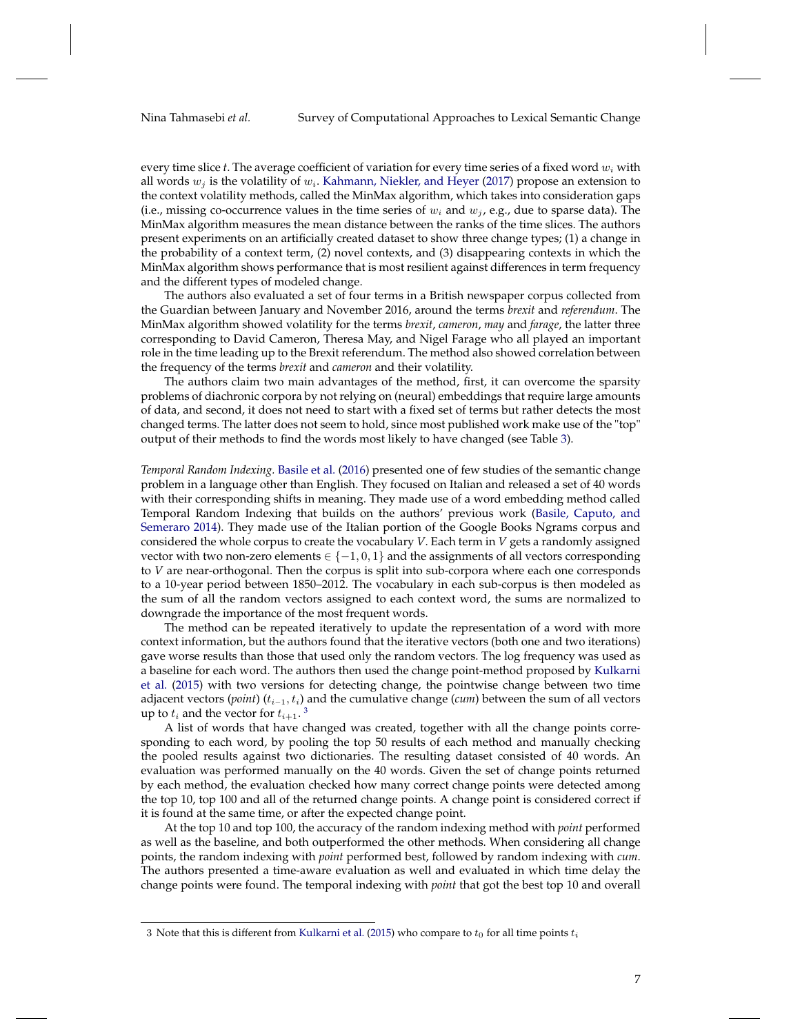every time slice *t*. The average coefficient of variation for every time series of a fixed word $w_i$ with all words $w_j$ is the volatility of $w_i$. Kahmann, Niekler, and Heyer (2017) propose an extension to the context volatility methods, called the MinMax algorithm, which takes into consideration gaps (i.e., missing co-occurrence values in the time series of $w_i$ and $w_j$, e.g., due to sparse data). The MinMax algorithm measures the mean distance between the ranks of the time slices. The authors present experiments on an artificially created dataset to show three change types; (1) a change in the probability of a context term, (2) novel contexts, and (3) disappearing contexts in which the MinMax algorithm shows performance that is most resilient against differences in term frequency and the different types of modeled change.

The authors also evaluated a set of four terms in a British newspaper corpus collected from the Guardian between January and November 2016, around the terms *brexit* and *referendum*. The MinMax algorithm showed volatility for the terms *brexit*, *cameron*, *may* and *farage*, the latter three corresponding to David Cameron, Theresa May, and Nigel Farage who all played an important role in the time leading up to the Brexit referendum. The method also showed correlation between the frequency of the terms *brexit* and *cameron* and their volatility.

The authors claim two main advantages of the method, first, it can overcome the sparsity problems of diachronic corpora by not relying on (neural) embeddings that require large amounts of data, and second, it does not need to start with a fixed set of terms but rather detects the most changed terms. The latter does not seem to hold, since most published work make use of the "top" output of their methods to find the words most likely to have changed (see Table 3).

*Temporal Random Indexing*. Basile et al. (2016) presented one of few studies of the semantic change problem in a language other than English. They focused on Italian and released a set of 40 words with their corresponding shifts in meaning. They made use of a word embedding method called Temporal Random Indexing that builds on the authors' previous work (Basile, Caputo, and Semeraro 2014). They made use of the Italian portion of the Google Books Ngrams corpus and considered the whole corpus to create the vocabulary *V*. Each term in *V* gets a randomly assigned vector with two non-zero elements $\in \{-1, 0, 1\}$ and the assignments of all vectors corresponding to *V* are near-orthogonal. Then the corpus is split into sub-corpora where each one corresponds to a 10-year period between 1850–2012. The vocabulary in each sub-corpus is then modeled as the sum of all the random vectors assigned to each context word, the sums are normalized to downgrade the importance of the most frequent words.

The method can be repeated iteratively to update the representation of a word with more context information, but the authors found that the iterative vectors (both one and two iterations) gave worse results than those that used only the random vectors. The log frequency was used as a baseline for each word. The authors then used the change point-method proposed by Kulkarni et al. (2015) with two versions for detecting change, the pointwise change between two time adjacent vectors (*point*) $(t_{i-1}, t_i)$ and the cumulative change (*cum*) between the sum of all vectors up to $t_i$ and the vector for $t_{i+1}$.[3]

A list of words that have changed was created, together with all the change points corresponding to each word, by pooling the top 50 results of each method and manually checking the pooled results against two dictionaries. The resulting dataset consisted of 40 words. An evaluation was performed manually on the 40 words. Given the set of change points returned by each method, the evaluation checked how many correct change points were detected among the top 10, top 100 and all of the returned change points. A change point is considered correct if it is found at the same time, or after the expected change point.

At the top 10 and top 100, the accuracy of the random indexing method with *point* performed as well as the baseline, and both outperformed the other methods. When considering all change points, the random indexing with *point* performed best, followed by random indexing with *cum*. The authors presented a time-aware evaluation as well and evaluated in which time delay the change points were found. The temporal indexing with *point* that got the best top 10 and overall

3 Note that this is different from Kulkarni et al. (2015) who compare to $t_0$ for all time points $t_i$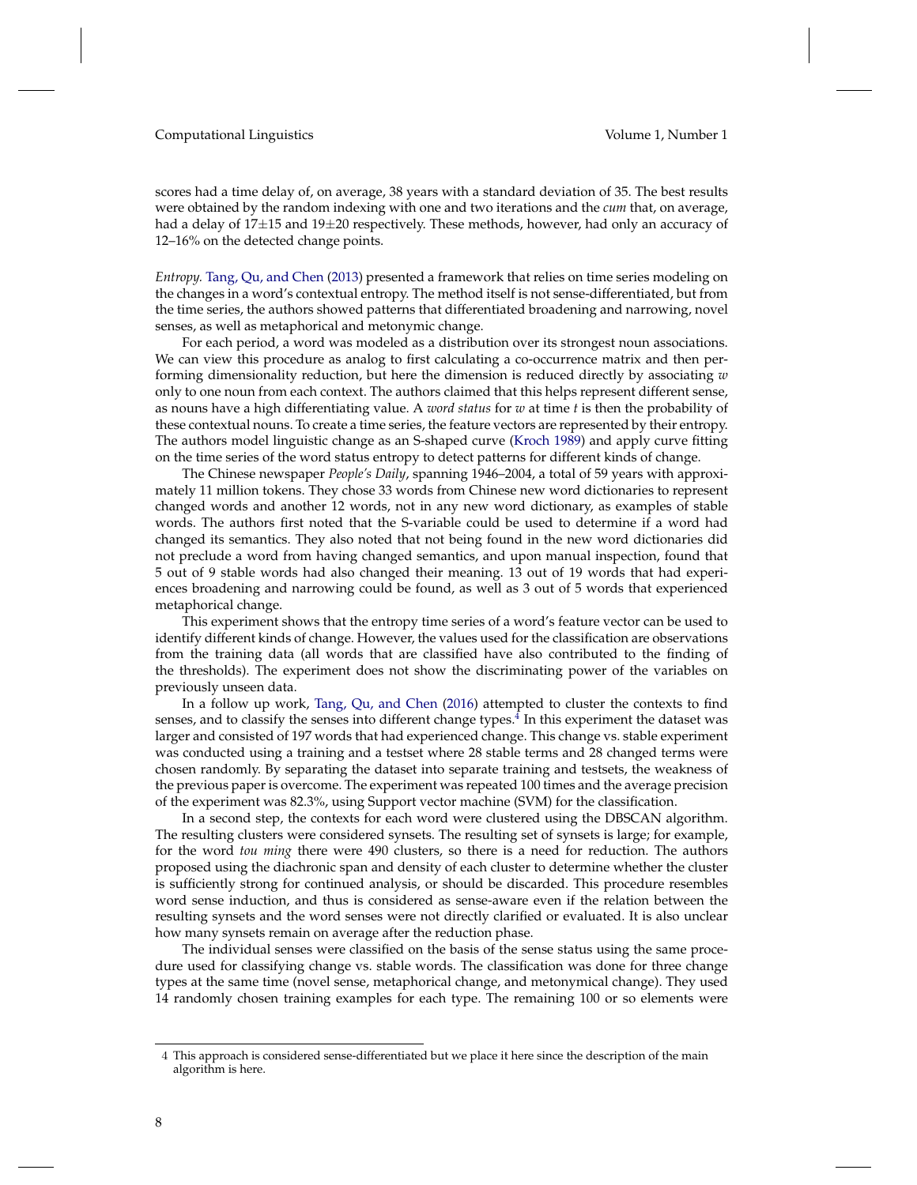scores had a time delay of, on average, 38 years with a standard deviation of 35. The best results were obtained by the random indexing with one and two iterations and the *cum* that, on average, had a delay of 17±15 and 19±20 respectively. These methods, however, had only an accuracy of 12–16% on the detected change points.

*Entropy.* Tang, Qu, and Chen (2013) presented a framework that relies on time series modeling on the changes in a word's contextual entropy. The method itself is not sense-differentiated, but from the time series, the authors showed patterns that differentiated broadening and narrowing, novel senses, as well as metaphorical and metonymic change.

For each period, a word was modeled as a distribution over its strongest noun associations. We can view this procedure as analog to first calculating a co-occurrence matrix and then performing dimensionality reduction, but here the dimension is reduced directly by associating $w$ only to one noun from each context. The authors claimed that this helps represent different sense, as nouns have a high differentiating value. A *word status* for $w$ at time $t$ is then the probability of these contextual nouns. To create a time series, the feature vectors are represented by their entropy. The authors model linguistic change as an S-shaped curve (Kroch 1989) and apply curve fitting on the time series of the word status entropy to detect patterns for different kinds of change.

The Chinese newspaper *People's Daily*, spanning 1946–2004, a total of 59 years with approximately 11 million tokens. They chose 33 words from Chinese new word dictionaries to represent changed words and another 12 words, not in any new word dictionary, as examples of stable words. The authors first noted that the S-variable could be used to determine if a word had changed its semantics. They also noted that not being found in the new word dictionaries did not preclude a word from having changed semantics, and upon manual inspection, found that 5 out of 9 stable words had also changed their meaning. 13 out of 19 words that had experiences broadening and narrowing could be found, as well as 3 out of 5 words that experienced metaphorical change.

This experiment shows that the entropy time series of a word's feature vector can be used to identify different kinds of change. However, the values used for the classification are observations from the training data (all words that are classified have also contributed to the finding of the thresholds). The experiment does not show the discriminating power of the variables on previously unseen data.

In a follow up work, Tang, Qu, and Chen (2016) attempted to cluster the contexts to find senses, and to classify the senses into different change types.[4] In this experiment the dataset was larger and consisted of 197 words that had experienced change. This change vs. stable experiment was conducted using a training and a testset where 28 stable terms and 28 changed terms were chosen randomly. By separating the dataset into separate training and testsets, the weakness of the previous paper is overcome. The experiment was repeated 100 times and the average precision of the experiment was 82.3%, using Support vector machine (SVM) for the classification.

In a second step, the contexts for each word were clustered using the DBSCAN algorithm. The resulting clusters were considered synsets. The resulting set of synsets is large; for example, for the word *tou ming* there were 490 clusters, so there is a need for reduction. The authors proposed using the diachronic span and density of each cluster to determine whether the cluster is sufficiently strong for continued analysis, or should be discarded. This procedure resembles word sense induction, and thus is considered as sense-aware even if the relation between the resulting synsets and the word senses were not directly clarified or evaluated. It is also unclear how many synsets remain on average after the reduction phase.

The individual senses were classified on the basis of the sense status using the same procedure used for classifying change vs. stable words. The classification was done for three change types at the same time (novel sense, metaphorical change, and metonymical change). They used 14 randomly chosen training examples for each type. The remaining 100 or so elements were

4 This approach is considered sense-differentiated but we place it here since the description of the main algorithm is here.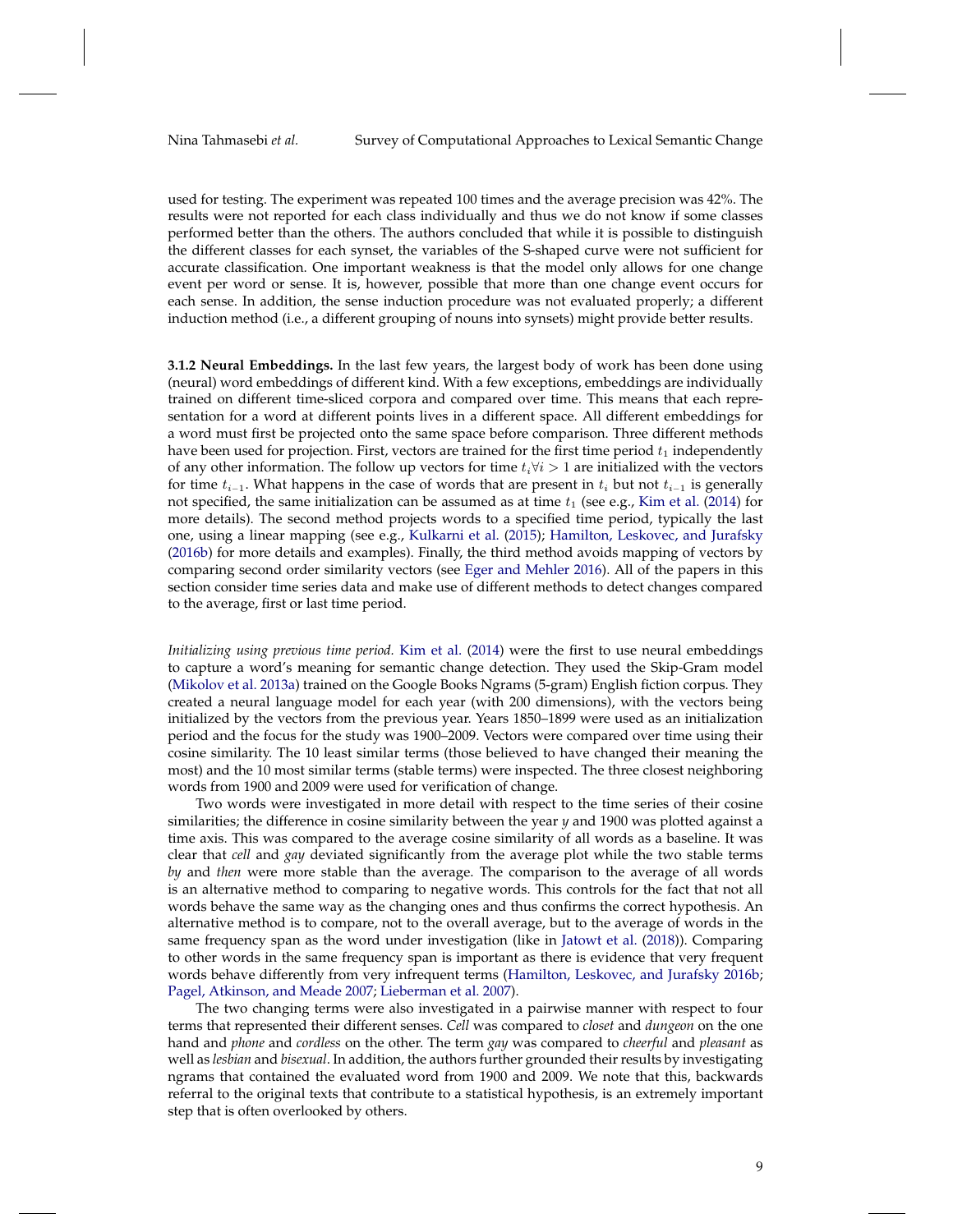used for testing. The experiment was repeated 100 times and the average precision was 42%. The results were not reported for each class individually and thus we do not know if some classes performed better than the others. The authors concluded that while it is possible to distinguish the different classes for each synset, the variables of the S-shaped curve were not sufficient for accurate classification. One important weakness is that the model only allows for one change event per word or sense. It is, however, possible that more than one change event occurs for each sense. In addition, the sense induction procedure was not evaluated properly; a different induction method (i.e., a different grouping of nouns into synsets) might provide better results.

**3.1.2 Neural Embeddings.** In the last few years, the largest body of work has been done using (neural) word embeddings of different kind. With a few exceptions, embeddings are individually trained on different time-sliced corpora and compared over time. This means that each representation for a word at different points lives in a different space. All different embeddings for a word must first be projected onto the same space before comparison. Three different methods have been used for projection. First, vectors are trained for the first time period $t_1$ independently of any other information. The follow up vectors for time $t_i \forall i > 1$ are initialized with the vectors for time $t_{i-1}$. What happens in the case of words that are present in $t_i$ but not $t_{i-1}$ is generally not specified, the same initialization can be assumed as at time $t_1$ (see e.g., Kim et al. (2014) for more details). The second method projects words to a specified time period, typically the last one, using a linear mapping (see e.g., Kulkarni et al. (2015); Hamilton, Leskovec, and Jurafsky (2016b) for more details and examples). Finally, the third method avoids mapping of vectors by comparing second order similarity vectors (see Eger and Mehler 2016). All of the papers in this section consider time series data and make use of different methods to detect changes compared to the average, first or last time period.

*Initializing using previous time period.* Kim et al. (2014) were the first to use neural embeddings to capture a word's meaning for semantic change detection. They used the Skip-Gram model (Mikolov et al. 2013a) trained on the Google Books Ngrams (5-gram) English fiction corpus. They created a neural language model for each year (with 200 dimensions), with the vectors being initialized by the vectors from the previous year. Years 1850–1899 were used as an initialization period and the focus for the study was 1900–2009. Vectors were compared over time using their cosine similarity. The 10 least similar terms (those believed to have changed their meaning the most) and the 10 most similar terms (stable terms) were inspected. The three closest neighboring words from 1900 and 2009 were used for verification of change.

Two words were investigated in more detail with respect to the time series of their cosine similarities; the difference in cosine similarity between the year *y* and 1900 was plotted against a time axis. This was compared to the average cosine similarity of all words as a baseline. It was clear that *cell* and *gay* deviated significantly from the average plot while the two stable terms *by* and *then* were more stable than the average. The comparison to the average of all words is an alternative method to comparing to negative words. This controls for the fact that not all words behave the same way as the changing ones and thus confirms the correct hypothesis. An alternative method is to compare, not to the overall average, but to the average of words in the same frequency span as the word under investigation (like in Jatowt et al. (2018)). Comparing to other words in the same frequency span is important as there is evidence that very frequent words behave differently from very infrequent terms (Hamilton, Leskovec, and Jurafsky 2016b; Pagel, Atkinson, and Meade 2007; Lieberman et al. 2007).

The two changing terms were also investigated in a pairwise manner with respect to four terms that represented their different senses. *Cell* was compared to *closet* and *dungeon* on the one hand and *phone* and *cordless* on the other. The term *gay* was compared to *cheerful* and *pleasant* as well as *lesbian* and *bisexual*. In addition, the authors further grounded their results by investigating ngrams that contained the evaluated word from 1900 and 2009. We note that this, backwards referral to the original texts that contribute to a statistical hypothesis, is an extremely important step that is often overlooked by others.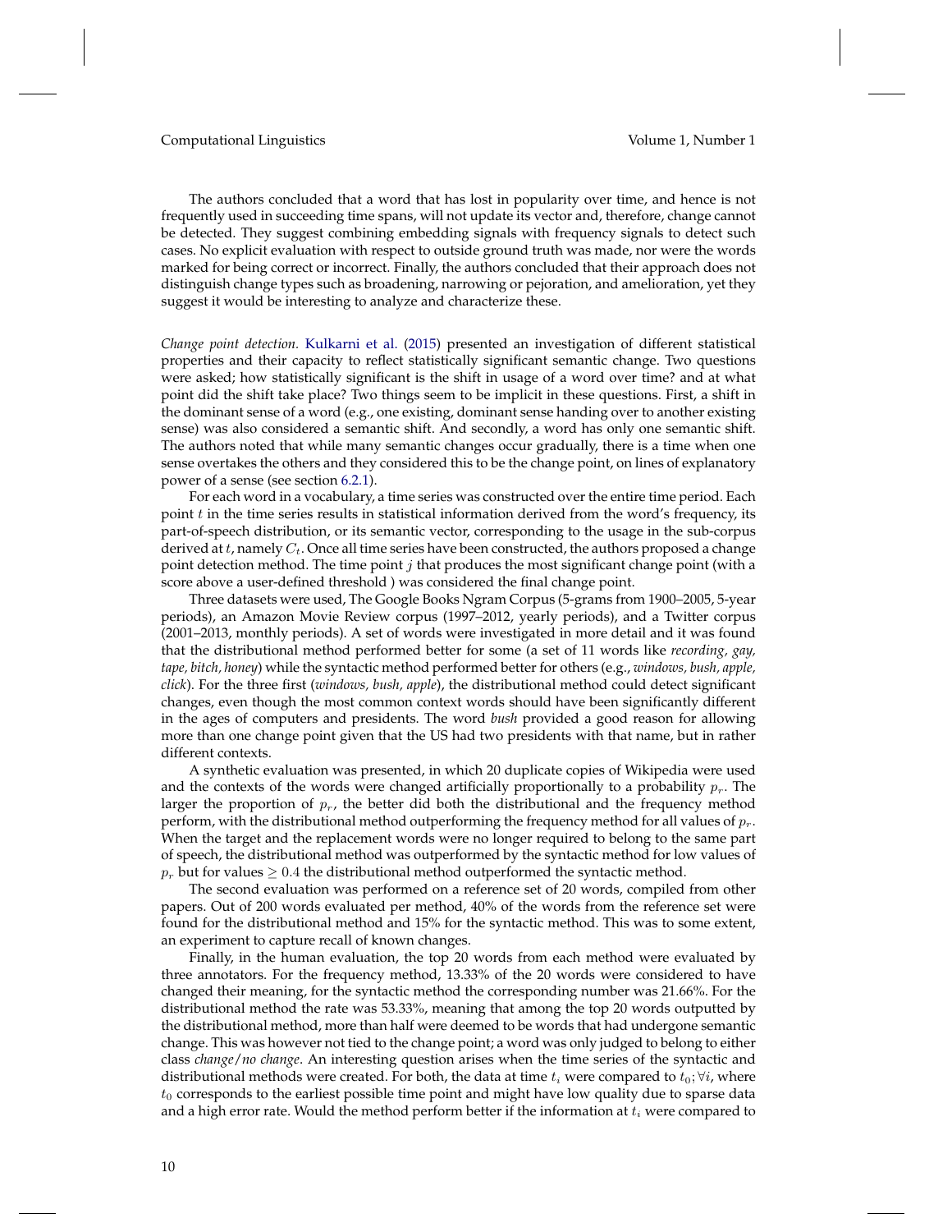The authors concluded that a word that has lost in popularity over time, and hence is not frequently used in succeeding time spans, will not update its vector and, therefore, change cannot be detected. They suggest combining embedding signals with frequency signals to detect such cases. No explicit evaluation with respect to outside ground truth was made, nor were the words marked for being correct or incorrect. Finally, the authors concluded that their approach does not distinguish change types such as broadening, narrowing or pejoration, and amelioration, yet they suggest it would be interesting to analyze and characterize these.

*Change point detection.* Kulkarni et al. (2015) presented an investigation of different statistical properties and their capacity to reflect statistically significant semantic change. Two questions were asked; how statistically significant is the shift in usage of a word over time? and at what point did the shift take place? Two things seem to be implicit in these questions. First, a shift in the dominant sense of a word (e.g., one existing, dominant sense handing over to another existing sense) was also considered a semantic shift. And secondly, a word has only one semantic shift. The authors noted that while many semantic changes occur gradually, there is a time when one sense overtakes the others and they considered this to be the change point, on lines of explanatory power of a sense (see section 6.2.1).

For each word in a vocabulary, a time series was constructed over the entire time period. Each point $t$ in the time series results in statistical information derived from the word's frequency, its part-of-speech distribution, or its semantic vector, corresponding to the usage in the sub-corpus derived at $t$, namely $C_t$. Once all time series have been constructed, the authors proposed a change point detection method. The time point $j$ that produces the most significant change point (with a score above a user-defined threshold ) was considered the final change point.

Three datasets were used, The Google Books Ngram Corpus (5-grams from 1900–2005, 5-year periods), an Amazon Movie Review corpus (1997–2012, yearly periods), and a Twitter corpus (2001–2013, monthly periods). A set of words were investigated in more detail and it was found that the distributional method performed better for some (a set of 11 words like *recording, gay, tape, bitch, honey*) while the syntactic method performed better for others (e.g., *windows, bush, apple, click*). For the three first (*windows, bush, apple*), the distributional method could detect significant changes, even though the most common context words should have been significantly different in the ages of computers and presidents. The word *bush* provided a good reason for allowing more than one change point given that the US had two presidents with that name, but in rather different contexts.

A synthetic evaluation was presented, in which 20 duplicate copies of Wikipedia were used and the contexts of the words were changed artificially proportionally to a probability $p_r$. The larger the proportion of $p_r$, the better did both the distributional and the frequency method perform, with the distributional method outperforming the frequency method for all values of $p_r$. When the target and the replacement words were no longer required to belong to the same part of speech, the distributional method was outperformed by the syntactic method for low values of $p_r$ but for values $\geq 0.4$ the distributional method outperformed the syntactic method.

The second evaluation was performed on a reference set of 20 words, compiled from other papers. Out of 200 words evaluated per method, 40% of the words from the reference set were found for the distributional method and 15% for the syntactic method. This was to some extent, an experiment to capture recall of known changes.

Finally, in the human evaluation, the top 20 words from each method were evaluated by three annotators. For the frequency method, 13.33% of the 20 words were considered to have changed their meaning, for the syntactic method the corresponding number was 21.66%. For the distributional method the rate was 53.33%, meaning that among the top 20 words outputted by the distributional method, more than half were deemed to be words that had undergone semantic change. This was however not tied to the change point; a word was only judged to belong to either class *change*/*no change*. An interesting question arises when the time series of the syntactic and distributional methods were created. For both, the data at time $t_i$ were compared to $t_0; \forall i$, where $t_0$ corresponds to the earliest possible time point and might have low quality due to sparse data and a high error rate. Would the method perform better if the information at $t_i$ were compared to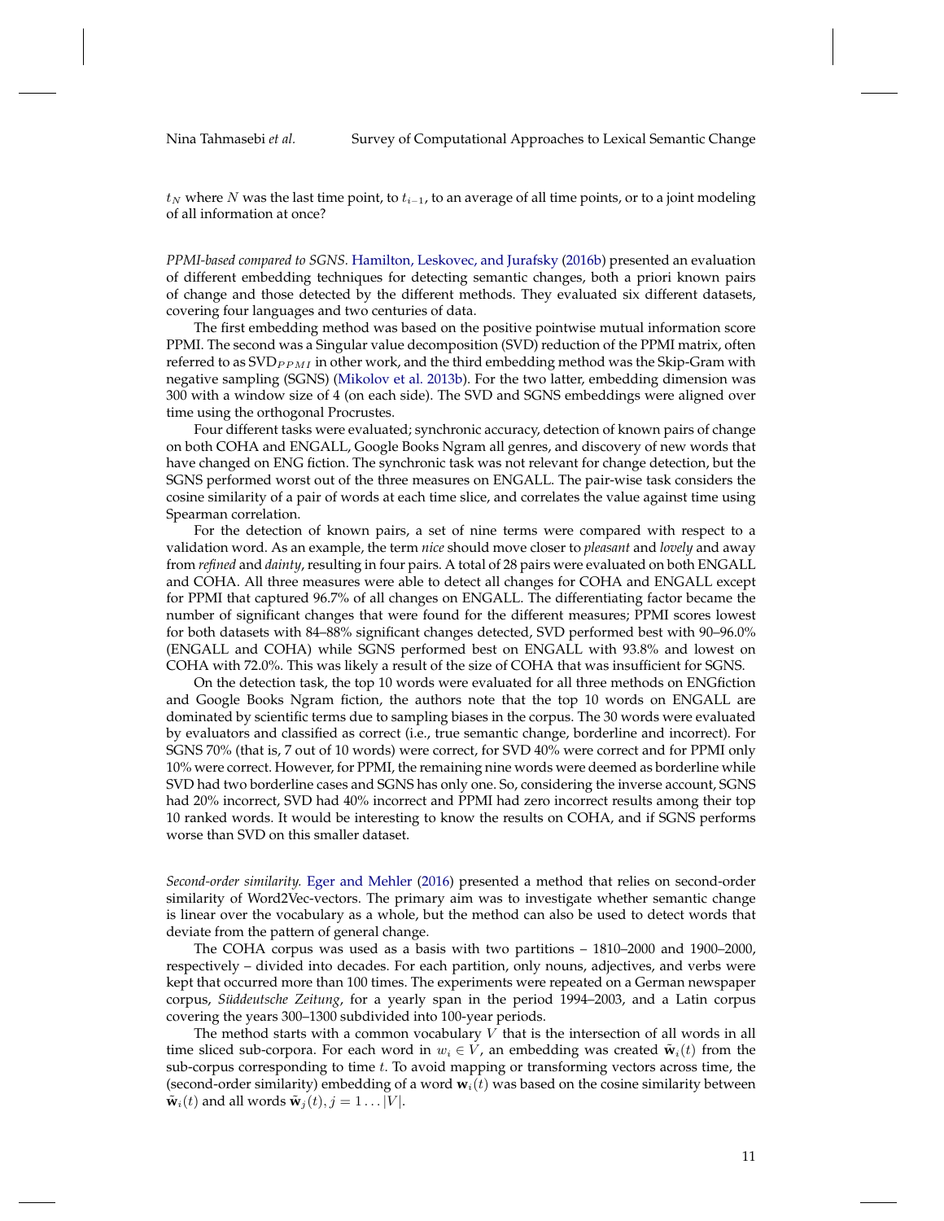$t_N$ where $N$ was the last time point, to $t_{i-1}$, to an average of all time points, or to a joint modeling of all information at once?

*PPMI-based compared to SGNS.* Hamilton, Leskovec, and Jurafsky (2016b) presented an evaluation of different embedding techniques for detecting semantic changes, both a priori known pairs of change and those detected by the different methods. They evaluated six different datasets, covering four languages and two centuries of data.

The first embedding method was based on the positive pointwise mutual information score PPMI. The second was a Singular value decomposition (SVD) reduction of the PPMI matrix, often referred to as $\text{SVD}_{PPMI}$ in other work, and the third embedding method was the Skip-Gram with negative sampling (SGNS) (Mikolov et al. 2013b). For the two latter, embedding dimension was 300 with a window size of 4 (on each side). The SVD and SGNS embeddings were aligned over time using the orthogonal Procrustes.

Four different tasks were evaluated; synchronic accuracy, detection of known pairs of change on both COHA and ENGALL, Google Books Ngram all genres, and discovery of new words that have changed on ENG fiction. The synchronic task was not relevant for change detection, but the SGNS performed worst out of the three measures on ENGALL. The pair-wise task considers the cosine similarity of a pair of words at each time slice, and correlates the value against time using Spearman correlation.

For the detection of known pairs, a set of nine terms were compared with respect to a validation word. As an example, the term *nice* should move closer to *pleasant* and *lovely* and away from *refined* and *dainty*, resulting in four pairs. A total of 28 pairs were evaluated on both ENGALL and COHA. All three measures were able to detect all changes for COHA and ENGALL except for PPMI that captured 96.7% of all changes on ENGALL. The differentiating factor became the number of significant changes that were found for the different measures; PPMI scores lowest for both datasets with 84–88% significant changes detected, SVD performed best with 90–96.0% (ENGALL and COHA) while SGNS performed best on ENGALL with 93.8% and lowest on COHA with 72.0%. This was likely a result of the size of COHA that was insufficient for SGNS.

On the detection task, the top 10 words were evaluated for all three methods on ENGfiction and Google Books Ngram fiction, the authors note that the top 10 words on ENGALL are dominated by scientific terms due to sampling biases in the corpus. The 30 words were evaluated by evaluators and classified as correct (i.e., true semantic change, borderline and incorrect). For SGNS 70% (that is, 7 out of 10 words) were correct, for SVD 40% were correct and for PPMI only 10% were correct. However, for PPMI, the remaining nine words were deemed as borderline while SVD had two borderline cases and SGNS has only one. So, considering the inverse account, SGNS had 20% incorrect, SVD had 40% incorrect and PPMI had zero incorrect results among their top 10 ranked words. It would be interesting to know the results on COHA, and if SGNS performs worse than SVD on this smaller dataset.

*Second-order similarity.* Eger and Mehler (2016) presented a method that relies on second-order similarity of Word2Vec-vectors. The primary aim was to investigate whether semantic change is linear over the vocabulary as a whole, but the method can also be used to detect words that deviate from the pattern of general change.

The COHA corpus was used as a basis with two partitions – 1810–2000 and 1900–2000, respectively – divided into decades. For each partition, only nouns, adjectives, and verbs were kept that occurred more than 100 times. The experiments were repeated on a German newspaper corpus, *Süddeutsche Zeitung*, for a yearly span in the period 1994–2003, and a Latin corpus covering the years 300–1300 subdivided into 100-year periods.

The method starts with a common vocabulary $V$ that is the intersection of all words in all time sliced sub-corpora. For each word in $w_i \in V$, an embedding was created $\tilde{\mathbf{w}}_i(t)$ from the sub-corpus corresponding to time $t$. To avoid mapping or transforming vectors across time, the (second-order similarity) embedding of a word $\mathbf{w}_i(t)$ was based on the cosine similarity between $\tilde{\mathbf{w}}_i(t)$ and all words $\tilde{\mathbf{w}}_j(t), j = 1 \ldots |V|$.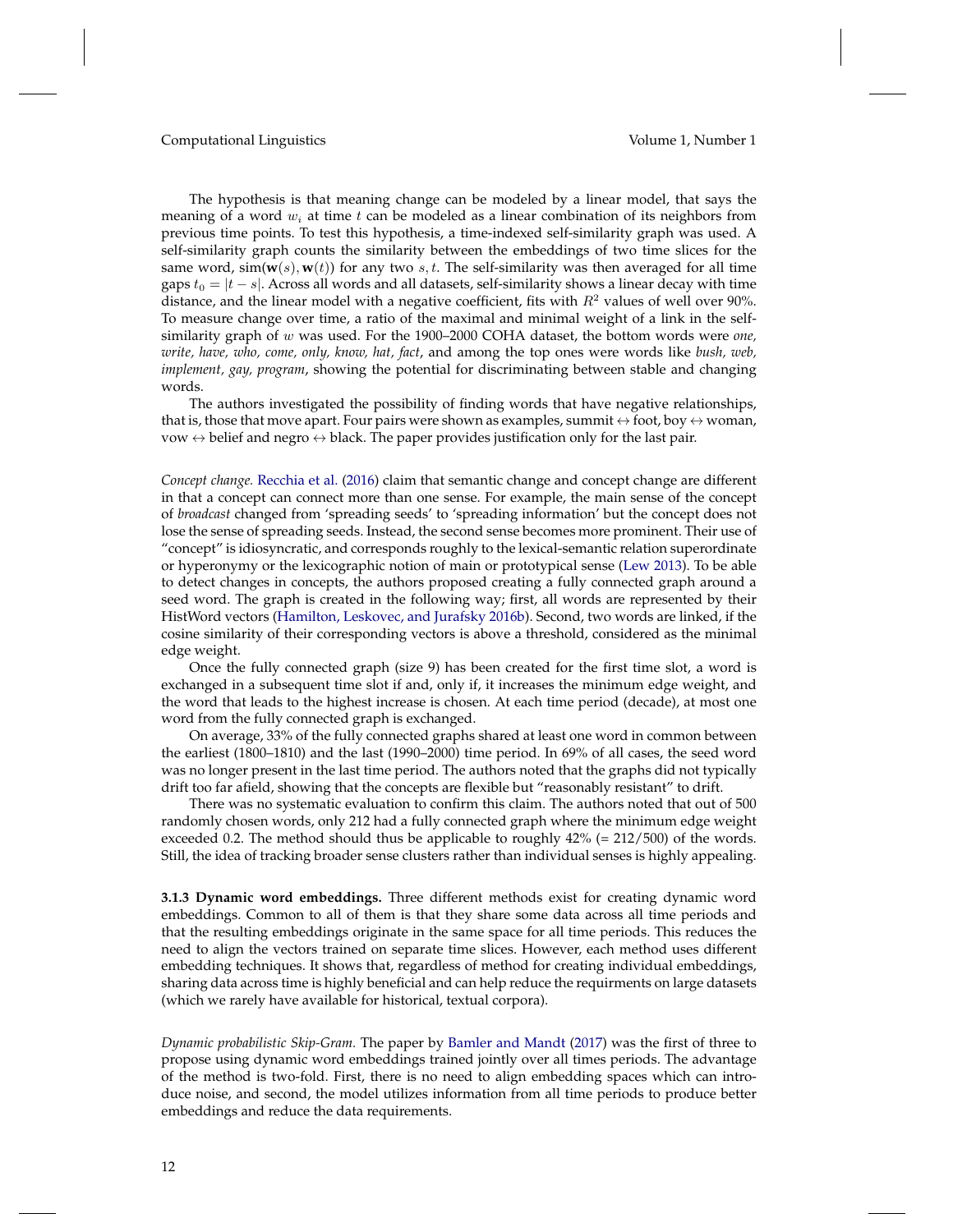The hypothesis is that meaning change can be modeled by a linear model, that says the meaning of a word $w_i$ at time $t$ can be modeled as a linear combination of its neighbors from previous time points. To test this hypothesis, a time-indexed self-similarity graph was used. A self-similarity graph counts the similarity between the embeddings of two time slices for the same word, $\text{sim}(\mathbf{w}(s), \mathbf{w}(t))$ for any two $s, t$. The self-similarity was then averaged for all time gaps $t_0 = |t - s|$. Across all words and all datasets, self-similarity shows a linear decay with time distance, and the linear model with a negative coefficient, fits with $R^2$ values of well over 90%. To measure change over time, a ratio of the maximal and minimal weight of a link in the self-similarity graph of $w$ was used. For the 1900–2000 COHA dataset, the bottom words were *one, write, have, who, come, only, know, hat, fact*, and among the top ones were words like *bush, web, implement, gay, program*, showing the potential for discriminating between stable and changing words.

The authors investigated the possibility of finding words that have negative relationships, that is, those that move apart. Four pairs were shown as examples, summit $\leftrightarrow$ foot, boy $\leftrightarrow$ woman, vow $\leftrightarrow$ belief and negro $\leftrightarrow$ black. The paper provides justification only for the last pair.

*Concept change.* Recchia et al. (2016) claim that semantic change and concept change are different in that a concept can connect more than one sense. For example, the main sense of the concept of *broadcast* changed from 'spreading seeds' to 'spreading information' but the concept does not lose the sense of spreading seeds. Instead, the second sense becomes more prominent. Their use of "concept" is idiosyncratic, and corresponds roughly to the lexical-semantic relation superordinate or hyperonymy or the lexicographic notion of main or prototypical sense (Lew 2013). To be able to detect changes in concepts, the authors proposed creating a fully connected graph around a seed word. The graph is created in the following way; first, all words are represented by their HistWord vectors (Hamilton, Leskovec, and Jurafsky 2016b). Second, two words are linked, if the cosine similarity of their corresponding vectors is above a threshold, considered as the minimal edge weight.

Once the fully connected graph (size 9) has been created for the first time slot, a word is exchanged in a subsequent time slot if and, only if, it increases the minimum edge weight, and the word that leads to the highest increase is chosen. At each time period (decade), at most one word from the fully connected graph is exchanged.

On average, 33% of the fully connected graphs shared at least one word in common between the earliest (1800–1810) and the last (1990–2000) time period. In 69% of all cases, the seed word was no longer present in the last time period. The authors noted that the graphs did not typically drift too far afield, showing that the concepts are flexible but "reasonably resistant" to drift.

There was no systematic evaluation to confirm this claim. The authors noted that out of 500 randomly chosen words, only 212 had a fully connected graph where the minimum edge weight exceeded 0.2. The method should thus be applicable to roughly 42% (= 212/500) of the words. Still, the idea of tracking broader sense clusters rather than individual senses is highly appealing.

**3.1.3 Dynamic word embeddings.** Three different methods exist for creating dynamic word embeddings. Common to all of them is that they share some data across all time periods and that the resulting embeddings originate in the same space for all time periods. This reduces the need to align the vectors trained on separate time slices. However, each method uses different embedding techniques. It shows that, regardless of method for creating individual embeddings, sharing data across time is highly beneficial and can help reduce the requirments on large datasets (which we rarely have available for historical, textual corpora).

*Dynamic probabilistic Skip-Gram.* The paper by Bamler and Mandt (2017) was the first of three to propose using dynamic word embeddings trained jointly over all times periods. The advantage of the method is two-fold. First, there is no need to align embedding spaces which can introduce noise, and second, the model utilizes information from all time periods to produce better embeddings and reduce the data requirements.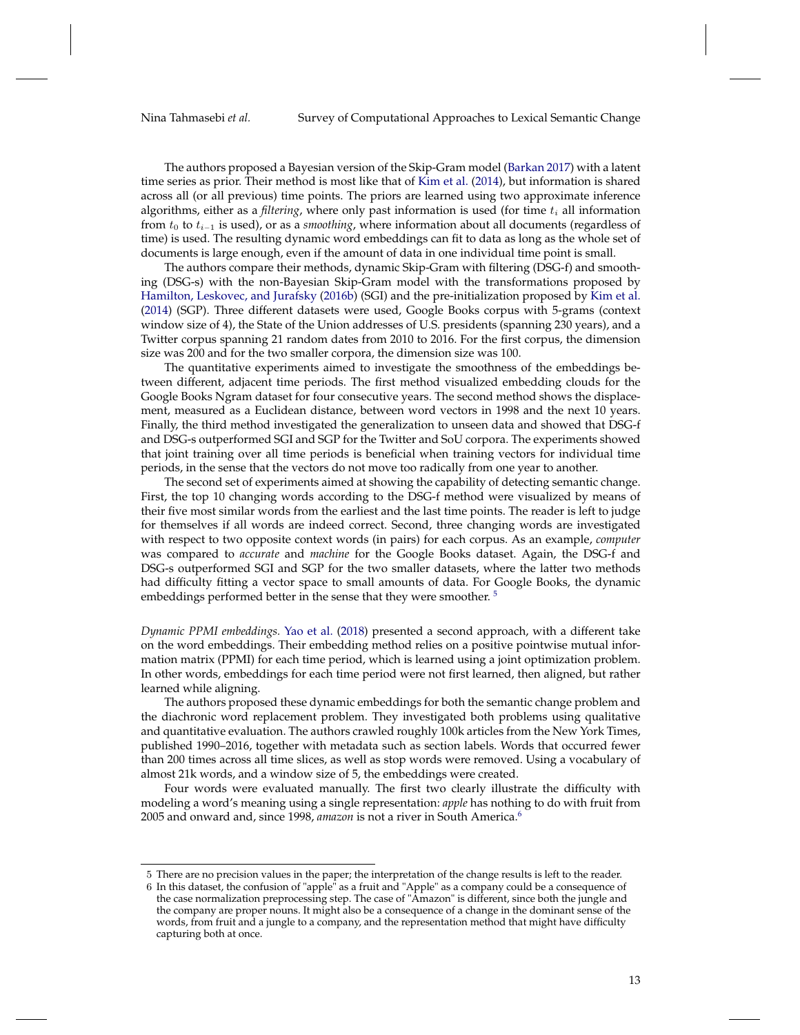The authors proposed a Bayesian version of the Skip-Gram model (Barkan 2017) with a latent time series as prior. Their method is most like that of Kim et al. (2014), but information is shared across all (or all previous) time points. The priors are learned using two approximate inference algorithms, either as a *filtering*, where only past information is used (for time $t_i$ all information from $t_0$ to $t_{i-1}$ is used), or as a *smoothing*, where information about all documents (regardless of time) is used. The resulting dynamic word embeddings can fit to data as long as the whole set of documents is large enough, even if the amount of data in one individual time point is small.

The authors compare their methods, dynamic Skip-Gram with filtering (DSG-f) and smoothing (DSG-s) with the non-Bayesian Skip-Gram model with the transformations proposed by Hamilton, Leskovec, and Jurafsky (2016b) (SGI) and the pre-initialization proposed by Kim et al. (2014) (SGP). Three different datasets were used, Google Books corpus with 5-grams (context window size of 4), the State of the Union addresses of U.S. presidents (spanning 230 years), and a Twitter corpus spanning 21 random dates from 2010 to 2016. For the first corpus, the dimension size was 200 and for the two smaller corpora, the dimension size was 100.

The quantitative experiments aimed to investigate the smoothness of the embeddings between different, adjacent time periods. The first method visualized embedding clouds for the Google Books Ngram dataset for four consecutive years. The second method shows the displacement, measured as a Euclidean distance, between word vectors in 1998 and the next 10 years. Finally, the third method investigated the generalization to unseen data and showed that DSG-f and DSG-s outperformed SGI and SGP for the Twitter and SoU corpora. The experiments showed that joint training over all time periods is beneficial when training vectors for individual time periods, in the sense that the vectors do not move too radically from one year to another.

The second set of experiments aimed at showing the capability of detecting semantic change. First, the top 10 changing words according to the DSG-f method were visualized by means of their five most similar words from the earliest and the last time points. The reader is left to judge for themselves if all words are indeed correct. Second, three changing words are investigated with respect to two opposite context words (in pairs) for each corpus. As an example, *computer* was compared to *accurate* and *machine* for the Google Books dataset. Again, the DSG-f and DSG-s outperformed SGI and SGP for the two smaller datasets, where the latter two methods had difficulty fitting a vector space to small amounts of data. For Google Books, the dynamic embeddings performed better in the sense that they were smoother. [5]

*Dynamic PPMI embeddings.* Yao et al. (2018) presented a second approach, with a different take on the word embeddings. Their embedding method relies on a positive pointwise mutual information matrix (PPMI) for each time period, which is learned using a joint optimization problem. In other words, embeddings for each time period were not first learned, then aligned, but rather learned while aligning.

The authors proposed these dynamic embeddings for both the semantic change problem and the diachronic word replacement problem. They investigated both problems using qualitative and quantitative evaluation. The authors crawled roughly 100k articles from the New York Times, published 1990–2016, together with metadata such as section labels. Words that occurred fewer than 200 times across all time slices, as well as stop words were removed. Using a vocabulary of almost 21k words, and a window size of 5, the embeddings were created.

Four words were evaluated manually. The first two clearly illustrate the difficulty with modeling a word's meaning using a single representation: *apple* has nothing to do with fruit from 2005 and onward and, since 1998, *amazon* is not a river in South America.[6]

---

5 There are no precision values in the paper; the interpretation of the change results is left to the reader.

6 In this dataset, the confusion of "apple" as a fruit and "Apple" as a company could be a consequence of the case normalization preprocessing step. The case of "Amazon" is different, since both the jungle and the company are proper nouns. It might also be a consequence of a change in the dominant sense of the words, from fruit and a jungle to a company, and the representation method that might have difficulty capturing both at once.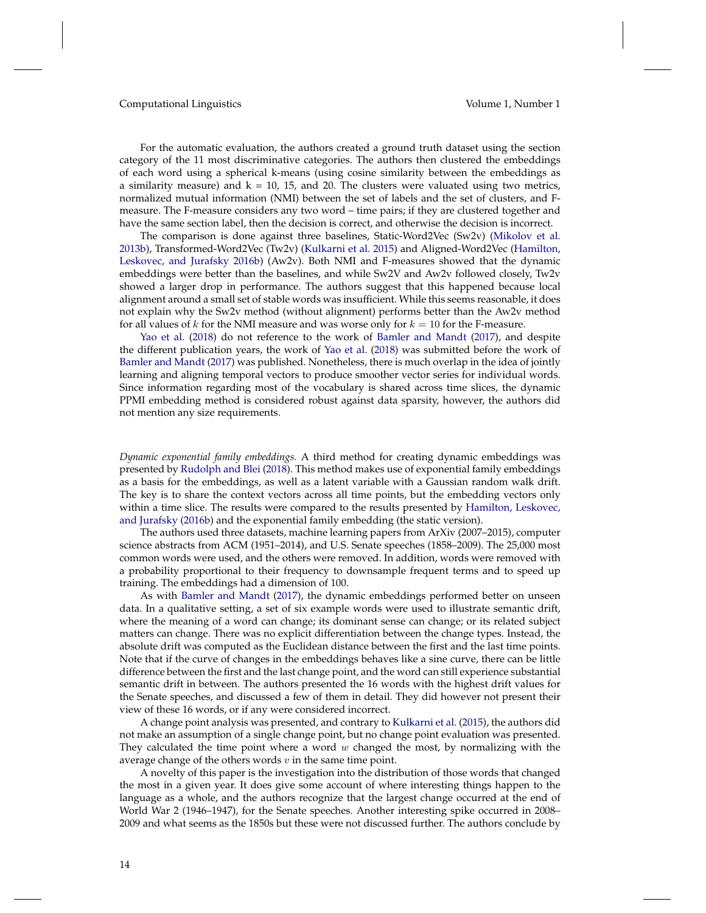For the automatic evaluation, the authors created a ground truth dataset using the section category of the 11 most discriminative categories. The authors then clustered the embeddings of each word using a spherical k-means (using cosine similarity between the embeddings as a similarity measure) and k = 10, 15, and 20. The clusters were valuated using two metrics, normalized mutual information (NMI) between the set of labels and the set of clusters, and F-measure. The F-measure considers any two word – time pairs; if they are clustered together and have the same section label, then the decision is correct, and otherwise the decision is incorrect.

The comparison is done against three baselines, Static-Word2Vec (Sw2v) (Mikolov et al. 2013b), Transformed-Word2Vec (Tw2v) (Kulkarni et al. 2015) and Aligned-Word2Vec (Hamilton, Leskovec, and Jurafsky 2016b) (Aw2v). Both NMI and F-measures showed that the dynamic embeddings were better than the baselines, and while Sw2V and Aw2v followed closely, Tw2v showed a larger drop in performance. The authors suggest that this happened because local alignment around a small set of stable words was insufficient. While this seems reasonable, it does not explain why the Sw2v method (without alignment) performs better than the Aw2v method for all values of $k$ for the NMI measure and was worse only for $k = 10$ for the F-measure.

Yao et al. (2018) do not reference to the work of Bamler and Mandt (2017), and despite the different publication years, the work of Yao et al. (2018) was submitted before the work of Bamler and Mandt (2017) was published. Nonetheless, there is much overlap in the idea of jointly learning and aligning temporal vectors to produce smoother vector series for individual words. Since information regarding most of the vocabulary is shared across time slices, the dynamic PPMI embedding method is considered robust against data sparsity, however, the authors did not mention any size requirements.

*Dynamic exponential family embeddings.* A third method for creating dynamic embeddings was presented by Rudolph and Blei (2018). This method makes use of exponential family embeddings as a basis for the embeddings, as well as a latent variable with a Gaussian random walk drift. The key is to share the context vectors across all time points, but the embedding vectors only within a time slice. The results were compared to the results presented by Hamilton, Leskovec, and Jurafsky (2016b) and the exponential family embedding (the static version).

The authors used three datasets, machine learning papers from ArXiv (2007–2015), computer science abstracts from ACM (1951–2014), and U.S. Senate speeches (1858–2009). The 25,000 most common words were used, and the others were removed. In addition, words were removed with a probability proportional to their frequency to downsample frequent terms and to speed up training. The embeddings had a dimension of 100.

As with Bamler and Mandt (2017), the dynamic embeddings performed better on unseen data. In a qualitative setting, a set of six example words were used to illustrate semantic drift, where the meaning of a word can change; its dominant sense can change; or its related subject matters can change. There was no explicit differentiation between the change types. Instead, the absolute drift was computed as the Euclidean distance between the first and the last time points. Note that if the curve of changes in the embeddings behaves like a sine curve, there can be little difference between the first and the last change point, and the word can still experience substantial semantic drift in between. The authors presented the 16 words with the highest drift values for the Senate speeches, and discussed a few of them in detail. They did however not present their view of these 16 words, or if any were considered incorrect.

A change point analysis was presented, and contrary to Kulkarni et al. (2015), the authors did not make an assumption of a single change point, but no change point evaluation was presented. They calculated the time point where a word $w$ changed the most, by normalizing with the average change of the others words $v$ in the same time point.

A novelty of this paper is the investigation into the distribution of those words that changed the most in a given year. It does give some account of where interesting things happen to the language as a whole, and the authors recognize that the largest change occurred at the end of World War 2 (1946–1947), for the Senate speeches. Another interesting spike occurred in 2008–2009 and what seems as the 1850s but these were not discussed further. The authors conclude by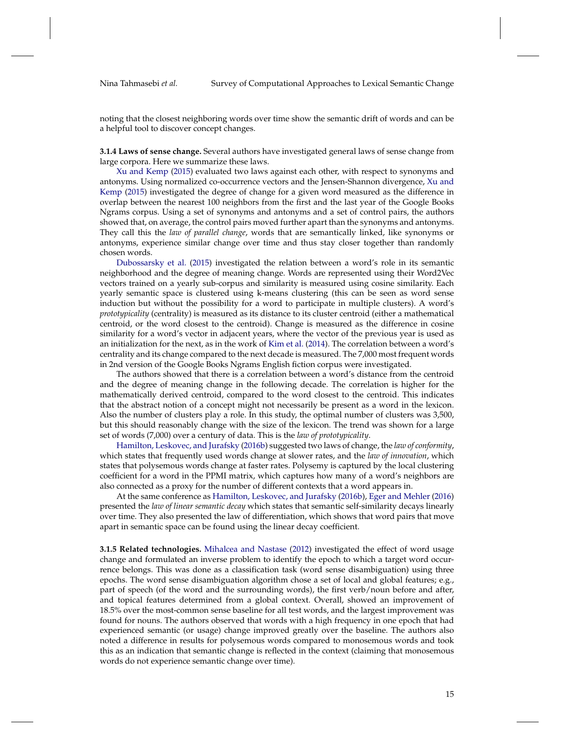noting that the closest neighboring words over time show the semantic drift of words and can be a helpful tool to discover concept changes.

**3.1.4 Laws of sense change.** Several authors have investigated general laws of sense change from large corpora. Here we summarize these laws.

Xu and Kemp (2015) evaluated two laws against each other, with respect to synonyms and antonyms. Using normalized co-occurrence vectors and the Jensen-Shannon divergence, Xu and Kemp (2015) investigated the degree of change for a given word measured as the difference in overlap between the nearest 100 neighbors from the first and the last year of the Google Books Ngrams corpus. Using a set of synonyms and antonyms and a set of control pairs, the authors showed that, on average, the control pairs moved further apart than the synonyms and antonyms. They call this the *law of parallel change*, words that are semantically linked, like synonyms or antonyms, experience similar change over time and thus stay closer together than randomly chosen words.

Dubossarsky et al. (2015) investigated the relation between a word's role in its semantic neighborhood and the degree of meaning change. Words are represented using their Word2Vec vectors trained on a yearly sub-corpus and similarity is measured using cosine similarity. Each yearly semantic space is clustered using k-means clustering (this can be seen as word sense induction but without the possibility for a word to participate in multiple clusters). A word's *prototypicality* (centrality) is measured as its distance to its cluster centroid (either a mathematical centroid, or the word closest to the centroid). Change is measured as the difference in cosine similarity for a word's vector in adjacent years, where the vector of the previous year is used as an initialization for the next, as in the work of Kim et al. (2014). The correlation between a word's centrality and its change compared to the next decade is measured. The 7,000 most frequent words in 2nd version of the Google Books Ngrams English fiction corpus were investigated.

The authors showed that there is a correlation between a word's distance from the centroid and the degree of meaning change in the following decade. The correlation is higher for the mathematically derived centroid, compared to the word closest to the centroid. This indicates that the abstract notion of a concept might not necessarily be present as a word in the lexicon. Also the number of clusters play a role. In this study, the optimal number of clusters was 3,500, but this should reasonably change with the size of the lexicon. The trend was shown for a large set of words (7,000) over a century of data. This is the *law of prototypicality*.

Hamilton, Leskovec, and Jurafsky (2016b) suggested two laws of change, the *law of conformity*, which states that frequently used words change at slower rates, and the *law of innovation*, which states that polysemous words change at faster rates. Polysemy is captured by the local clustering coefficient for a word in the PPMI matrix, which captures how many of a word's neighbors are also connected as a proxy for the number of different contexts that a word appears in.

At the same conference as Hamilton, Leskovec, and Jurafsky (2016b), Eger and Mehler (2016) presented the *law of linear semantic decay* which states that semantic self-similarity decays linearly over time. They also presented the law of differentiation, which shows that word pairs that move apart in semantic space can be found using the linear decay coefficient.

**3.1.5 Related technologies.** Mihalcea and Nastase (2012) investigated the effect of word usage change and formulated an inverse problem to identify the epoch to which a target word occurrence belongs. This was done as a classification task (word sense disambiguation) using three epochs. The word sense disambiguation algorithm chose a set of local and global features; e.g., part of speech (of the word and the surrounding words), the first verb/noun before and after, and topical features determined from a global context. Overall, showed an improvement of 18.5% over the most-common sense baseline for all test words, and the largest improvement was found for nouns. The authors observed that words with a high frequency in one epoch that had experienced semantic (or usage) change improved greatly over the baseline. The authors also noted a difference in results for polysemous words compared to monosemous words and took this as an indication that semantic change is reflected in the context (claiming that monosemous words do not experience semantic change over time).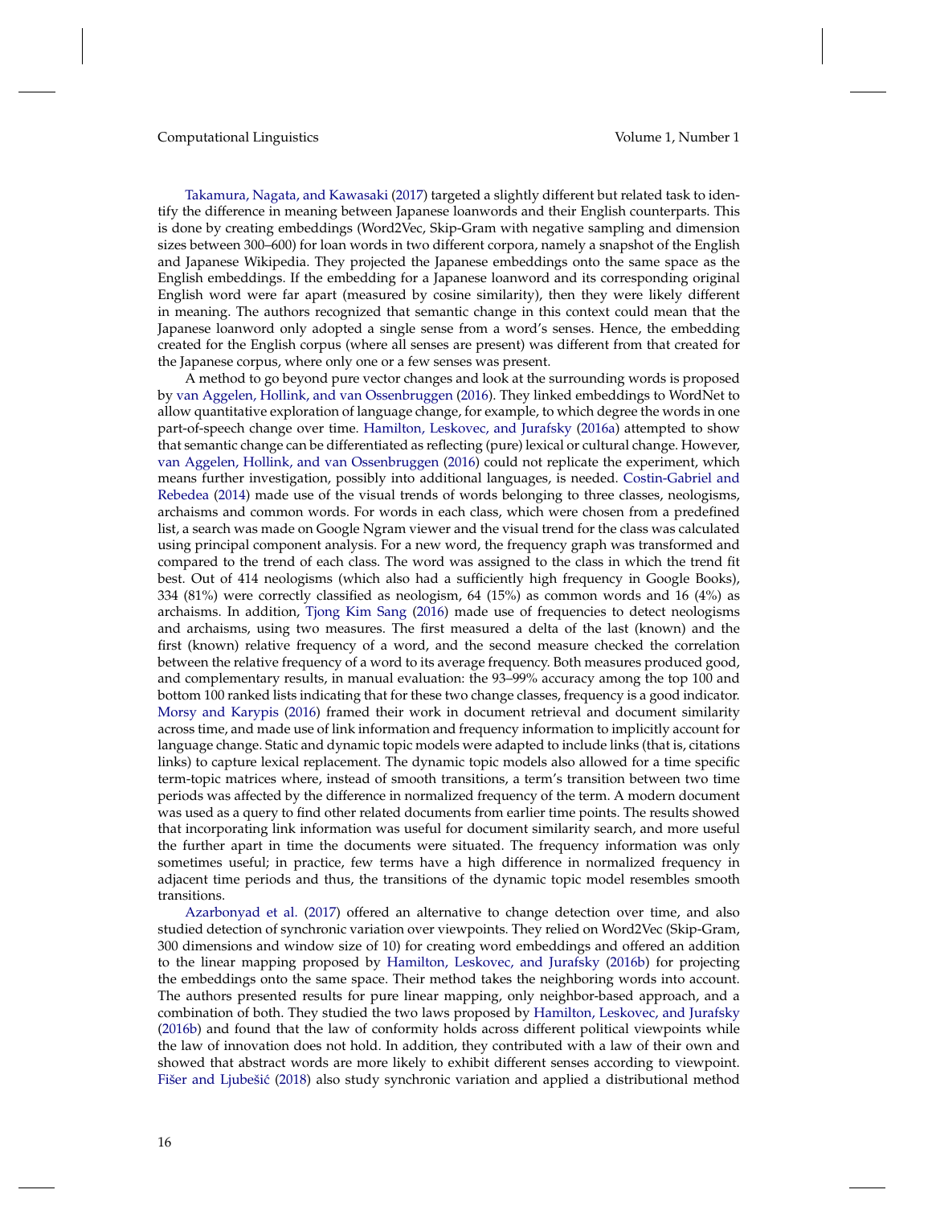Takamura, Nagata, and Kawasaki (2017) targeted a slightly different but related task to identify the difference in meaning between Japanese loanwords and their English counterparts. This is done by creating embeddings (Word2Vec, Skip-Gram with negative sampling and dimension sizes between 300–600) for loan words in two different corpora, namely a snapshot of the English and Japanese Wikipedia. They projected the Japanese embeddings onto the same space as the English embeddings. If the embedding for a Japanese loanword and its corresponding original English word were far apart (measured by cosine similarity), then they were likely different in meaning. The authors recognized that semantic change in this context could mean that the Japanese loanword only adopted a single sense from a word's senses. Hence, the embedding created for the English corpus (where all senses are present) was different from that created for the Japanese corpus, where only one or a few senses was present.

A method to go beyond pure vector changes and look at the surrounding words is proposed by van Aggelen, Hollink, and van Ossenbruggen (2016). They linked embeddings to WordNet to allow quantitative exploration of language change, for example, to which degree the words in one part-of-speech change over time. Hamilton, Leskovec, and Jurafsky (2016a) attempted to show that semantic change can be differentiated as reflecting (pure) lexical or cultural change. However, van Aggelen, Hollink, and van Ossenbruggen (2016) could not replicate the experiment, which means further investigation, possibly into additional languages, is needed. Costin-Gabriel and Rebedea (2014) made use of the visual trends of words belonging to three classes, neologisms, archaisms and common words. For words in each class, which were chosen from a predefined list, a search was made on Google Ngram viewer and the visual trend for the class was calculated using principal component analysis. For a new word, the frequency graph was transformed and compared to the trend of each class. The word was assigned to the class in which the trend fit best. Out of 414 neologisms (which also had a sufficiently high frequency in Google Books), 334 (81%) were correctly classified as neologism, 64 (15%) as common words and 16 (4%) as archaisms. In addition, Tjong Kim Sang (2016) made use of frequencies to detect neologisms and archaisms, using two measures. The first measured a delta of the last (known) and the first (known) relative frequency of a word, and the second measure checked the correlation between the relative frequency of a word to its average frequency. Both measures produced good, and complementary results, in manual evaluation: the 93–99% accuracy among the top 100 and bottom 100 ranked lists indicating that for these two change classes, frequency is a good indicator. Morsy and Karypis (2016) framed their work in document retrieval and document similarity across time, and made use of link information and frequency information to implicitly account for language change. Static and dynamic topic models were adapted to include links (that is, citations links) to capture lexical replacement. The dynamic topic models also allowed for a time specific term-topic matrices where, instead of smooth transitions, a term's transition between two time periods was affected by the difference in normalized frequency of the term. A modern document was used as a query to find other related documents from earlier time points. The results showed that incorporating link information was useful for document similarity search, and more useful the further apart in time the documents were situated. The frequency information was only sometimes useful; in practice, few terms have a high difference in normalized frequency in adjacent time periods and thus, the transitions of the dynamic topic model resembles smooth transitions.

Azarbonyad et al. (2017) offered an alternative to change detection over time, and also studied detection of synchronic variation over viewpoints. They relied on Word2Vec (Skip-Gram, 300 dimensions and window size of 10) for creating word embeddings and offered an addition to the linear mapping proposed by Hamilton, Leskovec, and Jurafsky (2016b) for projecting the embeddings onto the same space. Their method takes the neighboring words into account. The authors presented results for pure linear mapping, only neighbor-based approach, and a combination of both. They studied the two laws proposed by Hamilton, Leskovec, and Jurafsky (2016b) and found that the law of conformity holds across different political viewpoints while the law of innovation does not hold. In addition, they contributed with a law of their own and showed that abstract words are more likely to exhibit different senses according to viewpoint. Fišer and Ljubešić (2018) also study synchronic variation and applied a distributional method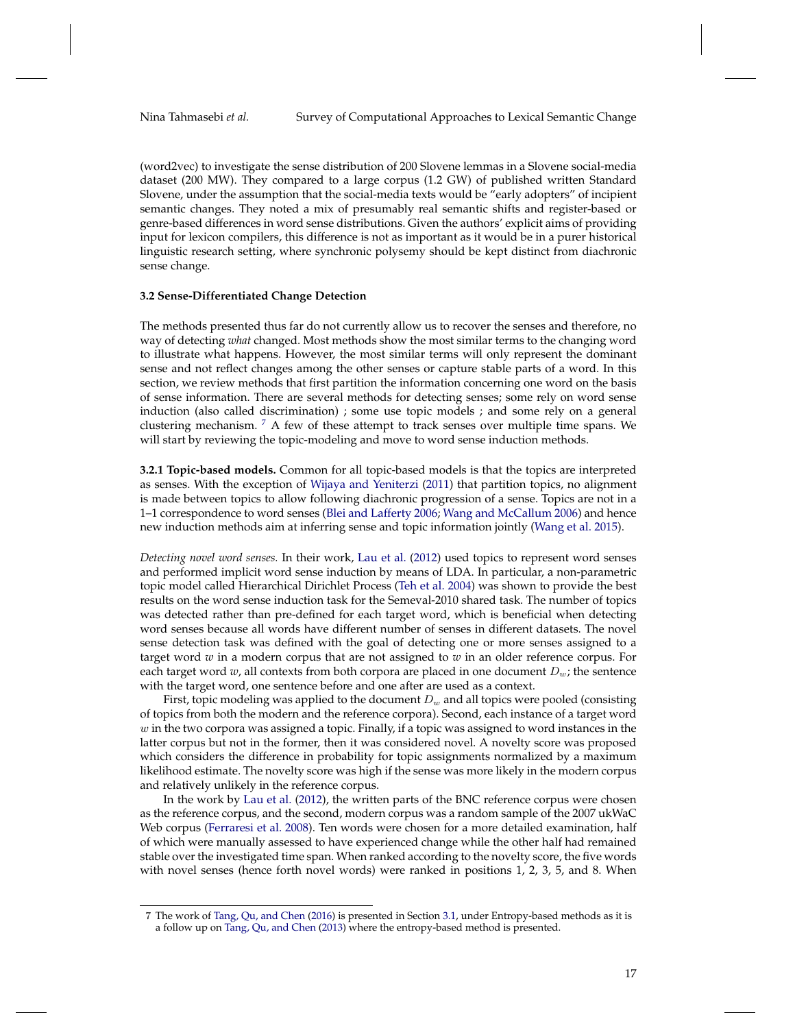(word2vec) to investigate the sense distribution of 200 Slovene lemmas in a Slovene social-media dataset (200 MW). They compared to a large corpus (1.2 GW) of published written Standard Slovene, under the assumption that the social-media texts would be "early adopters" of incipient semantic changes. They noted a mix of presumably real semantic shifts and register-based or genre-based differences in word sense distributions. Given the authors' explicit aims of providing input for lexicon compilers, this difference is not as important as it would be in a purer historical linguistic research setting, where synchronic polysemy should be kept distinct from diachronic sense change.

### 3.2 Sense-Differentiated Change Detection

The methods presented thus far do not currently allow us to recover the senses and therefore, no way of detecting *what* changed. Most methods show the most similar terms to the changing word to illustrate what happens. However, the most similar terms will only represent the dominant sense and not reflect changes among the other senses or capture stable parts of a word. In this section, we review methods that first partition the information concerning one word on the basis of sense information. There are several methods for detecting senses; some rely on word sense induction (also called discrimination) ; some use topic models ; and some rely on a general clustering mechanism. [7] A few of these attempt to track senses over multiple time spans. We will start by reviewing the topic-modeling and move to word sense induction methods.

**3.2.1 Topic-based models.** Common for all topic-based models is that the topics are interpreted as senses. With the exception of Wijaya and Yeniterzi (2011) that partition topics, no alignment is made between topics to allow following diachronic progression of a sense. Topics are not in a 1–1 correspondence to word senses (Blei and Lafferty 2006; Wang and McCallum 2006) and hence new induction methods aim at inferring sense and topic information jointly (Wang et al. 2015).

*Detecting novel word senses.* In their work, Lau et al. (2012) used topics to represent word senses and performed implicit word sense induction by means of LDA. In particular, a non-parametric topic model called Hierarchical Dirichlet Process (Teh et al. 2004) was shown to provide the best results on the word sense induction task for the Semeval-2010 shared task. The number of topics was detected rather than pre-defined for each target word, which is beneficial when detecting word senses because all words have different number of senses in different datasets. The novel sense detection task was defined with the goal of detecting one or more senses assigned to a target word $w$ in a modern corpus that are not assigned to $w$ in an older reference corpus. For each target word $w$, all contexts from both corpora are placed in one document $D_w$; the sentence with the target word, one sentence before and one after are used as a context.

First, topic modeling was applied to the document $D_w$ and all topics were pooled (consisting of topics from both the modern and the reference corpora). Second, each instance of a target word $w$ in the two corpora was assigned a topic. Finally, if a topic was assigned to word instances in the latter corpus but not in the former, then it was considered novel. A novelty score was proposed which considers the difference in probability for topic assignments normalized by a maximum likelihood estimate. The novelty score was high if the sense was more likely in the modern corpus and relatively unlikely in the reference corpus.

In the work by Lau et al. (2012), the written parts of the BNC reference corpus were chosen as the reference corpus, and the second, modern corpus was a random sample of the 2007 ukWaC Web corpus (Ferraresi et al. 2008). Ten words were chosen for a more detailed examination, half of which were manually assessed to have experienced change while the other half had remained stable over the investigated time span. When ranked according to the novelty score, the five words with novel senses (hence forth novel words) were ranked in positions 1, 2, 3, 5, and 8. When

[7] The work of Tang, Qu, and Chen (2016) is presented in Section 3.1, under Entropy-based methods as it is a follow up on Tang, Qu, and Chen (2013) where the entropy-based method is presented.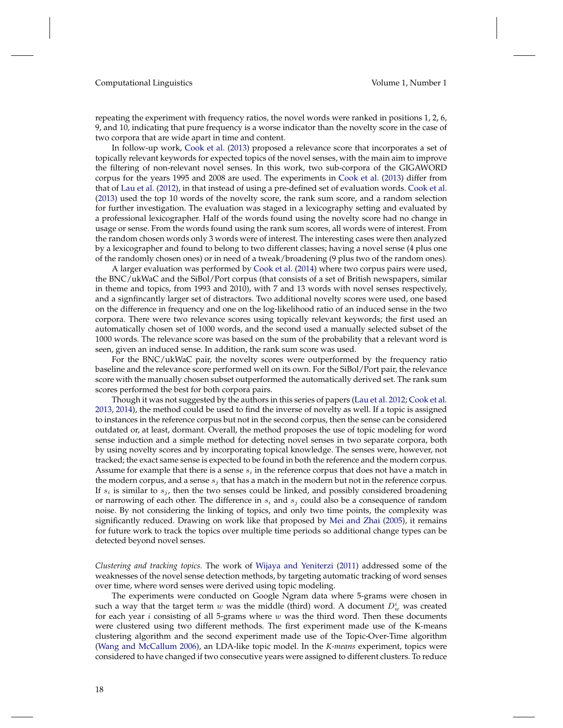repeating the experiment with frequency ratios, the novel words were ranked in positions 1, 2, 6, 9, and 10, indicating that pure frequency is a worse indicator than the novelty score in the case of two corpora that are wide apart in time and content.

In follow-up work, Cook et al. (2013) proposed a relevance score that incorporates a set of topically relevant keywords for expected topics of the novel senses, with the main aim to improve the filtering of non-relevant novel senses. In this work, two sub-corpora of the GIGAWORD corpus for the years 1995 and 2008 are used. The experiments in Cook et al. (2013) differ from that of Lau et al. (2012), in that instead of using a pre-defined set of evaluation words. Cook et al. (2013) used the top 10 words of the novelty score, the rank sum score, and a random selection for further investigation. The evaluation was staged in a lexicography setting and evaluated by a professional lexicographer. Half of the words found using the novelty score had no change in usage or sense. From the words found using the rank sum scores, all words were of interest. From the random chosen words only 3 words were of interest. The interesting cases were then analyzed by a lexicographer and found to belong to two different classes; having a novel sense (4 plus one of the randomly chosen ones) or in need of a tweak/broadening (9 plus two of the random ones).

A larger evaluation was performed by Cook et al. (2014) where two corpus pairs were used, the BNC/ukWaC and the SiBol/Port corpus (that consists of a set of British newspapers, similar in theme and topics, from 1993 and 2010), with 7 and 13 words with novel senses respectively, and a signfincantly larger set of distractors. Two additional novelty scores were used, one based on the difference in frequency and one on the log-likelihood ratio of an induced sense in the two corpora. There were two relevance scores using topically relevant keywords; the first used an automatically chosen set of 1000 words, and the second used a manually selected subset of the 1000 words. The relevance score was based on the sum of the probability that a relevant word is seen, given an induced sense. In addition, the rank sum score was used.

For the BNC/ukWaC pair, the novelty scores were outperformed by the frequency ratio baseline and the relevance score performed well on its own. For the SiBol/Port pair, the relevance score with the manually chosen subset outperformed the automatically derived set. The rank sum scores performed the best for both corpora pairs.

Though it was not suggested by the authors in this series of papers (Lau et al. 2012; Cook et al. 2013, 2014), the method could be used to find the inverse of novelty as well. If a topic is assigned to instances in the reference corpus but not in the second corpus, then the sense can be considered outdated or, at least, dormant. Overall, the method proposes the use of topic modeling for word sense induction and a simple method for detecting novel senses in two separate corpora, both by using novelty scores and by incorporating topical knowledge. The senses were, however, not tracked; the exact same sense is expected to be found in both the reference and the modern corpus. Assume for example that there is a sense $s_i$ in the reference corpus that does not have a match in the modern corpus, and a sense $s_j$ that has a match in the modern but not in the reference corpus. If $s_i$ is similar to $s_j$, then the two senses could be linked, and possibly considered broadening or narrowing of each other. The difference in $s_i$ and $s_j$ could also be a consequence of random noise. By not considering the linking of topics, and only two time points, the complexity was significantly reduced. Drawing on work like that proposed by Mei and Zhai (2005), it remains for future work to track the topics over multiple time periods so additional change types can be detected beyond novel senses.

*Clustering and tracking topics.* The work of Wijaya and Yeniterzi (2011) addressed some of the weaknesses of the novel sense detection methods, by targeting automatic tracking of word senses over time, where word senses were derived using topic modeling.

The experiments were conducted on Google Ngram data where 5-grams were chosen in such a way that the target term $w$ was the middle (third) word. A document $D_w^i$ was created for each year $i$ consisting of all 5-grams where $w$ was the third word. Then these documents were clustered using two different methods. The first experiment made use of the K-means clustering algorithm and the second experiment made use of the Topic-Over-Time algorithm (Wang and McCallum 2006), an LDA-like topic model. In the *K-means* experiment, topics were considered to have changed if two consecutive years were assigned to different clusters. To reduce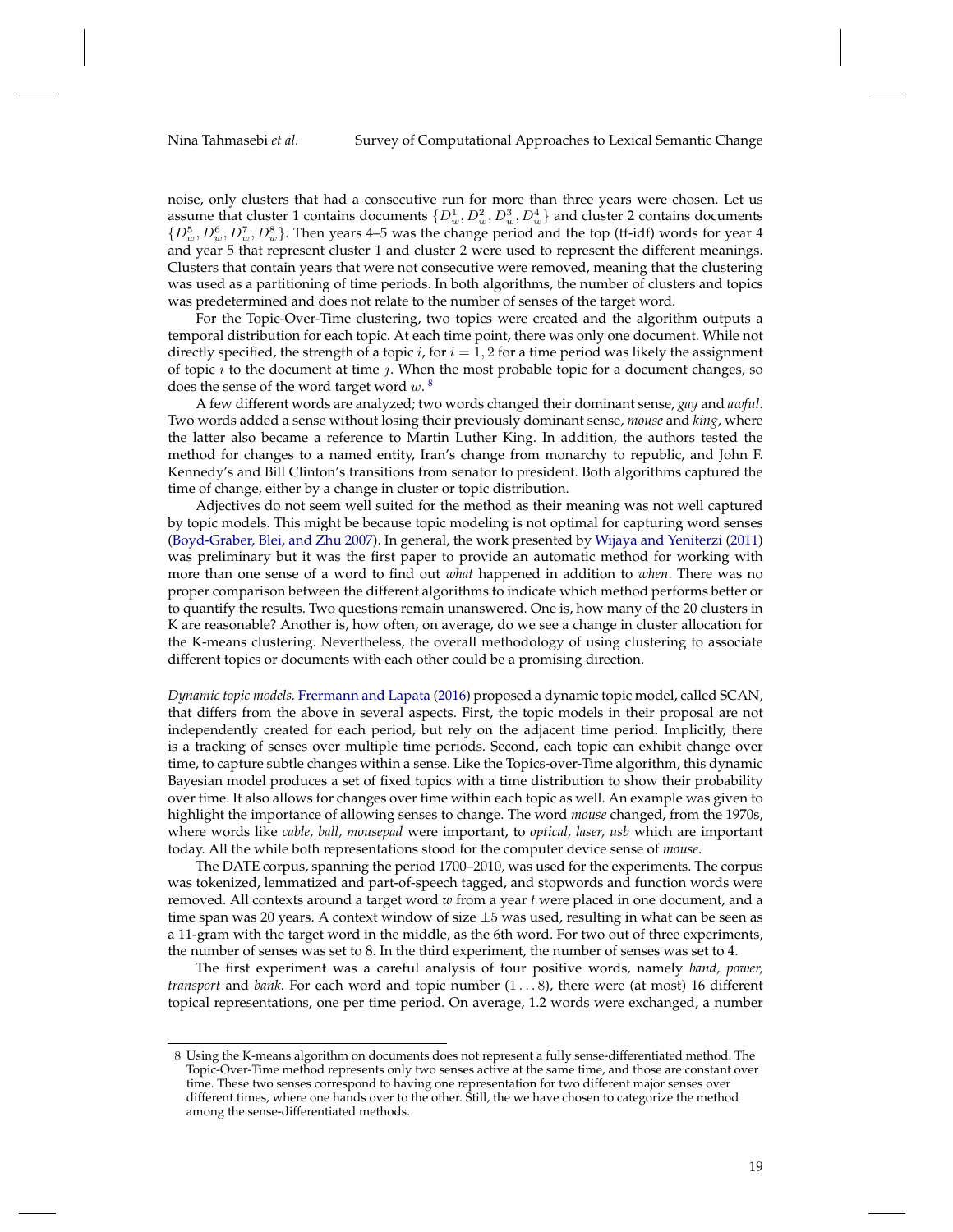noise, only clusters that had a consecutive run for more than three years were chosen. Let us assume that cluster 1 contains documents $\{D^1_w, D^2_w, D^3_w, D^4_w\}$ and cluster 2 contains documents $\{D^5_w, D^6_w, D^7_w, D^8_w\}$. Then years 4–5 was the change period and the top (tf-idf) words for year 4 and year 5 that represent cluster 1 and cluster 2 were used to represent the different meanings. Clusters that contain years that were not consecutive were removed, meaning that the clustering was used as a partitioning of time periods. In both algorithms, the number of clusters and topics was predetermined and does not relate to the number of senses of the target word.

For the Topic-Over-Time clustering, two topics were created and the algorithm outputs a temporal distribution for each topic. At each time point, there was only one document. While not directly specified, the strength of a topic $i$, for $i = 1, 2$ for a time period was likely the assignment of topic $i$ to the document at time $j$. When the most probable topic for a document changes, so does the sense of the word target word $w$. [8]

A few different words are analyzed; two words changed their dominant sense, *gay* and *awful*. Two words added a sense without losing their previously dominant sense, *mouse* and *king*, where the latter also became a reference to Martin Luther King. In addition, the authors tested the method for changes to a named entity, Iran's change from monarchy to republic, and John F. Kennedy's and Bill Clinton's transitions from senator to president. Both algorithms captured the time of change, either by a change in cluster or topic distribution.

Adjectives do not seem well suited for the method as their meaning was not well captured by topic models. This might be because topic modeling is not optimal for capturing word senses (Boyd-Graber, Blei, and Zhu 2007). In general, the work presented by Wijaya and Yeniterzi (2011) was preliminary but it was the first paper to provide an automatic method for working with more than one sense of a word to find out *what* happened in addition to *when*. There was no proper comparison between the different algorithms to indicate which method performs better or to quantify the results. Two questions remain unanswered. One is, how many of the 20 clusters in K are reasonable? Another is, how often, on average, do we see a change in cluster allocation for the K-means clustering. Nevertheless, the overall methodology of using clustering to associate different topics or documents with each other could be a promising direction.

*Dynamic topic models.* Frermann and Lapata (2016) proposed a dynamic topic model, called SCAN, that differs from the above in several aspects. First, the topic models in their proposal are not independently created for each period, but rely on the adjacent time period. Implicitly, there is a tracking of senses over multiple time periods. Second, each topic can exhibit change over time, to capture subtle changes within a sense. Like the Topics-over-Time algorithm, this dynamic Bayesian model produces a set of fixed topics with a time distribution to show their probability over time. It also allows for changes over time within each topic as well. An example was given to highlight the importance of allowing senses to change. The word *mouse* changed, from the 1970s, where words like *cable, ball, mousepad* were important, to *optical, laser, usb* which are important today. All the while both representations stood for the computer device sense of *mouse*.

The DATE corpus, spanning the period 1700–2010, was used for the experiments. The corpus was tokenized, lemmatized and part-of-speech tagged, and stopwords and function words were removed. All contexts around a target word *w* from a year *t* were placed in one document, and a time span was 20 years. A context window of size $\pm 5$ was used, resulting in what can be seen as a 11-gram with the target word in the middle, as the 6th word. For two out of three experiments, the number of senses was set to 8. In the third experiment, the number of senses was set to 4.

The first experiment was a careful analysis of four positive words, namely *band, power, transport* and *bank*. For each word and topic number $(1 \ldots 8)$, there were (at most) 16 different topical representations, one per time period. On average, 1.2 words were exchanged, a number

8 Using the K-means algorithm on documents does not represent a fully sense-differentiated method. The Topic-Over-Time method represents only two senses active at the same time, and those are constant over time. These two senses correspond to having one representation for two different major senses over different times, where one hands over to the other. Still, the we have chosen to categorize the method among the sense-differentiated methods.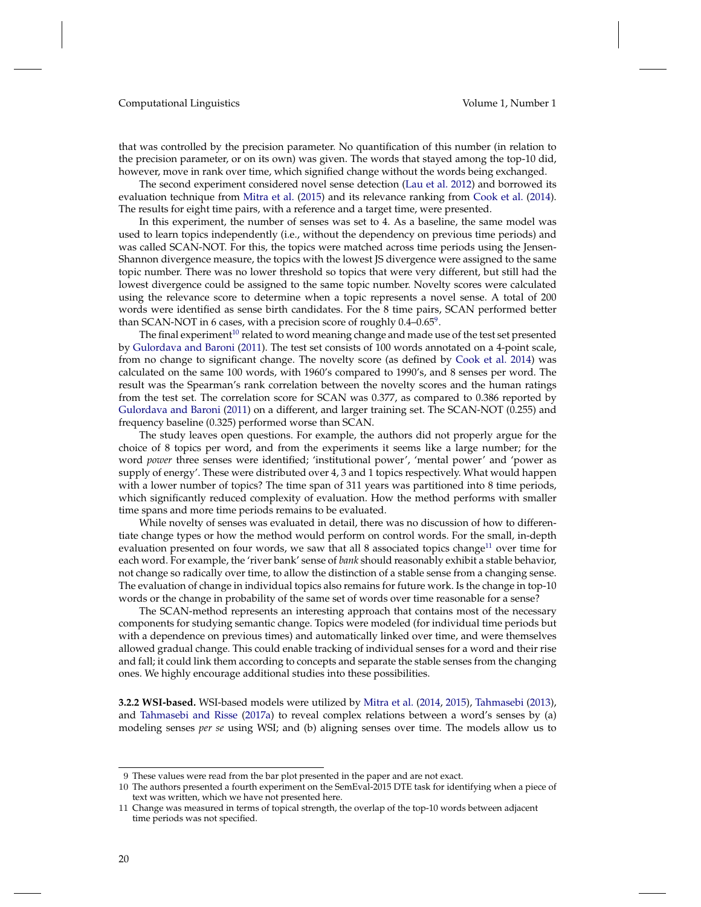that was controlled by the precision parameter. No quantification of this number (in relation to the precision parameter, or on its own) was given. The words that stayed among the top-10 did, however, move in rank over time, which signified change without the words being exchanged.

The second experiment considered novel sense detection (Lau et al. 2012) and borrowed its evaluation technique from Mitra et al. (2015) and its relevance ranking from Cook et al. (2014). The results for eight time pairs, with a reference and a target time, were presented.

In this experiment, the number of senses was set to 4. As a baseline, the same model was used to learn topics independently (i.e., without the dependency on previous time periods) and was called SCAN-NOT. For this, the topics were matched across time periods using the Jensen-Shannon divergence measure, the topics with the lowest JS divergence were assigned to the same topic number. There was no lower threshold so topics that were very different, but still had the lowest divergence could be assigned to the same topic number. Novelty scores were calculated using the relevance score to determine when a topic represents a novel sense. A total of 200 words were identified as sense birth candidates. For the 8 time pairs, SCAN performed better than SCAN-NOT in 6 cases, with a precision score of roughly 0.4–0.65[9].

The final experiment[10] related to word meaning change and made use of the test set presented by Gulordava and Baroni (2011). The test set consists of 100 words annotated on a 4-point scale, from no change to significant change. The novelty score (as defined by Cook et al. 2014) was calculated on the same 100 words, with 1960's compared to 1990's, and 8 senses per word. The result was the Spearman's rank correlation between the novelty scores and the human ratings from the test set. The correlation score for SCAN was 0.377, as compared to 0.386 reported by Gulordava and Baroni (2011) on a different, and larger training set. The SCAN-NOT (0.255) and frequency baseline (0.325) performed worse than SCAN.

The study leaves open questions. For example, the authors did not properly argue for the choice of 8 topics per word, and from the experiments it seems like a large number; for the word *power* three senses were identified; 'institutional power', 'mental power' and 'power as supply of energy'. These were distributed over 4, 3 and 1 topics respectively. What would happen with a lower number of topics? The time span of 311 years was partitioned into 8 time periods, which significantly reduced complexity of evaluation. How the method performs with smaller time spans and more time periods remains to be evaluated.

While novelty of senses was evaluated in detail, there was no discussion of how to differentiate change types or how the method would perform on control words. For the small, in-depth evaluation presented on four words, we saw that all 8 associated topics change[11] over time for each word. For example, the 'river bank' sense of *bank* should reasonably exhibit a stable behavior, not change so radically over time, to allow the distinction of a stable sense from a changing sense. The evaluation of change in individual topics also remains for future work. Is the change in top-10 words or the change in probability of the same set of words over time reasonable for a sense?

The SCAN-method represents an interesting approach that contains most of the necessary components for studying semantic change. Topics were modeled (for individual time periods but with a dependence on previous times) and automatically linked over time, and were themselves allowed gradual change. This could enable tracking of individual senses for a word and their rise and fall; it could link them according to concepts and separate the stable senses from the changing ones. We highly encourage additional studies into these possibilities.

**3.2.2 WSI-based.** WSI-based models were utilized by Mitra et al. (2014, 2015), Tahmasebi (2013), and Tahmasebi and Risse (2017a) to reveal complex relations between a word's senses by (a) modeling senses *per se* using WSI; and (b) aligning senses over time. The models allow us to

9 These values were read from the bar plot presented in the paper and are not exact.

10 The authors presented a fourth experiment on the SemEval-2015 DTE task for identifying when a piece of text was written, which we have not presented here.

11 Change was measured in terms of topical strength, the overlap of the top-10 words between adjacent time periods was not specified.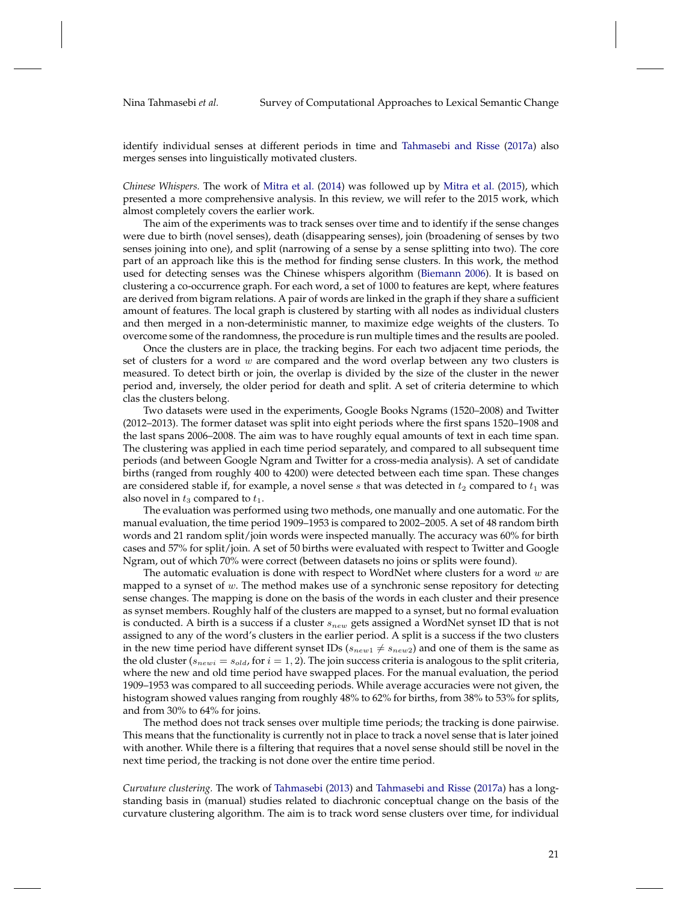identify individual senses at different periods in time and Tahmasebi and Risse (2017a) also merges senses into linguistically motivated clusters.

*Chinese Whispers.* The work of Mitra et al. (2014) was followed up by Mitra et al. (2015), which presented a more comprehensive analysis. In this review, we will refer to the 2015 work, which almost completely covers the earlier work.

The aim of the experiments was to track senses over time and to identify if the sense changes were due to birth (novel senses), death (disappearing senses), join (broadening of senses by two senses joining into one), and split (narrowing of a sense by a sense splitting into two). The core part of an approach like this is the method for finding sense clusters. In this work, the method used for detecting senses was the Chinese whispers algorithm (Biemann 2006). It is based on clustering a co-occurrence graph. For each word, a set of 1000 to features are kept, where features are derived from bigram relations. A pair of words are linked in the graph if they share a sufficient amount of features. The local graph is clustered by starting with all nodes as individual clusters and then merged in a non-deterministic manner, to maximize edge weights of the clusters. To overcome some of the randomness, the procedure is run multiple times and the results are pooled.

Once the clusters are in place, the tracking begins. For each two adjacent time periods, the set of clusters for a word $w$ are compared and the word overlap between any two clusters is measured. To detect birth or join, the overlap is divided by the size of the cluster in the newer period and, inversely, the older period for death and split. A set of criteria determine to which clas the clusters belong.

Two datasets were used in the experiments, Google Books Ngrams (1520–2008) and Twitter (2012–2013). The former dataset was split into eight periods where the first spans 1520–1908 and the last spans 2006–2008. The aim was to have roughly equal amounts of text in each time span. The clustering was applied in each time period separately, and compared to all subsequent time periods (and between Google Ngram and Twitter for a cross-media analysis). A set of candidate births (ranged from roughly 400 to 4200) were detected between each time span. These changes are considered stable if, for example, a novel sense $s$ that was detected in $t_2$ compared to $t_1$ was also novel in $t_3$ compared to $t_1$.

The evaluation was performed using two methods, one manually and one automatic. For the manual evaluation, the time period 1909–1953 is compared to 2002–2005. A set of 48 random birth words and 21 random split/join words were inspected manually. The accuracy was 60% for birth cases and 57% for split/join. A set of 50 births were evaluated with respect to Twitter and Google Ngram, out of which 70% were correct (between datasets no joins or splits were found).

The automatic evaluation is done with respect to WordNet where clusters for a word $w$ are mapped to a synset of $w$. The method makes use of a synchronic sense repository for detecting sense changes. The mapping is done on the basis of the words in each cluster and their presence as synset members. Roughly half of the clusters are mapped to a synset, but no formal evaluation is conducted. A birth is a success if a cluster $s_{new}$ gets assigned a WordNet synset ID that is not assigned to any of the word's clusters in the earlier period. A split is a success if the two clusters in the new time period have different synset IDs ($s_{new1} \neq s_{new2}$) and one of them is the same as the old cluster ($s_{newi} = s_{old}$, for $i = 1, 2$). The join success criteria is analogous to the split criteria, where the new and old time period have swapped places. For the manual evaluation, the period 1909–1953 was compared to all succeeding periods. While average accuracies were not given, the histogram showed values ranging from roughly 48% to 62% for births, from 38% to 53% for splits, and from 30% to 64% for joins.

The method does not track senses over multiple time periods; the tracking is done pairwise. This means that the functionality is currently not in place to track a novel sense that is later joined with another. While there is a filtering that requires that a novel sense should still be novel in the next time period, the tracking is not done over the entire time period.

*Curvature clustering.* The work of Tahmasebi (2013) and Tahmasebi and Risse (2017a) has a long-standing basis in (manual) studies related to diachronic conceptual change on the basis of the curvature clustering algorithm. The aim is to track word sense clusters over time, for individual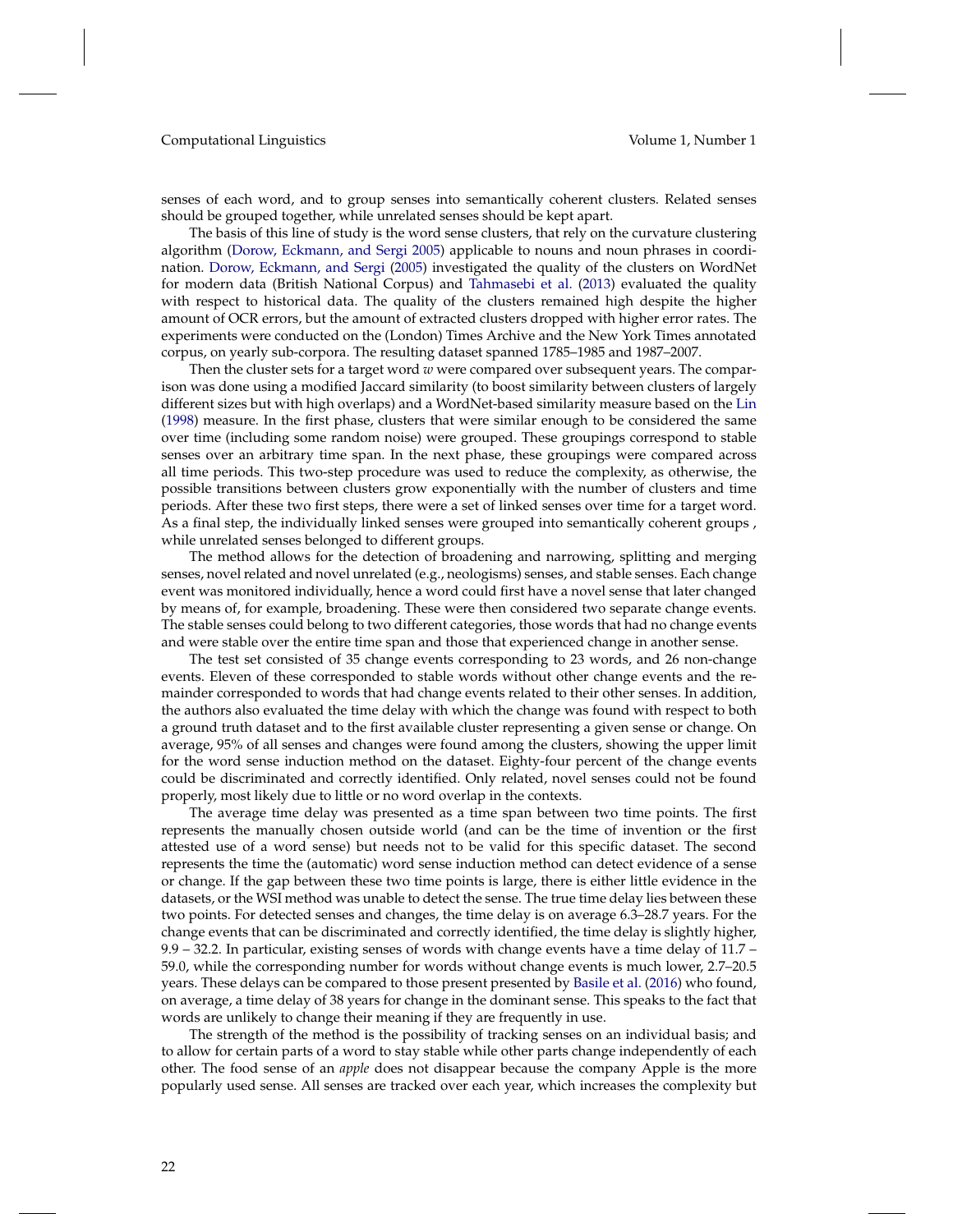senses of each word, and to group senses into semantically coherent clusters. Related senses should be grouped together, while unrelated senses should be kept apart.

The basis of this line of study is the word sense clusters, that rely on the curvature clustering algorithm (Dorow, Eckmann, and Sergi 2005) applicable to nouns and noun phrases in coordination. Dorow, Eckmann, and Sergi (2005) investigated the quality of the clusters on WordNet for modern data (British National Corpus) and Tahmasebi et al. (2013) evaluated the quality with respect to historical data. The quality of the clusters remained high despite the higher amount of OCR errors, but the amount of extracted clusters dropped with higher error rates. The experiments were conducted on the (London) Times Archive and the New York Times annotated corpus, on yearly sub-corpora. The resulting dataset spanned 1785–1985 and 1987–2007.

Then the cluster sets for a target word $w$ were compared over subsequent years. The comparison was done using a modified Jaccard similarity (to boost similarity between clusters of largely different sizes but with high overlaps) and a WordNet-based similarity measure based on the Lin (1998) measure. In the first phase, clusters that were similar enough to be considered the same over time (including some random noise) were grouped. These groupings correspond to stable senses over an arbitrary time span. In the next phase, these groupings were compared across all time periods. This two-step procedure was used to reduce the complexity, as otherwise, the possible transitions between clusters grow exponentially with the number of clusters and time periods. After these two first steps, there were a set of linked senses over time for a target word. As a final step, the individually linked senses were grouped into semantically coherent groups , while unrelated senses belonged to different groups.

The method allows for the detection of broadening and narrowing, splitting and merging senses, novel related and novel unrelated (e.g., neologisms) senses, and stable senses. Each change event was monitored individually, hence a word could first have a novel sense that later changed by means of, for example, broadening. These were then considered two separate change events. The stable senses could belong to two different categories, those words that had no change events and were stable over the entire time span and those that experienced change in another sense.

The test set consisted of 35 change events corresponding to 23 words, and 26 non-change events. Eleven of these corresponded to stable words without other change events and the remainder corresponded to words that had change events related to their other senses. In addition, the authors also evaluated the time delay with which the change was found with respect to both a ground truth dataset and to the first available cluster representing a given sense or change. On average, 95% of all senses and changes were found among the clusters, showing the upper limit for the word sense induction method on the dataset. Eighty-four percent of the change events could be discriminated and correctly identified. Only related, novel senses could not be found properly, most likely due to little or no word overlap in the contexts.

The average time delay was presented as a time span between two time points. The first represents the manually chosen outside world (and can be the time of invention or the first attested use of a word sense) but needs not to be valid for this specific dataset. The second represents the time the (automatic) word sense induction method can detect evidence of a sense or change. If the gap between these two time points is large, there is either little evidence in the datasets, or the WSI method was unable to detect the sense. The true time delay lies between these two points. For detected senses and changes, the time delay is on average 6.3–28.7 years. For the change events that can be discriminated and correctly identified, the time delay is slightly higher, 9.9 – 32.2. In particular, existing senses of words with change events have a time delay of 11.7 – 59.0, while the corresponding number for words without change events is much lower, 2.7–20.5 years. These delays can be compared to those present presented by Basile et al. (2016) who found, on average, a time delay of 38 years for change in the dominant sense. This speaks to the fact that words are unlikely to change their meaning if they are frequently in use.

The strength of the method is the possibility of tracking senses on an individual basis; and to allow for certain parts of a word to stay stable while other parts change independently of each other. The food sense of an *apple* does not disappear because the company Apple is the more popularly used sense. All senses are tracked over each year, which increases the complexity but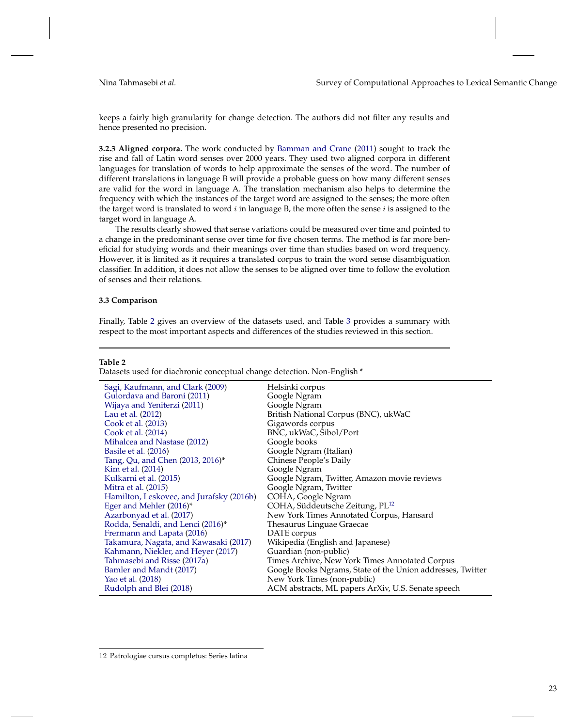keeps a fairly high granularity for change detection. The authors did not filter any results and hence presented no precision.

**3.2.3 Aligned corpora.** The work conducted by Bamman and Crane (2011) sought to track the rise and fall of Latin word senses over 2000 years. They used two aligned corpora in different languages for translation of words to help approximate the senses of the word. The number of different translations in language B will provide a probable guess on how many different senses are valid for the word in language A. The translation mechanism also helps to determine the frequency with which the instances of the target word are assigned to the senses; the more often the target word is translated to word $i$ in language B, the more often the sense $i$ is assigned to the target word in language A.

The results clearly showed that sense variations could be measured over time and pointed to a change in the predominant sense over time for five chosen terms. The method is far more beneficial for studying words and their meanings over time than studies based on word frequency. However, it is limited as it requires a translated corpus to train the word sense disambiguation classifier. In addition, it does not allow the senses to be aligned over time to follow the evolution of senses and their relations.

### 3.3 Comparison

Finally, Table 2 gives an overview of the datasets used, and Table 3 provides a summary with respect to the most important aspects and differences of the studies reviewed in this section.

**Table 2**
Datasets used for diachronic conceptual change detection. Non-English *

| | |
|---|---|
| Sagi, Kaufmann, and Clark (2009) | Helsinki corpus |
| Gulordava and Baroni (2011) | Google Ngram |
| Wijaya and Yeniterzi (2011) | Google Ngram |
| Lau et al. (2012) | British National Corpus (BNC), ukWaC |
| Cook et al. (2013) | Gigawords corpus |
| Cook et al. (2014) | BNC, ukWaC, Sibol/Port |
| Mihalcea and Nastase (2012) | Google books |
| Basile et al. (2016) | Google Ngram (Italian) |
| Tang, Qu, and Chen (2013, 2016)* | Chinese People's Daily |
| Kim et al. (2014) | Google Ngram |
| Kulkarni et al. (2015) | Google Ngram, Twitter, Amazon movie reviews |
| Mitra et al. (2015) | Google Ngram, Twitter |
| Hamilton, Leskovec, and Jurafsky (2016b) | COHA, Google Ngram |
| Eger and Mehler (2016)* | COHA, Süddeutsche Zeitung, PL[12] |
| Azarbonyad et al. (2017) | New York Times Annotated Corpus, Hansard |
| Rodda, Senaldi, and Lenci (2016)* | Thesaurus Linguae Graecae |
| Fremmann and Lapata (2016) | DATE corpus |
| Takamura, Nagata, and Kawasaki (2017) | Wikipedia (English and Japanese) |
| Kahmann, Niekler, and Heyer (2017) | Guardian (non-public) |
| Tahmasebi and Risse (2017a) | Times Archive, New York Times Annotated Corpus |
| Bamler and Mandt (2017) | Google Books Ngrams, State of the Union addresses, Twitter |
| Yao et al. (2018) | New York Times (non-public) |
| Rudolph and Blei (2018) | ACM abstracts, ML papers ArXiv, U.S. Senate speech |

12 Patrologiae cursus completus: Series latina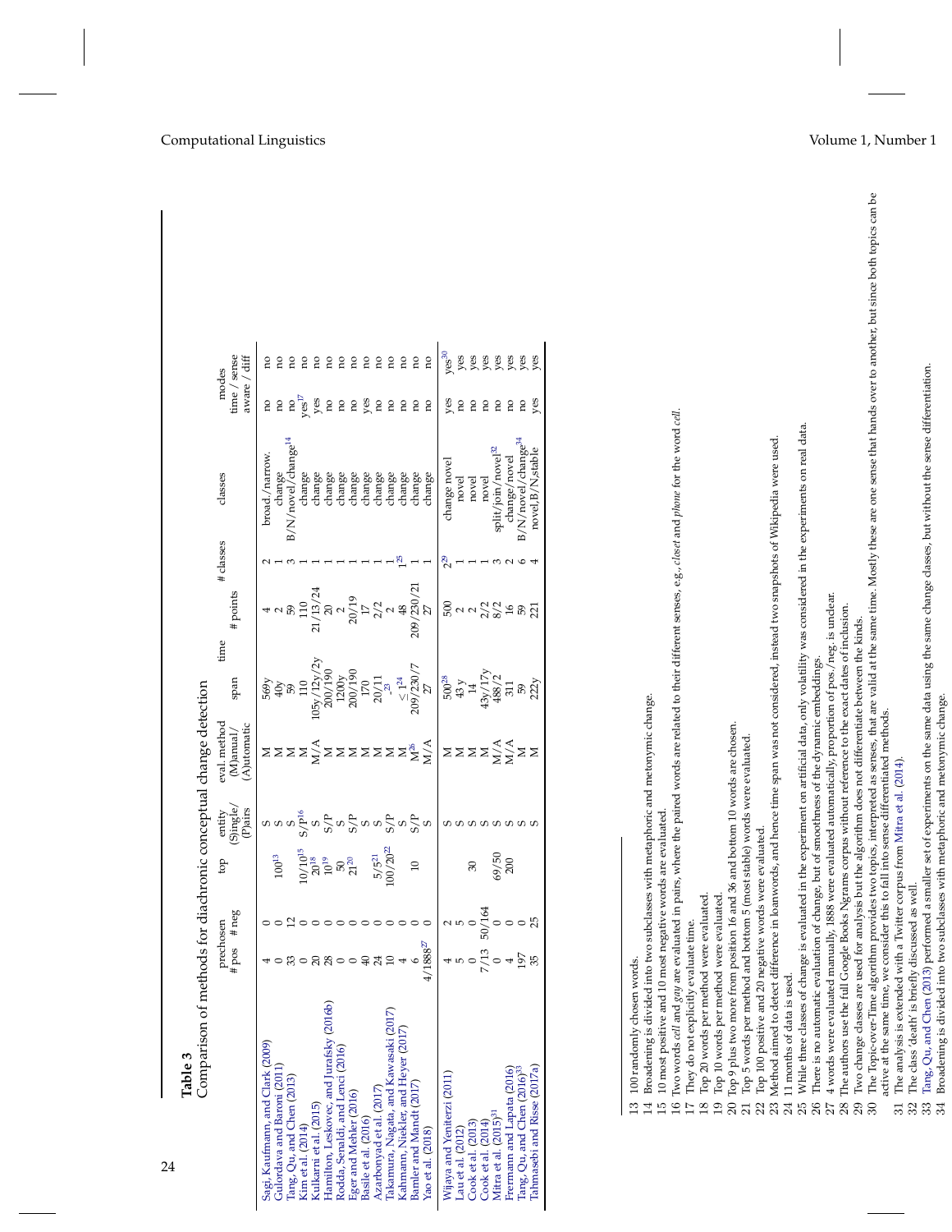**Table 3**
Comparison of methods for diachronic conceptual change detection

| | prechosen | | top | entity | eval. method | time | | # classes | classes | modes | |
|---|---|---|---|---|---|---|---|---|---|---|---|
| | # pos | # neg | | (S)ingle/ (P)airs | (M)anual/ (A)utomatic | span | # points | | | time / sense aware | diff |
| Sagi, Kaufmann, and Clark (2009) | 4 | 0 | | S | M | 569y | 4 | 2 | broad./narrow. | no | no |
| Gulordava and Baroni (2011) | 0 | 0 | 100[13] | S | M | 40y | 2 | 1 | change | no | no |
| Tang, Qu, and Chen (2013) | 33 | 12 | | S | M | 59 | 59 | 3 | B/N/novel/change[14] | no | no |
| Kim et al. (2014) | 0 | 0 | 10/10[15] | S/P[16] | M | 110 | 110 | 1 | change | yes[17] | no |
| Kulkarni et al. (2015) | 20 | 0 | 20[18] | S | M/A | 105y/12y/2y | 21/13/24 | 1 | change | yes | no |
| Hamilton, Leskovec, and Jurafsky (2016b) | 28 | 0 | 10[19] | S/P | M | 200/190 | 20 | 1 | change | no | no |
| Rodda, Senaldi, and Lenci (2016) | 0 | 0 | 50 | S | M | 1200y | 2 | 1 | change | no | no |
| Eger and Mehler (2016) | 0 | 0 | 21[20] | S/P | M | 200/190 | 20/19 | 1 | change | no | no |
| Basile et al. (2016) | 40 | 0 | | S | M | 170 | 17 | 1 | change | yes | no |
| Azarbonyad et al. (2017) | 24 | 0 | 5/5[21] | S | M | 20/11 | 2/2 | 1 | change | no | no |
| Takamura, Nagata, and Kawasaki (2017) | 10 | 0 | 100/20[22] | S/P | M | -[23] | 2 | 1 | change | no | no |
| Kahmann, Niekler, and Heyer (2017) | 4 | 0 | | S | M | $\leq 1$[24] | 48 | 1[25] | change | no | no |
| Bamler and Mandt (2017) | 6 | 0 | 10 | S/P | M[26] | 209/230/7 | 209/230/21 | 1 | change | no | no |
| Yao et al. (2018) | 4/1888[27] | 0 | | S | M/A | 27 | 27 | 1 | change | no | no |
| Wijaya and Yeniterzi (2011) | 4 | 2 | | S | M | 500[28] | 500 | 2[29] | change novel | yes | yes[30] |
| Lau et al. (2012) | 5 | 5 | | S | M | 43 y | 2 | 1 | novel | no | yes |
| Cook et al. (2013) | 0 | 0 | 30 | S | M | 14 | 2 | 1 | novel | no | yes |
| Cook et al. (2014) | 7/13 | 50/164 | | S | M | 43y/17y | 2/2 | 1 | novel | no | yes |
| Mitra et al. (2015)[31] | 0 | 0 | 69/50 | S | M/A | 488/2 | 8/2 | 3 | split/join/novel[32] | no | yes |
| Frermann and Lapata (2016) | 4 | 0 | 200 | S | M/A | 311 | 16 | 2 | change/novel | no | yes |
| Tang, Qu, and Chen (2016)[33] | 197 | 0 | | S | M | 59 | 59 | 6 | B/N/novel/change[34] | no | yes |
| Tahmasebi and Risse (2017a) | 35 | 25 | | S | M | 222y | 221 | 4 | novel,B/N,stable | yes | yes |

13 100 randomly chosen words.
14 Broadening is divided into two subclasses with metaphoric and metonymic change.
15 10 most positive and 10 most negative words are evaluated.
16 Two words *cell* and *gay* are evaluated in pairs, where the paired words are related to their different senses, e.g., *closet* and *phone* for the word *cell*.
17 They do not explicitly evaluate time.
18 Top 20 words per method were evaluated.
19 Top 10 words per method were evaluated.
20 Top 9 plus two more from position 16 and 36 and bottom 10 words are chosen.
21 Top 5 words per method and bottom 5 (most stable) words were evaluated.
22 Top 100 positive and 20 negative words were evaluated.
23 Method aimed to detect difference in loanwords, and hence time span was not considered, instead two snapshots of Wikipedia were used.
24 11 months of data is used.
25 While three classes of change is evaluated in the experiment on artificial data, only volatility was considered in the experiments on real data.
26 There is no automatic evaluation of change, but of smoothness of the dynamic embeddings.
27 4 words were evaluated manually, 1888 were evaluated automatically, proportion of pos./neg. is unclear.
28 The authors use the full Google Books Ngrams corpus without reference to the exact dates of inclusion.
29 Two change classes are used for analysis but the algorithm does not differentiate between the kinds.
30 The Topic-over-Time algorithm provides two topics, interpreted as senses, that are valid at the same time. Mostly these are one sense that hands over to another, but since both topics can be active at the same time, we consider this to fall into sense differentiated methods.
31 The analysis is extended with a Twitter corpus from Mitra et al. (2014).
32 The class 'death' is briefly discussed as well.
33 Tang, Qu, and Chen (2013) performed a smaller set of experiments on the same data using the same change classes, but without the sense differentiation.
34 Broadening is divided into two subclasses with metaphoric and metonymic change.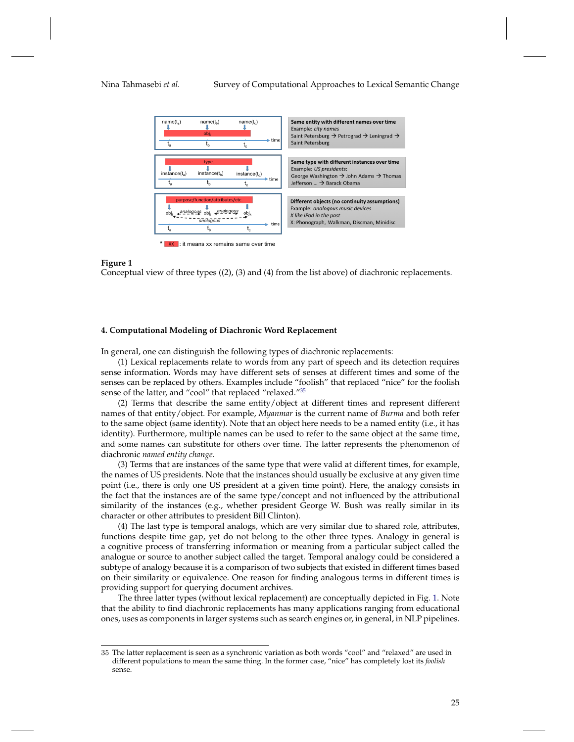**Figure 1**
Conceptual view of three types ((2), (3) and (4) from the list above) of diachronic replacements.

## 4. Computational Modeling of Diachronic Word Replacement

In general, one can distinguish the following types of diachronic replacements:

(1) Lexical replacements relate to words from any part of speech and its detection requires sense information. Words may have different sets of senses at different times and some of the senses can be replaced by others. Examples include "foolish" that replaced "nice" for the foolish sense of the latter, and "cool" that replaced "relaxed."[35]

(2) Terms that describe the same entity/object at different times and represent different names of that entity/object. For example, *Myanmar* is the current name of *Burma* and both refer to the same object (same identity). Note that an object here needs to be a named entity (i.e., it has identity). Furthermore, multiple names can be used to refer to the same object at the same time, and some names can substitute for others over time. The latter represents the phenomenon of diachronic *named entity change*.

(3) Terms that are instances of the same type that were valid at different times, for example, the names of US presidents. Note that the instances should usually be exclusive at any given time point (i.e., there is only one US president at a given time point). Here, the analogy consists in the fact that the instances are of the same type/concept and not influenced by the attributional similarity of the instances (e.g., whether president George W. Bush was really similar in its character or other attributes to president Bill Clinton).

(4) The last type is temporal analogs, which are very similar due to shared role, attributes, functions despite time gap, yet do not belong to the other three types. Analogy in general is a cognitive process of transferring information or meaning from a particular subject called the analogue or source to another subject called the target. Temporal analogy could be considered a subtype of analogy because it is a comparison of two subjects that existed in different times based on their similarity or equivalence. One reason for finding analogous terms in different times is providing support for querying document archives.

The three latter types (without lexical replacement) are conceptually depicted in Fig. 1. Note that the ability to find diachronic replacements has many applications ranging from educational ones, uses as components in larger systems such as search engines or, in general, in NLP pipelines.

---

35 The latter replacement is seen as a synchronic variation as both words "cool" and "relaxed" are used in different populations to mean the same thing. In the former case, "nice" has completely lost its *foolish* sense.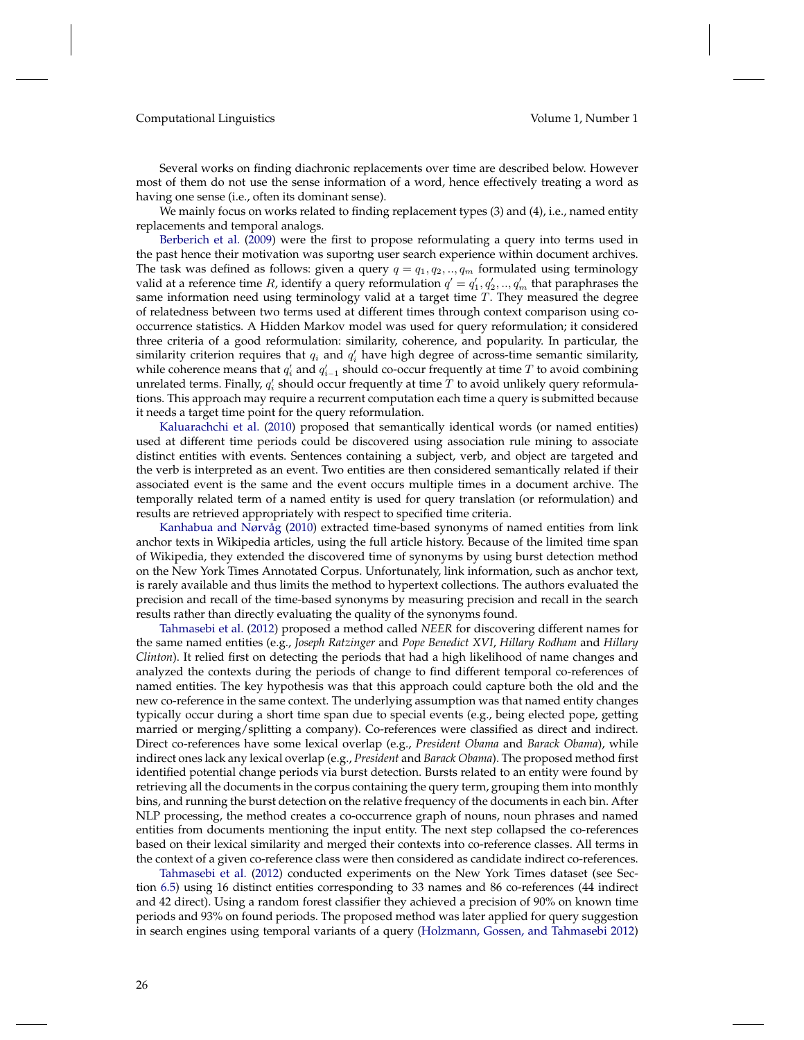Several works on finding diachronic replacements over time are described below. However most of them do not use the sense information of a word, hence effectively treating a word as having one sense (i.e., often its dominant sense).

We mainly focus on works related to finding replacement types (3) and (4), i.e., named entity replacements and temporal analogs.

Berberich et al. (2009) were the first to propose reformulating a query into terms used in the past hence their motivation was suportng user search experience within document archives. The task was defined as follows: given a query $q = q_1, q_2, .., q_m$ formulated using terminology valid at a reference time $R$, identify a query reformulation $q' = q'_1, q'_2, .., q'_m$ that paraphrases the same information need using terminology valid at a target time $T$. They measured the degree of relatedness between two terms used at different times through context comparison using co-occurrence statistics. A Hidden Markov model was used for query reformulation; it considered three criteria of a good reformulation: similarity, coherence, and popularity. In particular, the similarity criterion requires that $q_i$ and $q'_i$ have high degree of across-time semantic similarity, while coherence means that $q'_i$ and $q'_{i-1}$ should co-occur frequently at time $T$ to avoid combining unrelated terms. Finally, $q'_i$ should occur frequently at time $T$ to avoid unlikely query reformulations. This approach may require a recurrent computation each time a query is submitted because it needs a target time point for the query reformulation.

Kaluarachchi et al. (2010) proposed that semantically identical words (or named entities) used at different time periods could be discovered using association rule mining to associate distinct entities with events. Sentences containing a subject, verb, and object are targeted and the verb is interpreted as an event. Two entities are then considered semantically related if their associated event is the same and the event occurs multiple times in a document archive. The temporally related term of a named entity is used for query translation (or reformulation) and results are retrieved appropriately with respect to specified time criteria.

Kanhabua and Nørvåg (2010) extracted time-based synonyms of named entities from link anchor texts in Wikipedia articles, using the full article history. Because of the limited time span of Wikipedia, they extended the discovered time of synonyms by using burst detection method on the New York Times Annotated Corpus. Unfortunately, link information, such as anchor text, is rarely available and thus limits the method to hypertext collections. The authors evaluated the precision and recall of the time-based synonyms by measuring precision and recall in the search results rather than directly evaluating the quality of the synonyms found.

Tahmasebi et al. (2012) proposed a method called *NEER* for discovering different names for the same named entities (e.g., *Joseph Ratzinger* and *Pope Benedict XVI*, *Hillary Rodham* and *Hillary Clinton*). It relied first on detecting the periods that had a high likelihood of name changes and analyzed the contexts during the periods of change to find different temporal co-references of named entities. The key hypothesis was that this approach could capture both the old and the new co-reference in the same context. The underlying assumption was that named entity changes typically occur during a short time span due to special events (e.g., being elected pope, getting married or merging/splitting a company). Co-references were classified as direct and indirect. Direct co-references have some lexical overlap (e.g., *President Obama* and *Barack Obama*), while indirect ones lack any lexical overlap (e.g., *President* and *Barack Obama*). The proposed method first identified potential change periods via burst detection. Bursts related to an entity were found by retrieving all the documents in the corpus containing the query term, grouping them into monthly bins, and running the burst detection on the relative frequency of the documents in each bin. After NLP processing, the method creates a co-occurrence graph of nouns, noun phrases and named entities from documents mentioning the input entity. The next step collapsed the co-references based on their lexical similarity and merged their contexts into co-reference classes. All terms in the context of a given co-reference class were then considered as candidate indirect co-references.

Tahmasebi et al. (2012) conducted experiments on the New York Times dataset (see Section 6.5) using 16 distinct entities corresponding to 33 names and 86 co-references (44 indirect and 42 direct). Using a random forest classifier they achieved a precision of 90% on known time periods and 93% on found periods. The proposed method was later applied for query suggestion in search engines using temporal variants of a query (Holzmann, Gossen, and Tahmasebi 2012)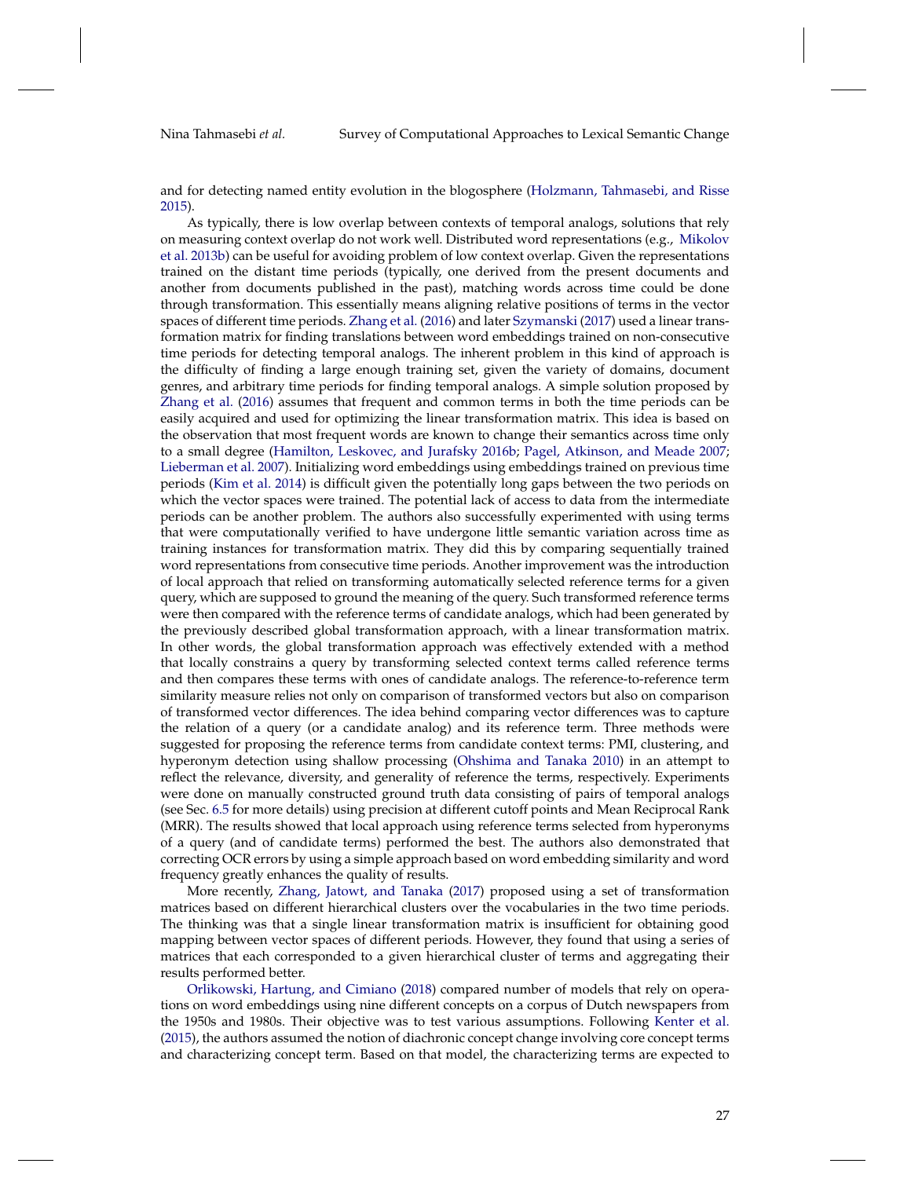and for detecting named entity evolution in the blogosphere (Holzmann, Tahmasebi, and Risse 2015).

As typically, there is low overlap between contexts of temporal analogs, solutions that rely on measuring context overlap do not work well. Distributed word representations (e.g., Mikolov et al. 2013b) can be useful for avoiding problem of low context overlap. Given the representations trained on the distant time periods (typically, one derived from the present documents and another from documents published in the past), matching words across time could be done through transformation. This essentially means aligning relative positions of terms in the vector spaces of different time periods. Zhang et al. (2016) and later Szymanski (2017) used a linear transformation matrix for finding translations between word embeddings trained on non-consecutive time periods for detecting temporal analogs. The inherent problem in this kind of approach is the difficulty of finding a large enough training set, given the variety of domains, document genres, and arbitrary time periods for finding temporal analogs. A simple solution proposed by Zhang et al. (2016) assumes that frequent and common terms in both the time periods can be easily acquired and used for optimizing the linear transformation matrix. This idea is based on the observation that most frequent words are known to change their semantics across time only to a small degree (Hamilton, Leskovec, and Jurafsky 2016b; Pagel, Atkinson, and Meade 2007; Lieberman et al. 2007). Initializing word embeddings using embeddings trained on previous time periods (Kim et al. 2014) is difficult given the potentially long gaps between the two periods on which the vector spaces were trained. The potential lack of access to data from the intermediate periods can be another problem. The authors also successfully experimented with using terms that were computationally verified to have undergone little semantic variation across time as training instances for transformation matrix. They did this by comparing sequentially trained word representations from consecutive time periods. Another improvement was the introduction of local approach that relied on transforming automatically selected reference terms for a given query, which are supposed to ground the meaning of the query. Such transformed reference terms were then compared with the reference terms of candidate analogs, which had been generated by the previously described global transformation approach, with a linear transformation matrix. In other words, the global transformation approach was effectively extended with a method that locally constrains a query by transforming selected context terms called reference terms and then compares these terms with ones of candidate analogs. The reference-to-reference term similarity measure relies not only on comparison of transformed vectors but also on comparison of transformed vector differences. The idea behind comparing vector differences was to capture the relation of a query (or a candidate analog) and its reference term. Three methods were suggested for proposing the reference terms from candidate context terms: PMI, clustering, and hyperonym detection using shallow processing (Ohshima and Tanaka 2010) in an attempt to reflect the relevance, diversity, and generality of reference the terms, respectively. Experiments were done on manually constructed ground truth data consisting of pairs of temporal analogs (see Sec. 6.5 for more details) using precision at different cutoff points and Mean Reciprocal Rank (MRR). The results showed that local approach using reference terms selected from hyperonyms of a query (and of candidate terms) performed the best. The authors also demonstrated that correcting OCR errors by using a simple approach based on word embedding similarity and word frequency greatly enhances the quality of results.

More recently, Zhang, Jatowt, and Tanaka (2017) proposed using a set of transformation matrices based on different hierarchical clusters over the vocabularies in the two time periods. The thinking was that a single linear transformation matrix is insufficient for obtaining good mapping between vector spaces of different periods. However, they found that using a series of matrices that each corresponded to a given hierarchical cluster of terms and aggregating their results performed better.

Orlikowski, Hartung, and Cimiano (2018) compared number of models that rely on operations on word embeddings using nine different concepts on a corpus of Dutch newspapers from the 1950s and 1980s. Their objective was to test various assumptions. Following Kenter et al. (2015), the authors assumed the notion of diachronic concept change involving core concept terms and characterizing concept term. Based on that model, the characterizing terms are expected to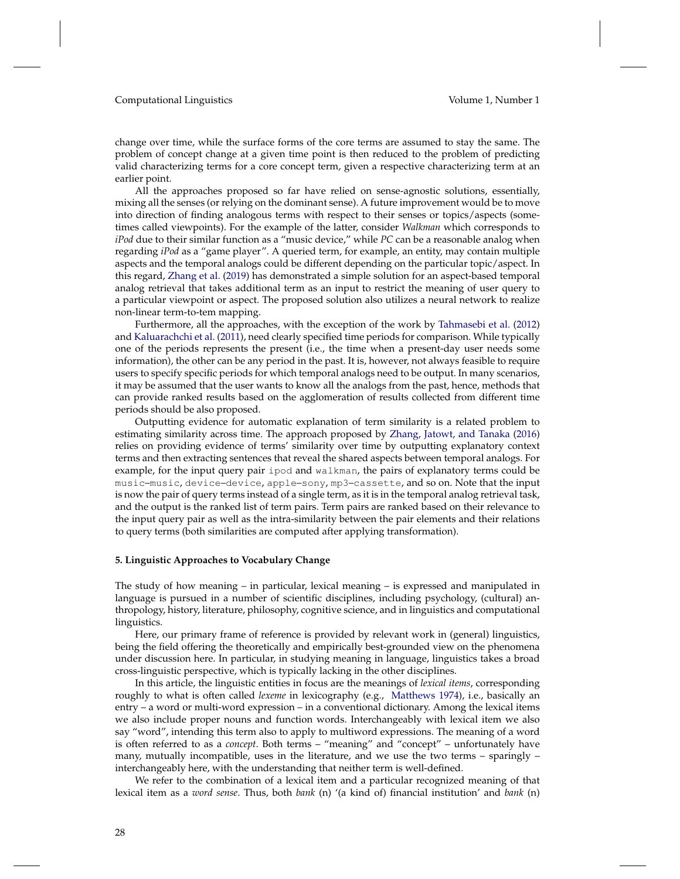change over time, while the surface forms of the core terms are assumed to stay the same. The problem of concept change at a given time point is then reduced to the problem of predicting valid characterizing terms for a core concept term, given a respective characterizing term at an earlier point.

All the approaches proposed so far have relied on sense-agnostic solutions, essentially, mixing all the senses (or relying on the dominant sense). A future improvement would be to move into direction of finding analogous terms with respect to their senses or topics/aspects (sometimes called viewpoints). For the example of the latter, consider *Walkman* which corresponds to *iPod* due to their similar function as a "music device," while *PC* can be a reasonable analog when regarding *iPod* as a "game player". A queried term, for example, an entity, may contain multiple aspects and the temporal analogs could be different depending on the particular topic/aspect. In this regard, Zhang et al. (2019) has demonstrated a simple solution for an aspect-based temporal analog retrieval that takes additional term as an input to restrict the meaning of user query to a particular viewpoint or aspect. The proposed solution also utilizes a neural network to realize non-linear term-to-tem mapping.

Furthermore, all the approaches, with the exception of the work by Tahmasebi et al. (2012) and Kaluarachchi et al. (2011), need clearly specified time periods for comparison. While typically one of the periods represents the present (i.e., the time when a present-day user needs some information), the other can be any period in the past. It is, however, not always feasible to require users to specify specific periods for which temporal analogs need to be output. In many scenarios, it may be assumed that the user wants to know all the analogs from the past, hence, methods that can provide ranked results based on the agglomeration of results collected from different time periods should be also proposed.

Outputting evidence for automatic explanation of term similarity is a related problem to estimating similarity across time. The approach proposed by Zhang, Jatowt, and Tanaka (2016) relies on providing evidence of terms' similarity over time by outputting explanatory context terms and then extracting sentences that reveal the shared aspects between temporal analogs. For example, for the input query pair `ipod` and `walkman`, the pairs of explanatory terms could be `music–music`, `device–device`, `apple–sony`, `mp3–cassette`, and so on. Note that the input is now the pair of query terms instead of a single term, as it is in the temporal analog retrieval task, and the output is the ranked list of term pairs. Term pairs are ranked based on their relevance to the input query pair as well as the intra-similarity between the pair elements and their relations to query terms (both similarities are computed after applying transformation).

## 5. Linguistic Approaches to Vocabulary Change

The study of how meaning – in particular, lexical meaning – is expressed and manipulated in language is pursued in a number of scientific disciplines, including psychology, (cultural) anthropology, history, literature, philosophy, cognitive science, and in linguistics and computational linguistics.

Here, our primary frame of reference is provided by relevant work in (general) linguistics, being the field offering the theoretically and empirically best-grounded view on the phenomena under discussion here. In particular, in studying meaning in language, linguistics takes a broad cross-linguistic perspective, which is typically lacking in the other disciplines.

In this article, the linguistic entities in focus are the meanings of *lexical items*, corresponding roughly to what is often called *lexeme* in lexicography (e.g., Matthews 1974), i.e., basically an entry – a word or multi-word expression – in a conventional dictionary. Among the lexical items we also include proper nouns and function words. Interchangeably with lexical item we also say "word", intending this term also to apply to multiword expressions. The meaning of a word is often referred to as a *concept*. Both terms – "meaning" and "concept" – unfortunately have many, mutually incompatible, uses in the literature, and we use the two terms – sparingly – interchangeably here, with the understanding that neither term is well-defined.

We refer to the combination of a lexical item and a particular recognized meaning of that lexical item as a *word sense*. Thus, both *bank* (n) '(a kind of) financial institution' and *bank* (n)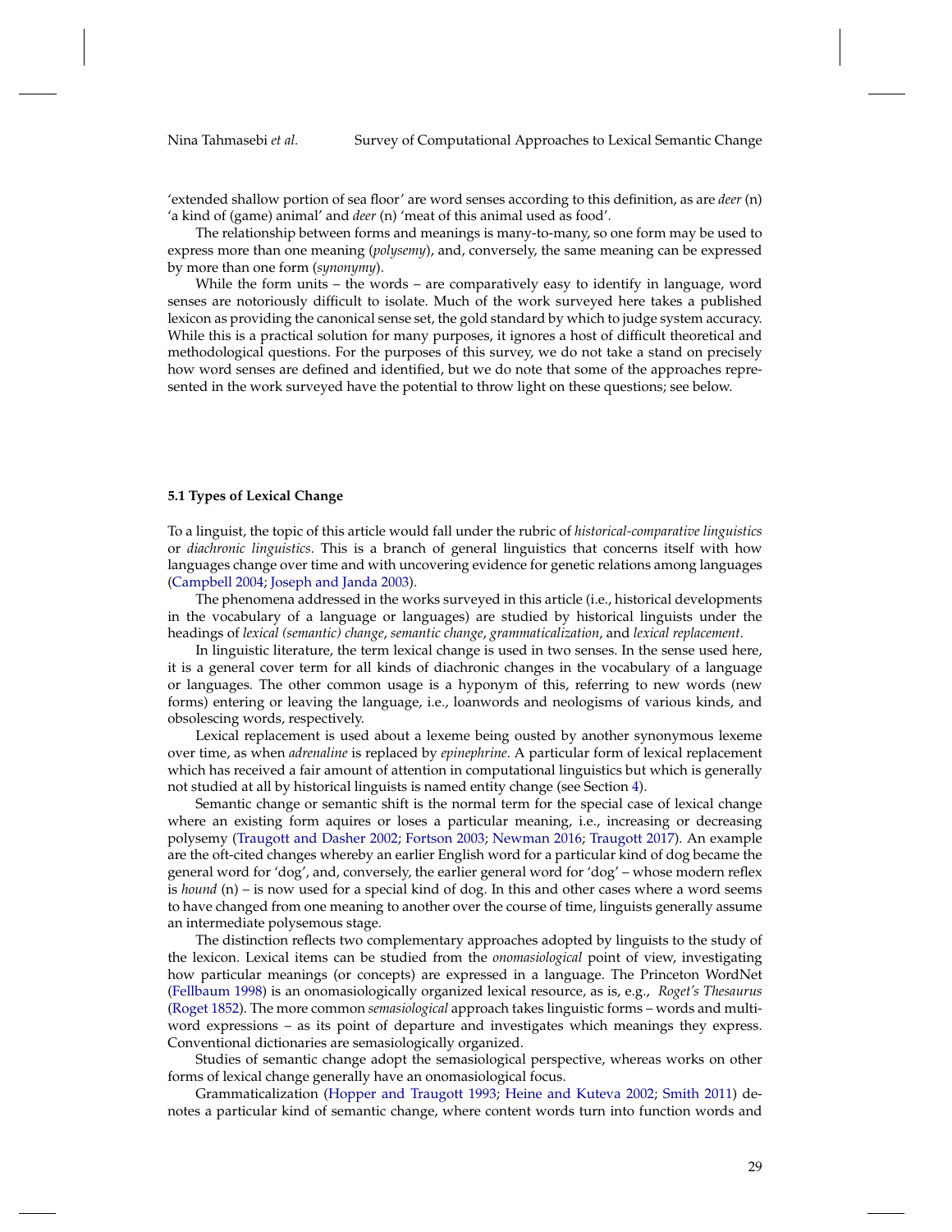'extended shallow portion of sea floor' are word senses according to this definition, as are *deer* (n) 'a kind of (game) animal' and *deer* (n) 'meat of this animal used as food'.

The relationship between forms and meanings is many-to-many, so one form may be used to express more than one meaning (*polysemy*), and, conversely, the same meaning can be expressed by more than one form (*synonymy*).

While the form units – the words – are comparatively easy to identify in language, word senses are notoriously difficult to isolate. Much of the work surveyed here takes a published lexicon as providing the canonical sense set, the gold standard by which to judge system accuracy. While this is a practical solution for many purposes, it ignores a host of difficult theoretical and methodological questions. For the purposes of this survey, we do not take a stand on precisely how word senses are defined and identified, but we do note that some of the approaches represented in the work surveyed have the potential to throw light on these questions; see below.

### 5.1 Types of Lexical Change

To a linguist, the topic of this article would fall under the rubric of *historical-comparative linguistics* or *diachronic linguistics*. This is a branch of general linguistics that concerns itself with how languages change over time and with uncovering evidence for genetic relations among languages (Campbell 2004; Joseph and Janda 2003).

The phenomena addressed in the works surveyed in this article (i.e., historical developments in the vocabulary of a language or languages) are studied by historical linguists under the headings of *lexical (semantic) change*, *semantic change*, *grammaticalization*, and *lexical replacement*.

In linguistic literature, the term lexical change is used in two senses. In the sense used here, it is a general cover term for all kinds of diachronic changes in the vocabulary of a language or languages. The other common usage is a hyponym of this, referring to new words (new forms) entering or leaving the language, i.e., loanwords and neologisms of various kinds, and obsolescing words, respectively.

Lexical replacement is used about a lexeme being ousted by another synonymous lexeme over time, as when *adrenaline* is replaced by *epinephrine*. A particular form of lexical replacement which has received a fair amount of attention in computational linguistics but which is generally not studied at all by historical linguists is named entity change (see Section 4).

Semantic change or semantic shift is the normal term for the special case of lexical change where an existing form aquires or loses a particular meaning, i.e., increasing or decreasing polysemy (Traugott and Dasher 2002; Fortson 2003; Newman 2016; Traugott 2017). An example are the oft-cited changes whereby an earlier English word for a particular kind of dog became the general word for 'dog', and, conversely, the earlier general word for 'dog' – whose modern reflex is *hound* (n) – is now used for a special kind of dog. In this and other cases where a word seems to have changed from one meaning to another over the course of time, linguists generally assume an intermediate polysemous stage.

The distinction reflects two complementary approaches adopted by linguists to the study of the lexicon. Lexical items can be studied from the *onomasiological* point of view, investigating how particular meanings (or concepts) are expressed in a language. The Princeton WordNet (Fellbaum 1998) is an onomasiologically organized lexical resource, as is, e.g., *Roget's Thesaurus* (Roget 1852). The more common *semasiological* approach takes linguistic forms – words and multi-word expressions – as its point of departure and investigates which meanings they express. Conventional dictionaries are semasiologically organized.

Studies of semantic change adopt the semasiological perspective, whereas works on other forms of lexical change generally have an onomasiological focus.

Grammaticalization (Hopper and Traugott 1993; Heine and Kuteva 2002; Smith 2011) denotes a particular kind of semantic change, where content words turn into function words and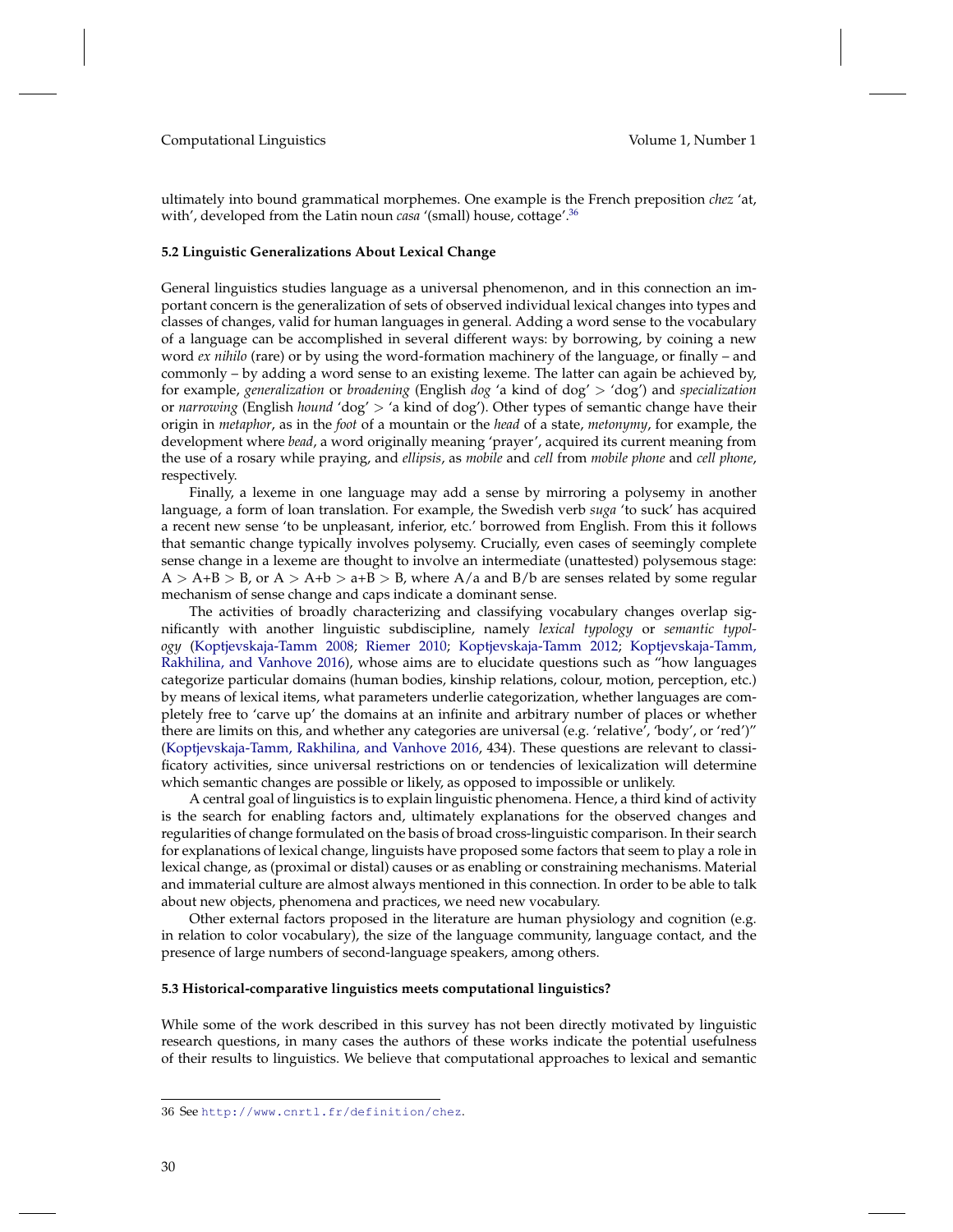ultimately into bound grammatical morphemes. One example is the French preposition *chez* 'at, with', developed from the Latin noun *casa* '(small) house, cottage'.[36]

### 5.2 Linguistic Generalizations About Lexical Change

General linguistics studies language as a universal phenomenon, and in this connection an important concern is the generalization of sets of observed individual lexical changes into types and classes of changes, valid for human languages in general. Adding a word sense to the vocabulary of a language can be accomplished in several different ways: by borrowing, by coining a new word *ex nihilo* (rare) or by using the word-formation machinery of the language, or finally – and commonly – by adding a word sense to an existing lexeme. The latter can again be achieved by, for example, *generalization* or *broadening* (English *dog* 'a kind of dog' > 'dog') and *specialization* or *narrowing* (English *hound* 'dog' > 'a kind of dog'). Other types of semantic change have their origin in *metaphor*, as in the *foot* of a mountain or the *head* of a state, *metonymy*, for example, the development where *bead*, a word originally meaning 'prayer', acquired its current meaning from the use of a rosary while praying, and *ellipsis*, as *mobile* and *cell* from *mobile phone* and *cell phone*, respectively.

Finally, a lexeme in one language may add a sense by mirroring a polysemy in another language, a form of loan translation. For example, the Swedish verb *suga* 'to suck' has acquired a recent new sense 'to be unpleasant, inferior, etc.' borrowed from English. From this it follows that semantic change typically involves polysemy. Crucially, even cases of seemingly complete sense change in a lexeme are thought to involve an intermediate (unattested) polysemous stage: A > A+B > B, or A > A+b > a+B > B, where A/a and B/b are senses related by some regular mechanism of sense change and caps indicate a dominant sense.

The activities of broadly characterizing and classifying vocabulary changes overlap significantly with another linguistic subdiscipline, namely *lexical typology* or *semantic typology* (Koptjevskaja-Tamm 2008; Riemer 2010; Koptjevskaja-Tamm 2012; Koptjevskaja-Tamm, Rakhilina, and Vanhove 2016), whose aims are to elucidate questions such as "how languages categorize particular domains (human bodies, kinship relations, colour, motion, perception, etc.) by means of lexical items, what parameters underlie categorization, whether languages are completely free to 'carve up' the domains at an infinite and arbitrary number of places or whether there are limits on this, and whether any categories are universal (e.g. 'relative', 'body', or 'red')" (Koptjevskaja-Tamm, Rakhilina, and Vanhove 2016, 434). These questions are relevant to classificatory activities, since universal restrictions on or tendencies of lexicalization will determine which semantic changes are possible or likely, as opposed to impossible or unlikely.

A central goal of linguistics is to explain linguistic phenomena. Hence, a third kind of activity is the search for enabling factors and, ultimately explanations for the observed changes and regularities of change formulated on the basis of broad cross-linguistic comparison. In their search for explanations of lexical change, linguists have proposed some factors that seem to play a role in lexical change, as (proximal or distal) causes or as enabling or constraining mechanisms. Material and immaterial culture are almost always mentioned in this connection. In order to be able to talk about new objects, phenomena and practices, we need new vocabulary.

Other external factors proposed in the literature are human physiology and cognition (e.g. in relation to color vocabulary), the size of the language community, language contact, and the presence of large numbers of second-language speakers, among others.

### 5.3 Historical-comparative linguistics meets computational linguistics?

While some of the work described in this survey has not been directly motivated by linguistic research questions, in many cases the authors of these works indicate the potential usefulness of their results to linguistics. We believe that computational approaches to lexical and semantic

36 See http://www.cnrtl.fr/definition/chez.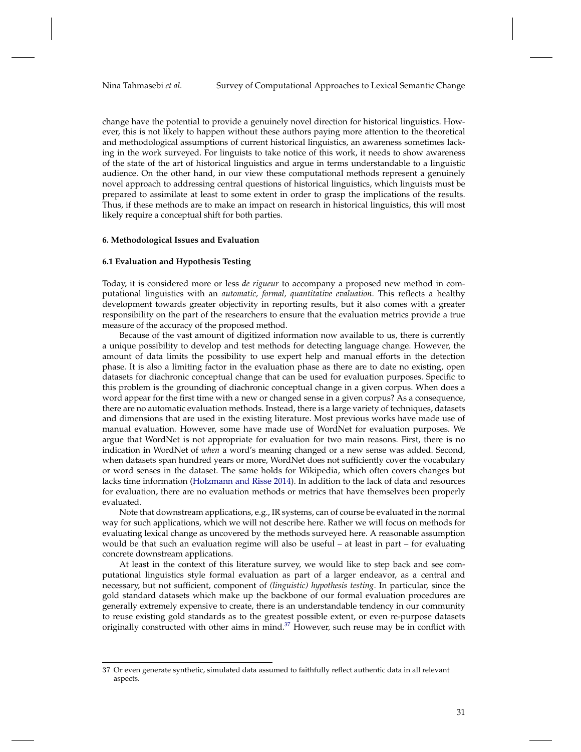change have the potential to provide a genuinely novel direction for historical linguistics. However, this is not likely to happen without these authors paying more attention to the theoretical and methodological assumptions of current historical linguistics, an awareness sometimes lacking in the work surveyed. For linguists to take notice of this work, it needs to show awareness of the state of the art of historical linguistics and argue in terms understandable to a linguistic audience. On the other hand, in our view these computational methods represent a genuinely novel approach to addressing central questions of historical linguistics, which linguists must be prepared to assimilate at least to some extent in order to grasp the implications of the results. Thus, if these methods are to make an impact on research in historical linguistics, this will most likely require a conceptual shift for both parties.

## 6. Methodological Issues and Evaluation

### 6.1 Evaluation and Hypothesis Testing

Today, it is considered more or less *de rigueur* to accompany a proposed new method in computational linguistics with an *automatic, formal, quantitative evaluation*. This reflects a healthy development towards greater objectivity in reporting results, but it also comes with a greater responsibility on the part of the researchers to ensure that the evaluation metrics provide a true measure of the accuracy of the proposed method.

Because of the vast amount of digitized information now available to us, there is currently a unique possibility to develop and test methods for detecting language change. However, the amount of data limits the possibility to use expert help and manual efforts in the detection phase. It is also a limiting factor in the evaluation phase as there are to date no existing, open datasets for diachronic conceptual change that can be used for evaluation purposes. Specific to this problem is the grounding of diachronic conceptual change in a given corpus. When does a word appear for the first time with a new or changed sense in a given corpus? As a consequence, there are no automatic evaluation methods. Instead, there is a large variety of techniques, datasets and dimensions that are used in the existing literature. Most previous works have made use of manual evaluation. However, some have made use of WordNet for evaluation purposes. We argue that WordNet is not appropriate for evaluation for two main reasons. First, there is no indication in WordNet of *when* a word's meaning changed or a new sense was added. Second, when datasets span hundred years or more, WordNet does not sufficiently cover the vocabulary or word senses in the dataset. The same holds for Wikipedia, which often covers changes but lacks time information (Holzmann and Risse 2014). In addition to the lack of data and resources for evaluation, there are no evaluation methods or metrics that have themselves been properly evaluated.

Note that downstream applications, e.g., IR systems, can of course be evaluated in the normal way for such applications, which we will not describe here. Rather we will focus on methods for evaluating lexical change as uncovered by the methods surveyed here. A reasonable assumption would be that such an evaluation regime will also be useful – at least in part – for evaluating concrete downstream applications.

At least in the context of this literature survey, we would like to step back and see computational linguistics style formal evaluation as part of a larger endeavor, as a central and necessary, but not sufficient, component of *(linguistic) hypothesis testing*. In particular, since the gold standard datasets which make up the backbone of our formal evaluation procedures are generally extremely expensive to create, there is an understandable tendency in our community to reuse existing gold standards as to the greatest possible extent, or even re-purpose datasets originally constructed with other aims in mind.[37] However, such reuse may be in conflict with

[37] Or even generate synthetic, simulated data assumed to faithfully reflect authentic data in all relevant aspects.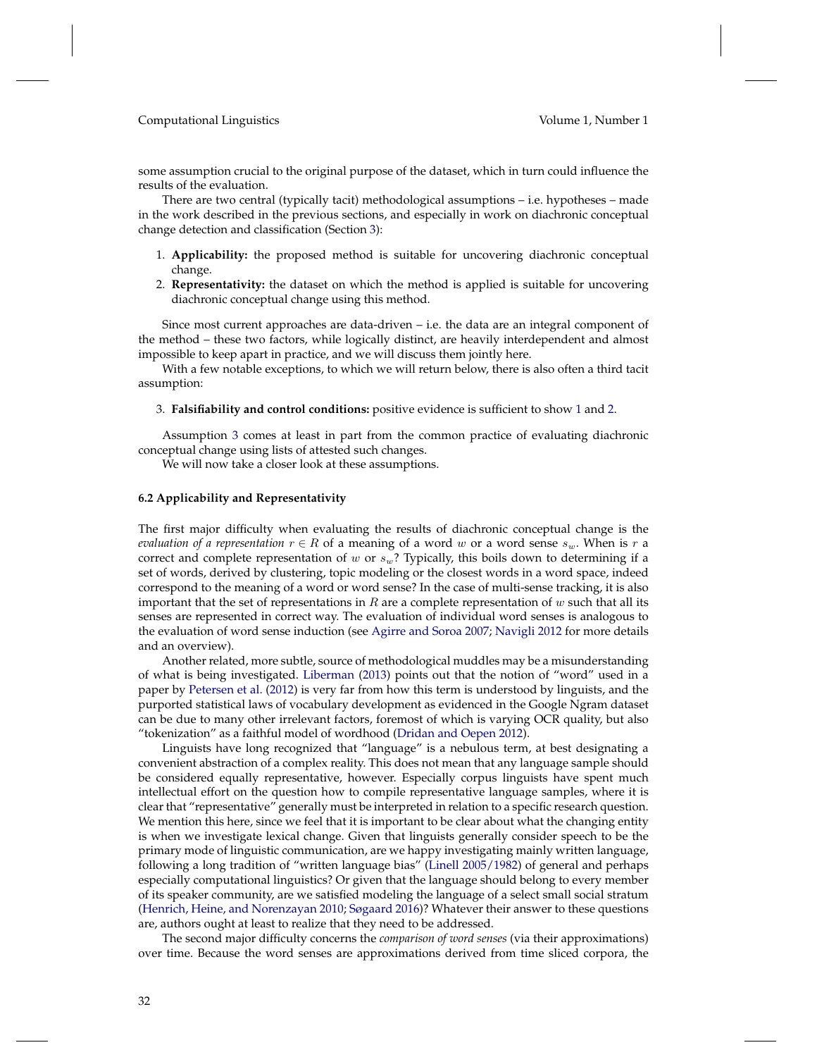some assumption crucial to the original purpose of the dataset, which in turn could influence the results of the evaluation.

There are two central (typically tacit) methodological assumptions – i.e. hypotheses – made in the work described in the previous sections, and especially in work on diachronic conceptual change detection and classification (Section 3):

1. **Applicability:** the proposed method is suitable for uncovering diachronic conceptual change.
2. **Representativity:** the dataset on which the method is applied is suitable for uncovering diachronic conceptual change using this method.

Since most current approaches are data-driven – i.e. the data are an integral component of the method – these two factors, while logically distinct, are heavily interdependent and almost impossible to keep apart in practice, and we will discuss them jointly here.

With a few notable exceptions, to which we will return below, there is also often a third tacit assumption:

3. **Falsifiability and control conditions:** positive evidence is sufficient to show 1 and 2.

Assumption 3 comes at least in part from the common practice of evaluating diachronic conceptual change using lists of attested such changes.

We will now take a closer look at these assumptions.

### 6.2 Applicability and Representativity

The first major difficulty when evaluating the results of diachronic conceptual change is the *evaluation of a representation* $r \in R$ of a meaning of a word $w$ or a word sense $s_w$. When is $r$ a correct and complete representation of $w$ or $s_w$? Typically, this boils down to determining if a set of words, derived by clustering, topic modeling or the closest words in a word space, indeed correspond to the meaning of a word or word sense? In the case of multi-sense tracking, it is also important that the set of representations in $R$ are a complete representation of $w$ such that all its senses are represented in correct way. The evaluation of individual word senses is analogous to the evaluation of word sense induction (see Agirre and Soroa 2007; Navigli 2012 for more details and an overview).

Another related, more subtle, source of methodological muddles may be a misunderstanding of what is being investigated. Liberman (2013) points out that the notion of "word" used in a paper by Petersen et al. (2012) is very far from how this term is understood by linguists, and the purported statistical laws of vocabulary development as evidenced in the Google Ngram dataset can be due to many other irrelevant factors, foremost of which is varying OCR quality, but also "tokenization" as a faithful model of wordhood (Dridan and Oepen 2012).

Linguists have long recognized that "language" is a nebulous term, at best designating a convenient abstraction of a complex reality. This does not mean that any language sample should be considered equally representative, however. Especially corpus linguists have spent much intellectual effort on the question how to compile representative language samples, where it is clear that "representative" generally must be interpreted in relation to a specific research question. We mention this here, since we feel that it is important to be clear about what the changing entity is when we investigate lexical change. Given that linguists generally consider speech to be the primary mode of linguistic communication, are we happy investigating mainly written language, following a long tradition of "written language bias" (Linell 2005/1982) of general and perhaps especially computational linguistics? Or given that the language should belong to every member of its speaker community, are we satisfied modeling the language of a select small social stratum (Henrich, Heine, and Norenzayan 2010; Søgaard 2016)? Whatever their answer to these questions are, authors ought at least to realize that they need to be addressed.

The second major difficulty concerns the *comparison of word senses* (via their approximations) over time. Because the word senses are approximations derived from time sliced corpora, the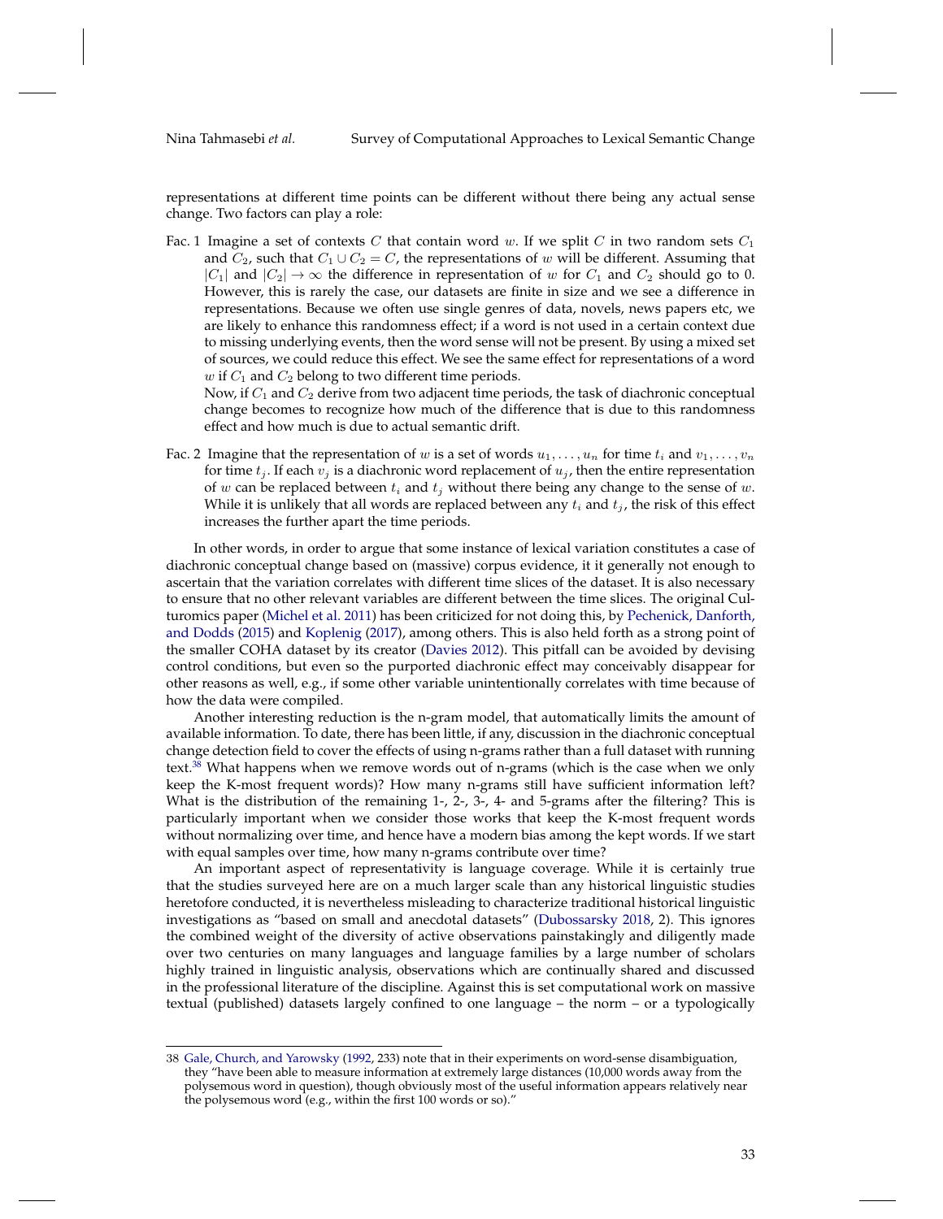representations at different time points can be different without there being any actual sense change. Two factors can play a role:

Fac. 1 Imagine a set of contexts $C$ that contain word $w$. If we split $C$ in two random sets $C_1$ and $C_2$, such that $C_1 \cup C_2 = C$, the representations of $w$ will be different. Assuming that $|C_1|$ and $|C_2| \to \infty$ the difference in representation of $w$ for $C_1$ and $C_2$ should go to 0. However, this is rarely the case, our datasets are finite in size and we see a difference in representations. Because we often use single genres of data, novels, news papers etc, we are likely to enhance this randomness effect; if a word is not used in a certain context due to missing underlying events, then the word sense will not be present. By using a mixed set of sources, we could reduce this effect. We see the same effect for representations of a word $w$ if $C_1$ and $C_2$ belong to two different time periods.
Now, if $C_1$ and $C_2$ derive from two adjacent time periods, the task of diachronic conceptual change becomes to recognize how much of the difference that is due to this randomness effect and how much is due to actual semantic drift.

Fac. 2 Imagine that the representation of $w$ is a set of words $u_1, \ldots, u_n$ for time $t_i$ and $v_1, \ldots, v_n$ for time $t_j$. If each $v_j$ is a diachronic word replacement of $u_j$, then the entire representation of $w$ can be replaced between $t_i$ and $t_j$ without there being any change to the sense of $w$. While it is unlikely that all words are replaced between any $t_i$ and $t_j$, the risk of this effect increases the further apart the time periods.

In other words, in order to argue that some instance of lexical variation constitutes a case of diachronic conceptual change based on (massive) corpus evidence, it it generally not enough to ascertain that the variation correlates with different time slices of the dataset. It is also necessary to ensure that no other relevant variables are different between the time slices. The original Culturomics paper (Michel et al. 2011) has been criticized for not doing this, by Pechenick, Danforth, and Dodds (2015) and Koplenig (2017), among others. This is also held forth as a strong point of the smaller COHA dataset by its creator (Davies 2012). This pitfall can be avoided by devising control conditions, but even so the purported diachronic effect may conceivably disappear for other reasons as well, e.g., if some other variable unintentionally correlates with time because of how the data were compiled.

Another interesting reduction is the n-gram model, that automatically limits the amount of available information. To date, there has been little, if any, discussion in the diachronic conceptual change detection field to cover the effects of using n-grams rather than a full dataset with running text.[38] What happens when we remove words out of n-grams (which is the case when we only keep the K-most frequent words)? How many n-grams still have sufficient information left? What is the distribution of the remaining 1-, 2-, 3-, 4- and 5-grams after the filtering? This is particularly important when we consider those works that keep the K-most frequent words without normalizing over time, and hence have a modern bias among the kept words. If we start with equal samples over time, how many n-grams contribute over time?

An important aspect of representativity is language coverage. While it is certainly true that the studies surveyed here are on a much larger scale than any historical linguistic studies heretofore conducted, it is nevertheless misleading to characterize traditional historical linguistic investigations as "based on small and anecdotal datasets" (Dubossarsky 2018, 2). This ignores the combined weight of the diversity of active observations painstakingly and diligently made over two centuries on many languages and language families by a large number of scholars highly trained in linguistic analysis, observations which are continually shared and discussed in the professional literature of the discipline. Against this is set computational work on massive textual (published) datasets largely confined to one language – the norm – or a typologically

38 Gale, Church, and Yarowsky (1992, 233) note that in their experiments on word-sense disambiguation, they "have been able to measure information at extremely large distances (10,000 words away from the polysemous word in question), though obviously most of the useful information appears relatively near the polysemous word (e.g., within the first 100 words or so)."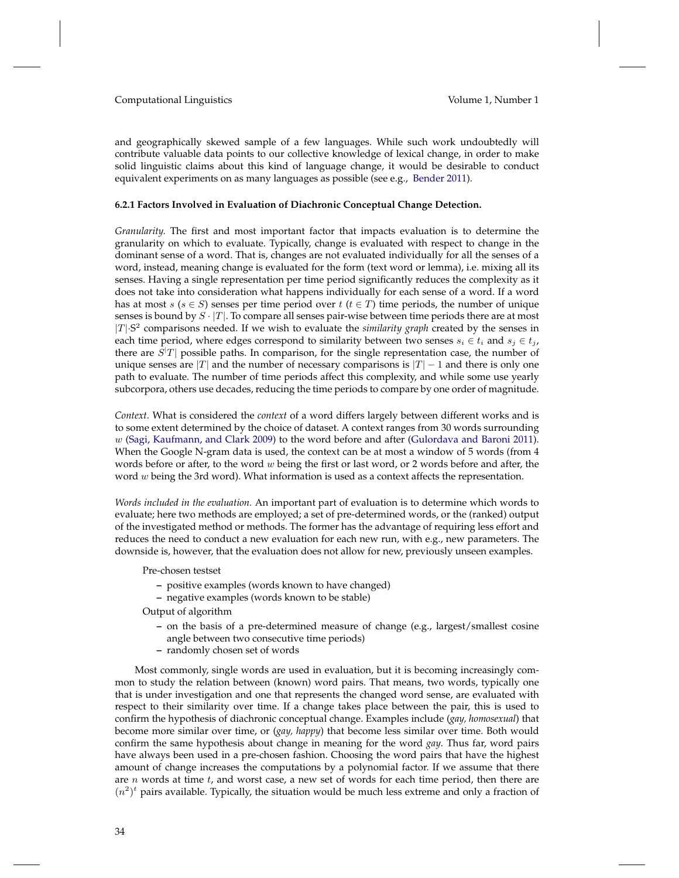and geographically skewed sample of a few languages. While such work undoubtedly will contribute valuable data points to our collective knowledge of lexical change, in order to make solid linguistic claims about this kind of language change, it would be desirable to conduct equivalent experiments on as many languages as possible (see e.g., Bender 2011).

#### 6.2.1 Factors Involved in Evaluation of Diachronic Conceptual Change Detection.

*Granularity.* The first and most important factor that impacts evaluation is to determine the granularity on which to evaluate. Typically, change is evaluated with respect to change in the dominant sense of a word. That is, changes are not evaluated individually for all the senses of a word, instead, meaning change is evaluated for the form (text word or lemma), i.e. mixing all its senses. Having a single representation per time period significantly reduces the complexity as it does not take into consideration what happens individually for each sense of a word. If a word has at most $s$ ($s \in S$) senses per time period over $t$ ($t \in T$) time periods, the number of unique senses is bound by $S \cdot |T|$. To compare all senses pair-wise between time periods there are at most $|T| {\cdot} S^2$ comparisons needed. If we wish to evaluate the *similarity graph* created by the senses in each time period, where edges correspond to similarity between two senses $s_i \in t_i$ and $s_j \in t_j$, there are $S^{|}T|$ possible paths. In comparison, for the single representation case, the number of unique senses are $|T|$ and the number of necessary comparisons is $|T| - 1$ and there is only one path to evaluate. The number of time periods affect this complexity, and while some use yearly subcorpora, others use decades, reducing the time periods to compare by one order of magnitude.

*Context.* What is considered the *context* of a word differs largely between different works and is to some extent determined by the choice of dataset. A context ranges from 30 words surrounding $w$ (Sagi, Kaufmann, and Clark 2009) to the word before and after (Gulordava and Baroni 2011). When the Google N-gram data is used, the context can be at most a window of 5 words (from 4 words before or after, to the word $w$ being the first or last word, or 2 words before and after, the word $w$ being the 3rd word). What information is used as a context affects the representation.

*Words included in the evaluation.* An important part of evaluation is to determine which words to evaluate; here two methods are employed; a set of pre-determined words, or the (ranked) output of the investigated method or methods. The former has the advantage of requiring less effort and reduces the need to conduct a new evaluation for each new run, with e.g., new parameters. The downside is, however, that the evaluation does not allow for new, previously unseen examples.

Pre-chosen testset

- positive examples (words known to have changed)
- negative examples (words known to be stable)

Output of algorithm

- on the basis of a pre-determined measure of change (e.g., largest/smallest cosine angle between two consecutive time periods)
- randomly chosen set of words

Most commonly, single words are used in evaluation, but it is becoming increasingly common to study the relation between (known) word pairs. That means, two words, typically one that is under investigation and one that represents the changed word sense, are evaluated with respect to their similarity over time. If a change takes place between the pair, this is used to confirm the hypothesis of diachronic conceptual change. Examples include (*gay, homosexual*) that become more similar over time, or (*gay, happy*) that become less similar over time. Both would confirm the same hypothesis about change in meaning for the word *gay*. Thus far, word pairs have always been used in a pre-chosen fashion. Choosing the word pairs that have the highest amount of change increases the computations by a polynomial factor. If we assume that there are $n$ words at time $t$, and worst case, a new set of words for each time period, then there are $(n^2)^t$ pairs available. Typically, the situation would be much less extreme and only a fraction of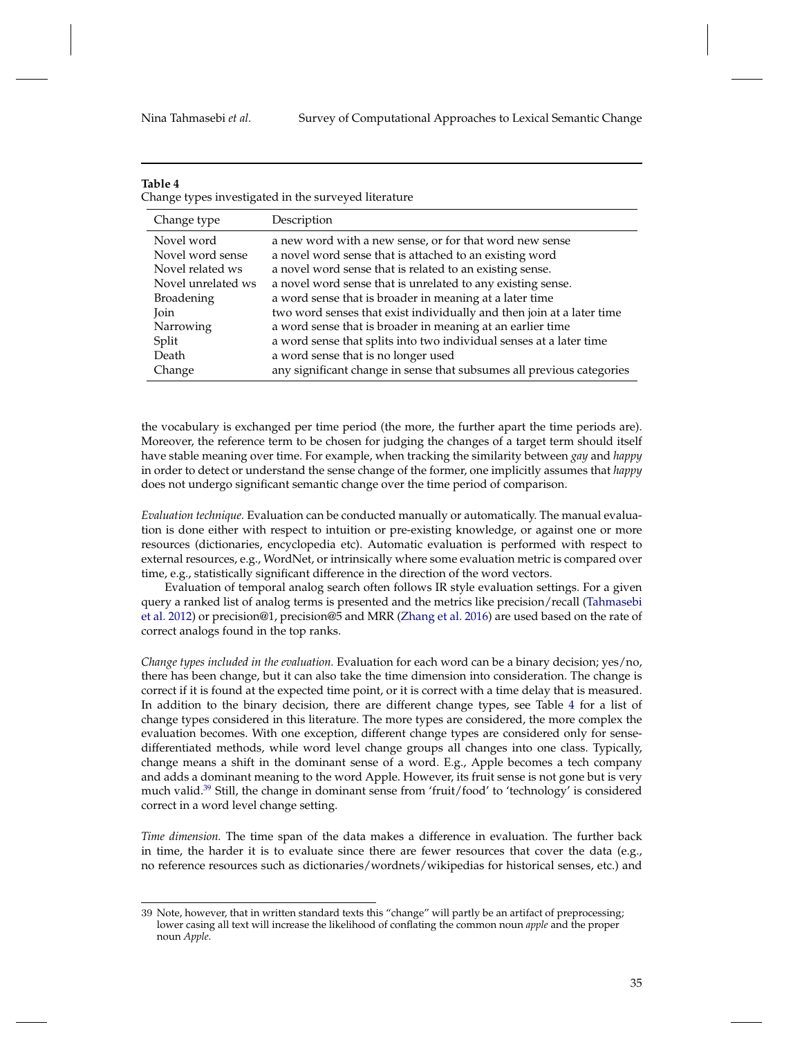**Table 4**
Change types investigated in the surveyed literature

| Change type | Description |
|---|---|
| Novel word | a new word with a new sense, or for that word new sense |
| Novel word sense | a novel word sense that is attached to an existing word |
| Novel related ws | a novel word sense that is related to an existing sense. |
| Novel unrelated ws | a novel word sense that is unrelated to any existing sense. |
| Broadening | a word sense that is broader in meaning at a later time |
| Join | two word senses that exist individually and then join at a later time |
| Narrowing | a word sense that is broader in meaning at an earlier time |
| Split | a word sense that splits into two individual senses at a later time |
| Death | a word sense that is no longer used |
| Change | any significant change in sense that subsumes all previous categories |

the vocabulary is exchanged per time period (the more, the further apart the time periods are). Moreover, the reference term to be chosen for judging the changes of a target term should itself have stable meaning over time. For example, when tracking the similarity between *gay* and *happy* in order to detect or understand the sense change of the former, one implicitly assumes that *happy* does not undergo significant semantic change over the time period of comparison.

*Evaluation technique.* Evaluation can be conducted manually or automatically. The manual evaluation is done either with respect to intuition or pre-existing knowledge, or against one or more resources (dictionaries, encyclopedia etc). Automatic evaluation is performed with respect to external resources, e.g., WordNet, or intrinsically where some evaluation metric is compared over time, e.g., statistically significant difference in the direction of the word vectors.

Evaluation of temporal analog search often follows IR style evaluation settings. For a given query a ranked list of analog terms is presented and the metrics like precision/recall (Tahmasebi et al. 2012) or precision@1, precision@5 and MRR (Zhang et al. 2016) are used based on the rate of correct analogs found in the top ranks.

*Change types included in the evaluation.* Evaluation for each word can be a binary decision; yes/no, there has been change, but it can also take the time dimension into consideration. The change is correct if it is found at the expected time point, or it is correct with a time delay that is measured. In addition to the binary decision, there are different change types, see Table 4 for a list of change types considered in this literature. The more types are considered, the more complex the evaluation becomes. With one exception, different change types are considered only for sense-differentiated methods, while word level change groups all changes into one class. Typically, change means a shift in the dominant sense of a word. E.g., Apple becomes a tech company and adds a dominant meaning to the word Apple. However, its fruit sense is not gone but is very much valid.[39] Still, the change in dominant sense from 'fruit/food' to 'technology' is considered correct in a word level change setting.

*Time dimension.* The time span of the data makes a difference in evaluation. The further back in time, the harder it is to evaluate since there are fewer resources that cover the data (e.g., no reference resources such as dictionaries/wordnets/wikipedias for historical senses, etc.) and

39 Note, however, that in written standard texts this "change" will partly be an artifact of preprocessing; lower casing all text will increase the likelihood of conflating the common noun *apple* and the proper noun *Apple*.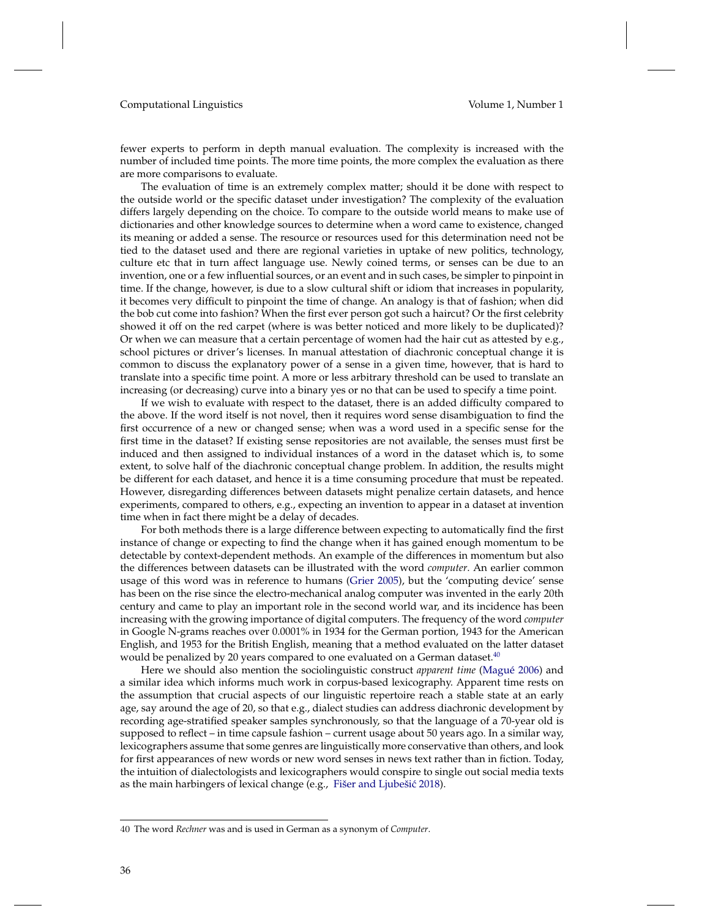fewer experts to perform in depth manual evaluation. The complexity is increased with the number of included time points. The more time points, the more complex the evaluation as there are more comparisons to evaluate.

The evaluation of time is an extremely complex matter; should it be done with respect to the outside world or the specific dataset under investigation? The complexity of the evaluation differs largely depending on the choice. To compare to the outside world means to make use of dictionaries and other knowledge sources to determine when a word came to existence, changed its meaning or added a sense. The resource or resources used for this determination need not be tied to the dataset used and there are regional varieties in uptake of new politics, technology, culture etc that in turn affect language use. Newly coined terms, or senses can be due to an invention, one or a few influential sources, or an event and in such cases, be simpler to pinpoint in time. If the change, however, is due to a slow cultural shift or idiom that increases in popularity, it becomes very difficult to pinpoint the time of change. An analogy is that of fashion; when did the bob cut come into fashion? When the first ever person got such a haircut? Or the first celebrity showed it off on the red carpet (where is was better noticed and more likely to be duplicated)? Or when we can measure that a certain percentage of women had the hair cut as attested by e.g., school pictures or driver's licenses. In manual attestation of diachronic conceptual change it is common to discuss the explanatory power of a sense in a given time, however, that is hard to translate into a specific time point. A more or less arbitrary threshold can be used to translate an increasing (or decreasing) curve into a binary yes or no that can be used to specify a time point.

If we wish to evaluate with respect to the dataset, there is an added difficulty compared to the above. If the word itself is not novel, then it requires word sense disambiguation to find the first occurrence of a new or changed sense; when was a word used in a specific sense for the first time in the dataset? If existing sense repositories are not available, the senses must first be induced and then assigned to individual instances of a word in the dataset which is, to some extent, to solve half of the diachronic conceptual change problem. In addition, the results might be different for each dataset, and hence it is a time consuming procedure that must be repeated. However, disregarding differences between datasets might penalize certain datasets, and hence experiments, compared to others, e.g., expecting an invention to appear in a dataset at invention time when in fact there might be a delay of decades.

For both methods there is a large difference between expecting to automatically find the first instance of change or expecting to find the change when it has gained enough momentum to be detectable by context-dependent methods. An example of the differences in momentum but also the differences between datasets can be illustrated with the word *computer*. An earlier common usage of this word was in reference to humans (Grier 2005), but the 'computing device' sense has been on the rise since the electro-mechanical analog computer was invented in the early 20th century and came to play an important role in the second world war, and its incidence has been increasing with the growing importance of digital computers. The frequency of the word *computer* in Google N-grams reaches over 0.0001% in 1934 for the German portion, 1943 for the American English, and 1953 for the British English, meaning that a method evaluated on the latter dataset would be penalized by 20 years compared to one evaluated on a German dataset.[40]

Here we should also mention the sociolinguistic construct *apparent time* (Magué 2006) and a similar idea which informs much work in corpus-based lexicography. Apparent time rests on the assumption that crucial aspects of our linguistic repertoire reach a stable state at an early age, say around the age of 20, so that e.g., dialect studies can address diachronic development by recording age-stratified speaker samples synchronously, so that the language of a 70-year old is supposed to reflect – in time capsule fashion – current usage about 50 years ago. In a similar way, lexicographers assume that some genres are linguistically more conservative than others, and look for first appearances of new words or new word senses in news text rather than in fiction. Today, the intuition of dialectologists and lexicographers would conspire to single out social media texts as the main harbingers of lexical change (e.g., Fišer and Ljubešić 2018).

40 The word *Rechner* was and is used in German as a synonym of *Computer*.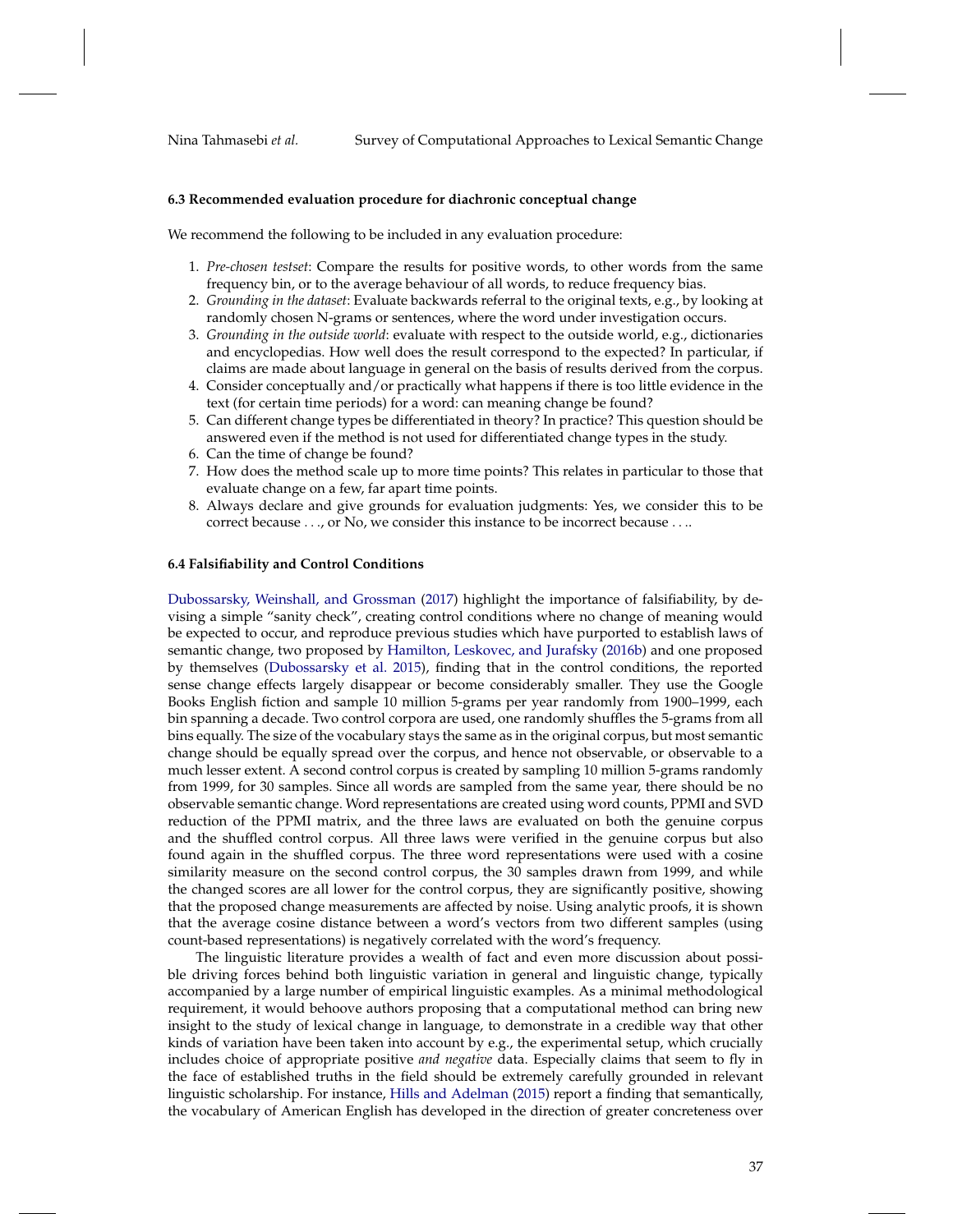#### 6.3 Recommended evaluation procedure for diachronic conceptual change

We recommend the following to be included in any evaluation procedure:

1. *Pre-chosen testset*: Compare the results for positive words, to other words from the same frequency bin, or to the average behaviour of all words, to reduce frequency bias.
2. *Grounding in the dataset*: Evaluate backwards referral to the original texts, e.g., by looking at randomly chosen N-grams or sentences, where the word under investigation occurs.
3. *Grounding in the outside world*: evaluate with respect to the outside world, e.g., dictionaries and encyclopedias. How well does the result correspond to the expected? In particular, if claims are made about language in general on the basis of results derived from the corpus.
4. Consider conceptually and/or practically what happens if there is too little evidence in the text (for certain time periods) for a word: can meaning change be found?
5. Can different change types be differentiated in theory? In practice? This question should be answered even if the method is not used for differentiated change types in the study.
6. Can the time of change be found?
7. How does the method scale up to more time points? This relates in particular to those that evaluate change on a few, far apart time points.
8. Always declare and give grounds for evaluation judgments: Yes, we consider this to be correct because . . ., or No, we consider this instance to be incorrect because . . ..

#### 6.4 Falsifiability and Control Conditions

Dubossarsky, Weinshall, and Grossman (2017) highlight the importance of falsifiability, by devising a simple "sanity check", creating control conditions where no change of meaning would be expected to occur, and reproduce previous studies which have purported to establish laws of semantic change, two proposed by Hamilton, Leskovec, and Jurafsky (2016b) and one proposed by themselves (Dubossarsky et al. 2015), finding that in the control conditions, the reported sense change effects largely disappear or become considerably smaller. They use the Google Books English fiction and sample 10 million 5-grams per year randomly from 1900–1999, each bin spanning a decade. Two control corpora are used, one randomly shuffles the 5-grams from all bins equally. The size of the vocabulary stays the same as in the original corpus, but most semantic change should be equally spread over the corpus, and hence not observable, or observable to a much lesser extent. A second control corpus is created by sampling 10 million 5-grams randomly from 1999, for 30 samples. Since all words are sampled from the same year, there should be no observable semantic change. Word representations are created using word counts, PPMI and SVD reduction of the PPMI matrix, and the three laws are evaluated on both the genuine corpus and the shuffled control corpus. All three laws were verified in the genuine corpus but also found again in the shuffled corpus. The three word representations were used with a cosine similarity measure on the second control corpus, the 30 samples drawn from 1999, and while the changed scores are all lower for the control corpus, they are significantly positive, showing that the proposed change measurements are affected by noise. Using analytic proofs, it is shown that the average cosine distance between a word's vectors from two different samples (using count-based representations) is negatively correlated with the word's frequency.

The linguistic literature provides a wealth of fact and even more discussion about possible driving forces behind both linguistic variation in general and linguistic change, typically accompanied by a large number of empirical linguistic examples. As a minimal methodological requirement, it would behoove authors proposing that a computational method can bring new insight to the study of lexical change in language, to demonstrate in a credible way that other kinds of variation have been taken into account by e.g., the experimental setup, which crucially includes choice of appropriate positive *and negative* data. Especially claims that seem to fly in the face of established truths in the field should be extremely carefully grounded in relevant linguistic scholarship. For instance, Hills and Adelman (2015) report a finding that semantically, the vocabulary of American English has developed in the direction of greater concreteness over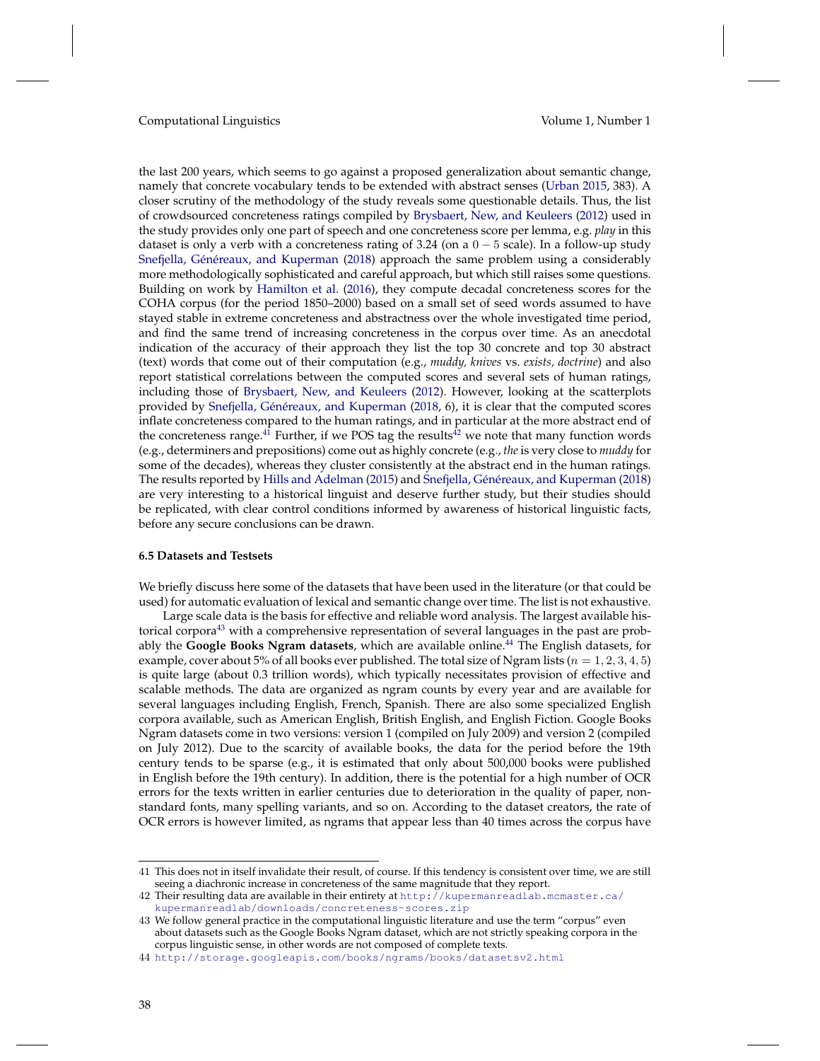the last 200 years, which seems to go against a proposed generalization about semantic change, namely that concrete vocabulary tends to be extended with abstract senses (Urban 2015, 383). A closer scrutiny of the methodology of the study reveals some questionable details. Thus, the list of crowdsourced concreteness ratings compiled by Brysbaert, New, and Keuleers (2012) used in the study provides only one part of speech and one concreteness score per lemma, e.g. *play* in this dataset is only a verb with a concreteness rating of 3.24 (on a $0-5$ scale). In a follow-up study Snefjella, Généreaux, and Kuperman (2018) approach the same problem using a considerably more methodologically sophisticated and careful approach, but which still raises some questions. Building on work by Hamilton et al. (2016), they compute decadal concreteness scores for the COHA corpus (for the period 1850–2000) based on a small set of seed words assumed to have stayed stable in extreme concreteness and abstractness over the whole investigated time period, and find the same trend of increasing concreteness in the corpus over time. As an anecdotal indication of the accuracy of their approach they list the top 30 concrete and top 30 abstract (text) words that come out of their computation (e.g., *muddy, knives* vs. *exists, doctrine*) and also report statistical correlations between the computed scores and several sets of human ratings, including those of Brysbaert, New, and Keuleers (2012). However, looking at the scatterplots provided by Snefjella, Généreaux, and Kuperman (2018, 6), it is clear that the computed scores inflate concreteness compared to the human ratings, and in particular at the more abstract end of the concreteness range.[41] Further, if we POS tag the results[42] we note that many function words (e.g., determiners and prepositions) come out as highly concrete (e.g., *the* is very close to *muddy* for some of the decades), whereas they cluster consistently at the abstract end in the human ratings. The results reported by Hills and Adelman (2015) and Snefjella, Généreaux, and Kuperman (2018) are very interesting to a historical linguist and deserve further study, but their studies should be replicated, with clear control conditions informed by awareness of historical linguistic facts, before any secure conclusions can be drawn.

### 6.5 Datasets and Testsets

We briefly discuss here some of the datasets that have been used in the literature (or that could be used) for automatic evaluation of lexical and semantic change over time. The list is not exhaustive.

Large scale data is the basis for effective and reliable word analysis. The largest available historical corpora[43] with a comprehensive representation of several languages in the past are probably the **Google Books Ngram datasets**, which are available online.[44] The English datasets, for example, cover about 5% of all books ever published. The total size of Ngram lists ($n = 1, 2, 3, 4, 5$) is quite large (about 0.3 trillion words), which typically necessitates provision of effective and scalable methods. The data are organized as ngram counts by every year and are available for several languages including English, French, Spanish. There are also some specialized English corpora available, such as American English, British English, and English Fiction. Google Books Ngram datasets come in two versions: version 1 (compiled on July 2009) and version 2 (compiled on July 2012). Due to the scarcity of available books, the data for the period before the 19th century tends to be sparse (e.g., it is estimated that only about 500,000 books were published in English before the 19th century). In addition, there is the potential for a high number of OCR errors for the texts written in earlier centuries due to deterioration in the quality of paper, non-standard fonts, many spelling variants, and so on. According to the dataset creators, the rate of OCR errors is however limited, as ngrams that appear less than 40 times across the corpus have

---

41 This does not in itself invalidate their result, of course. If this tendency is consistent over time, we are still seeing a diachronic increase in concreteness of the same magnitude that they report.

42 Their resulting data are available in their entirety at http://kupermanreadlab.mcmaster.ca/kupermanreadlab/downloads/concreteness-scores.zip

43 We follow general practice in the computational linguistic literature and use the term "corpus" even about datasets such as the Google Books Ngram dataset, which are not strictly speaking corpora in the corpus linguistic sense, in other words are not composed of complete texts.

44 http://storage.googleapis.com/books/ngrams/books/datasetsv2.html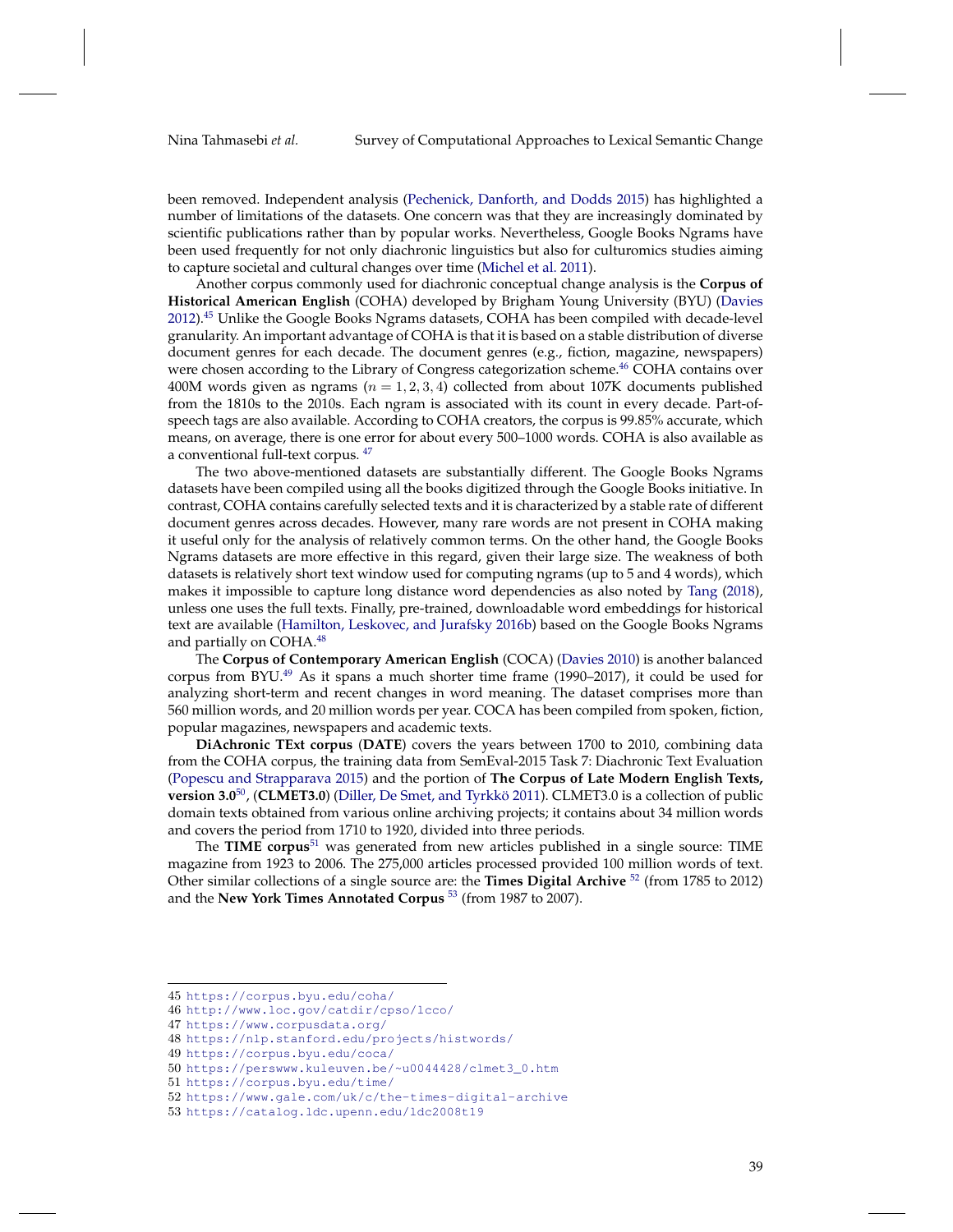been removed. Independent analysis (Pechenick, Danforth, and Dodds 2015) has highlighted a number of limitations of the datasets. One concern was that they are increasingly dominated by scientific publications rather than by popular works. Nevertheless, Google Books Ngrams have been used frequently for not only diachronic linguistics but also for culturomics studies aiming to capture societal and cultural changes over time (Michel et al. 2011).

Another corpus commonly used for diachronic conceptual change analysis is the **Corpus of Historical American English** (COHA) developed by Brigham Young University (BYU) (Davies 2012).[45] Unlike the Google Books Ngrams datasets, COHA has been compiled with decade-level granularity. An important advantage of COHA is that it is based on a stable distribution of diverse document genres for each decade. The document genres (e.g., fiction, magazine, newspapers) were chosen according to the Library of Congress categorization scheme.[46] COHA contains over 400M words given as ngrams ($n = 1, 2, 3, 4$) collected from about 107K documents published from the 1810s to the 2010s. Each ngram is associated with its count in every decade. Part-of-speech tags are also available. According to COHA creators, the corpus is 99.85% accurate, which means, on average, there is one error for about every 500–1000 words. COHA is also available as a conventional full-text corpus.[47]

The two above-mentioned datasets are substantially different. The Google Books Ngrams datasets have been compiled using all the books digitized through the Google Books initiative. In contrast, COHA contains carefully selected texts and it is characterized by a stable rate of different document genres across decades. However, many rare words are not present in COHA making it useful only for the analysis of relatively common terms. On the other hand, the Google Books Ngrams datasets are more effective in this regard, given their large size. The weakness of both datasets is relatively short text window used for computing ngrams (up to 5 and 4 words), which makes it impossible to capture long distance word dependencies as also noted by Tang (2018), unless one uses the full texts. Finally, pre-trained, downloadable word embeddings for historical text are available (Hamilton, Leskovec, and Jurafsky 2016b) based on the Google Books Ngrams and partially on COHA.[48]

The **Corpus of Contemporary American English** (COCA) (Davies 2010) is another balanced corpus from BYU.[49] As it spans a much shorter time frame (1990–2017), it could be used for analyzing short-term and recent changes in word meaning. The dataset comprises more than 560 million words, and 20 million words per year. COCA has been compiled from spoken, fiction, popular magazines, newspapers and academic texts.

**DiAchronic TExt corpus** (**DATE**) covers the years between 1700 to 2010, combining data from the COHA corpus, the training data from SemEval-2015 Task 7: Diachronic Text Evaluation (Popescu and Strapparava 2015) and the portion of **The Corpus of Late Modern English Texts, version 3.0**[50], (**CLMET3.0**) (Diller, De Smet, and Tyrkkö 2011). CLMET3.0 is a collection of public domain texts obtained from various online archiving projects; it contains about 34 million words and covers the period from 1710 to 1920, divided into three periods.

The **TIME corpus**[51] was generated from new articles published in a single source: TIME magazine from 1923 to 2006. The 275,000 articles processed provided 100 million words of text. Other similar collections of a single source are: the **Times Digital Archive**[52] (from 1785 to 2012) and the **New York Times Annotated Corpus**[53] (from 1987 to 2007).

---

45 https://corpus.byu.edu/coha/
46 http://www.loc.gov/catdir/cpso/lcco/
47 https://www.corpusdata.org/
48 https://nlp.stanford.edu/projects/histwords/
49 https://corpus.byu.edu/coca/
50 https://perswww.kuleuven.be/~u0044428/clmet3_0.htm
51 https://corpus.byu.edu/time/
52 https://www.gale.com/uk/c/the-times-digital-archive
53 https://catalog.ldc.upenn.edu/ldc2008t19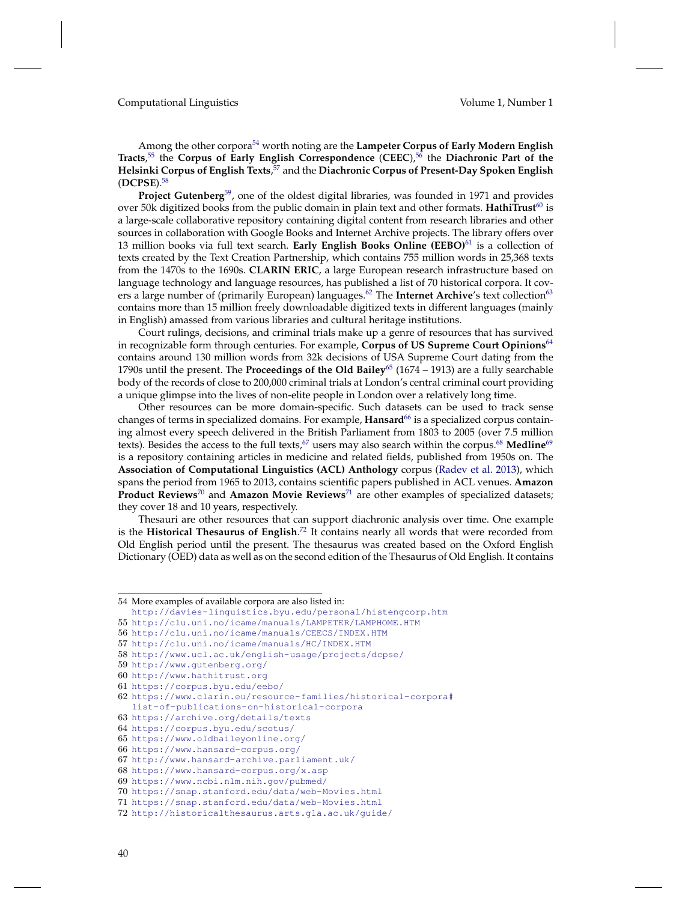Among the other corpora[54] worth noting are the **Lampeter Corpus of Early Modern English Tracts**,[55] the **Corpus of Early English Correspondence** (**CEEC**),[56] the **Diachronic Part of the Helsinki Corpus of English Texts**,[57] and the **Diachronic Corpus of Present-Day Spoken English** (**DCPSE**).[58]

**Project Gutenberg**[59], one of the oldest digital libraries, was founded in 1971 and provides over 50k digitized books from the public domain in plain text and other formats. **HathiTrust**[60] is a large-scale collaborative repository containing digital content from research libraries and other sources in collaboration with Google Books and Internet Archive projects. The library offers over 13 million books via full text search. **Early English Books Online (EEBO)**[61] is a collection of texts created by the Text Creation Partnership, which contains 755 million words in 25,368 texts from the 1470s to the 1690s. **CLARIN ERIC**, a large European research infrastructure based on language technology and language resources, has published a list of 70 historical corpora. It covers a large number of (primarily European) languages.[62] The **Internet Archive**'s text collection[63] contains more than 15 million freely downloadable digitized texts in different languages (mainly in English) amassed from various libraries and cultural heritage institutions.

Court rulings, decisions, and criminal trials make up a genre of resources that has survived in recognizable form through centuries. For example, **Corpus of US Supreme Court Opinions**[64] contains around 130 million words from 32k decisions of USA Supreme Court dating from the 1790s until the present. The **Proceedings of the Old Bailey**[65] (1674 – 1913) are a fully searchable body of the records of close to 200,000 criminal trials at London's central criminal court providing a unique glimpse into the lives of non-elite people in London over a relatively long time.

Other resources can be more domain-specific. Such datasets can be used to track sense changes of terms in specialized domains. For example, **Hansard**[66] is a specialized corpus containing almost every speech delivered in the British Parliament from 1803 to 2005 (over 7.5 million texts). Besides the access to the full texts,[67] users may also search within the corpus.[68] **Medline**[69] is a repository containing articles in medicine and related fields, published from 1950s on. The **Association of Computational Linguistics (ACL) Anthology** corpus (Radev et al. 2013), which spans the period from 1965 to 2013, contains scientific papers published in ACL venues. **Amazon Product Reviews**[70] and **Amazon Movie Reviews**[71] are other examples of specialized datasets; they cover 18 and 10 years, respectively.

Thesauri are other resources that can support diachronic analysis over time. One example is the **Historical Thesaurus of English**.[72] It contains nearly all words that were recorded from Old English period until the present. The thesaurus was created based on the Oxford English Dictionary (OED) data as well as on the second edition of the Thesaurus of Old English. It contains

---

54 More examples of available corpora are also listed in: http://davies-linguistics.byu.edu/personal/histengcorp.htm
55 http://clu.uni.no/icame/manuals/LAMPETER/LAMPHOME.HTM
56 http://clu.uni.no/icame/manuals/CEECS/INDEX.HTM
57 http://clu.uni.no/icame/manuals/HC/INDEX.HTM
58 http://www.ucl.ac.uk/english-usage/projects/dcpse/
59 http://www.gutenberg.org/
60 http://www.hathitrust.org
61 https://corpus.byu.edu/eebo/
62 https://www.clarin.eu/resource-families/historical-corpora#list-of-publications-on-historical-corpora
63 https://archive.org/details/texts
64 https://corpus.byu.edu/scotus/
65 https://www.oldbaileyonline.org/
66 https://www.hansard-corpus.org/
67 http://www.hansard-archive.parliament.uk/
68 https://www.hansard-corpus.org/x.asp
69 https://www.ncbi.nlm.nih.gov/pubmed/
70 https://snap.stanford.edu/data/web-Movies.html
71 https://snap.stanford.edu/data/web-Movies.html
72 http://historicalthesaurus.arts.gla.ac.uk/guide/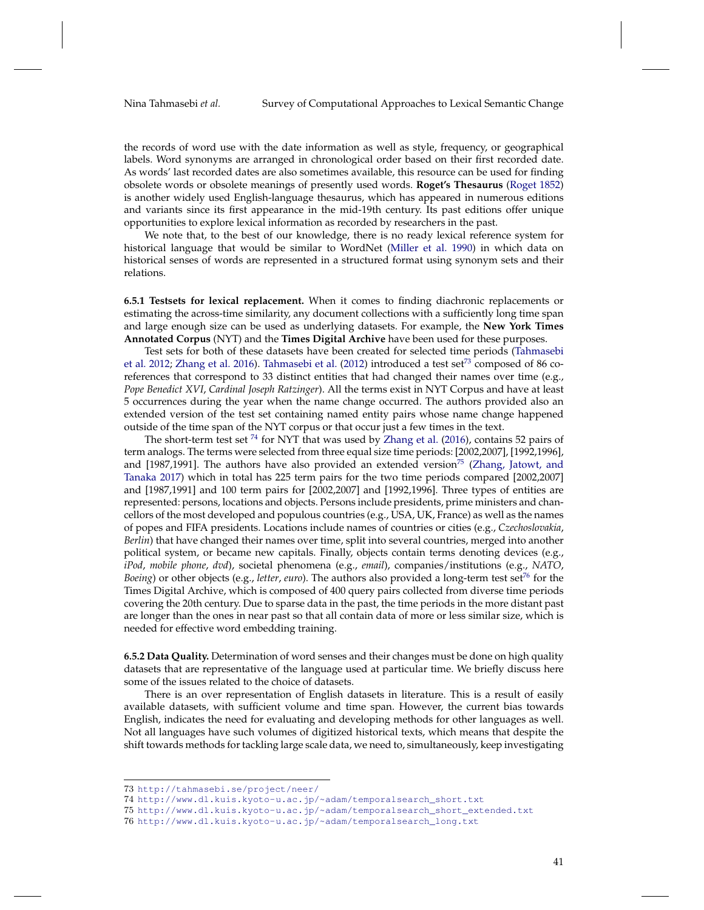the records of word use with the date information as well as style, frequency, or geographical labels. Word synonyms are arranged in chronological order based on their first recorded date. As words' last recorded dates are also sometimes available, this resource can be used for finding obsolete words or obsolete meanings of presently used words. **Roget's Thesaurus** (Roget 1852) is another widely used English-language thesaurus, which has appeared in numerous editions and variants since its first appearance in the mid-19th century. Its past editions offer unique opportunities to explore lexical information as recorded by researchers in the past.

We note that, to the best of our knowledge, there is no ready lexical reference system for historical language that would be similar to WordNet (Miller et al. 1990) in which data on historical senses of words are represented in a structured format using synonym sets and their relations.

**6.5.1 Testsets for lexical replacement.** When it comes to finding diachronic replacements or estimating the across-time similarity, any document collections with a sufficiently long time span and large enough size can be used as underlying datasets. For example, the **New York Times Annotated Corpus** (NYT) and the **Times Digital Archive** have been used for these purposes.

Test sets for both of these datasets have been created for selected time periods (Tahmasebi et al. 2012; Zhang et al. 2016). Tahmasebi et al. (2012) introduced a test set[73] composed of 86 co-references that correspond to 33 distinct entities that had changed their names over time (e.g., *Pope Benedict XVI*, *Cardinal Joseph Ratzinger*). All the terms exist in NYT Corpus and have at least 5 occurrences during the year when the name change occurred. The authors provided also an extended version of the test set containing named entity pairs whose name change happened outside of the time span of the NYT corpus or that occur just a few times in the text.

The short-term test set [74] for NYT that was used by Zhang et al. (2016), contains 52 pairs of term analogs. The terms were selected from three equal size time periods: [2002,2007], [1992,1996], and [1987,1991]. The authors have also provided an extended version[75] (Zhang, Jatowt, and Tanaka 2017) which in total has 225 term pairs for the two time periods compared [2002,2007] and [1987,1991] and 100 term pairs for [2002,2007] and [1992,1996]. Three types of entities are represented: persons, locations and objects. Persons include presidents, prime ministers and chancellors of the most developed and populous countries (e.g., USA, UK, France) as well as the names of popes and FIFA presidents. Locations include names of countries or cities (e.g., *Czechoslovakia*, *Berlin*) that have changed their names over time, split into several countries, merged into another political system, or became new capitals. Finally, objects contain terms denoting devices (e.g., *iPod*, *mobile phone*, *dvd*), societal phenomena (e.g., *email*), companies/institutions (e.g., *NATO*, *Boeing*) or other objects (e.g., *letter*, *euro*). The authors also provided a long-term test set[76] for the Times Digital Archive, which is composed of 400 query pairs collected from diverse time periods covering the 20th century. Due to sparse data in the past, the time periods in the more distant past are longer than the ones in near past so that all contain data of more or less similar size, which is needed for effective word embedding training.

**6.5.2 Data Quality.** Determination of word senses and their changes must be done on high quality datasets that are representative of the language used at particular time. We briefly discuss here some of the issues related to the choice of datasets.

There is an over representation of English datasets in literature. This is a result of easily available datasets, with sufficient volume and time span. However, the current bias towards English, indicates the need for evaluating and developing methods for other languages as well. Not all languages have such volumes of digitized historical texts, which means that despite the shift towards methods for tackling large scale data, we need to, simultaneously, keep investigating

---

73 http://tahmasebi.se/project/neer/

74 http://www.dl.kuis.kyoto-u.ac.jp/~adam/temporalsearch_short.txt

75 http://www.dl.kuis.kyoto-u.ac.jp/~adam/temporalsearch_short_extended.txt

76 http://www.dl.kuis.kyoto-u.ac.jp/~adam/temporalsearch_long.txt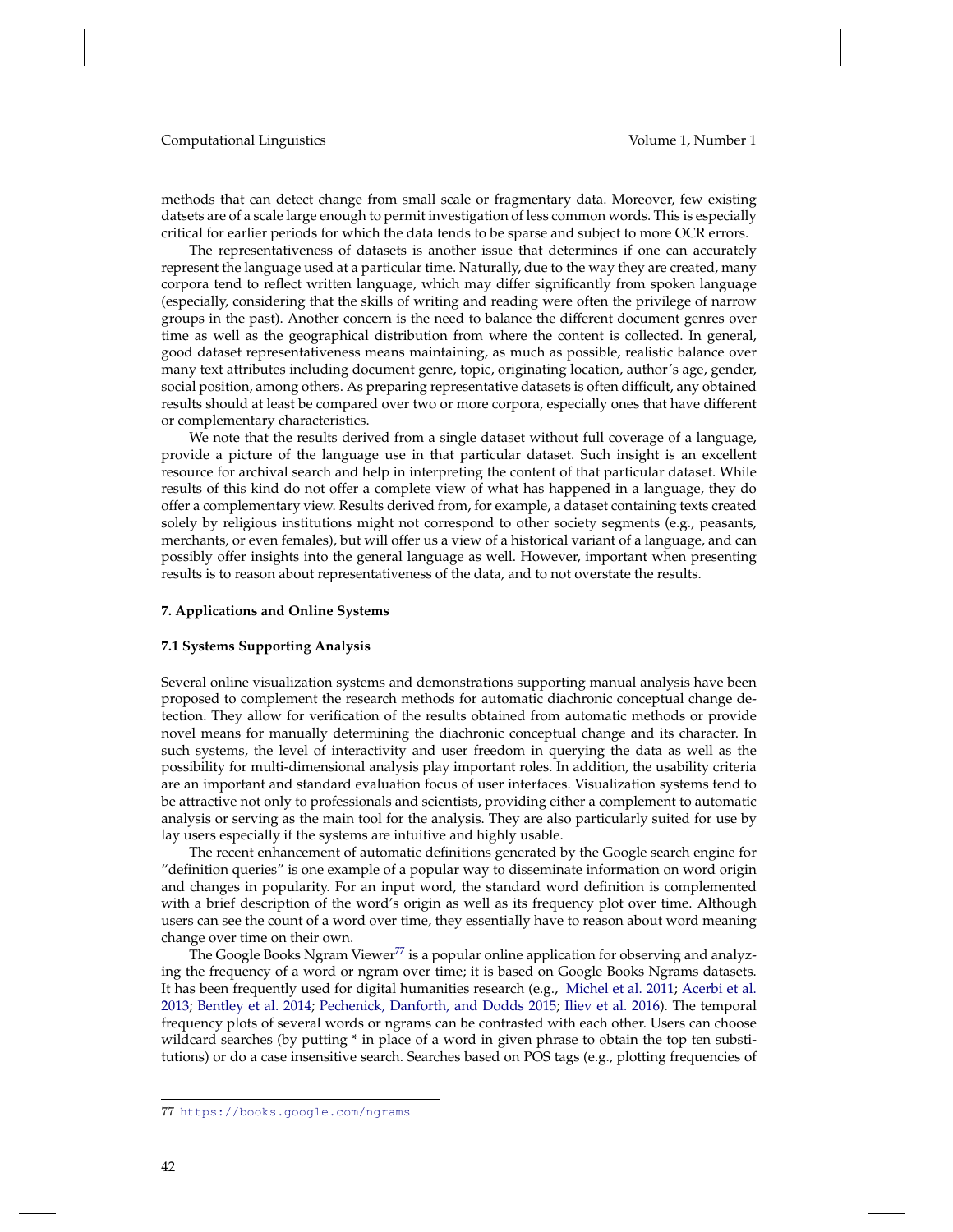methods that can detect change from small scale or fragmentary data. Moreover, few existing datsets are of a scale large enough to permit investigation of less common words. This is especially critical for earlier periods for which the data tends to be sparse and subject to more OCR errors.

The representativeness of datasets is another issue that determines if one can accurately represent the language used at a particular time. Naturally, due to the way they are created, many corpora tend to reflect written language, which may differ significantly from spoken language (especially, considering that the skills of writing and reading were often the privilege of narrow groups in the past). Another concern is the need to balance the different document genres over time as well as the geographical distribution from where the content is collected. In general, good dataset representativeness means maintaining, as much as possible, realistic balance over many text attributes including document genre, topic, originating location, author's age, gender, social position, among others. As preparing representative datasets is often difficult, any obtained results should at least be compared over two or more corpora, especially ones that have different or complementary characteristics.

We note that the results derived from a single dataset without full coverage of a language, provide a picture of the language use in that particular dataset. Such insight is an excellent resource for archival search and help in interpreting the content of that particular dataset. While results of this kind do not offer a complete view of what has happened in a language, they do offer a complementary view. Results derived from, for example, a dataset containing texts created solely by religious institutions might not correspond to other society segments (e.g., peasants, merchants, or even females), but will offer us a view of a historical variant of a language, and can possibly offer insights into the general language as well. However, important when presenting results is to reason about representativeness of the data, and to not overstate the results.

## 7. Applications and Online Systems

### 7.1 Systems Supporting Analysis

Several online visualization systems and demonstrations supporting manual analysis have been proposed to complement the research methods for automatic diachronic conceptual change detection. They allow for verification of the results obtained from automatic methods or provide novel means for manually determining the diachronic conceptual change and its character. In such systems, the level of interactivity and user freedom in querying the data as well as the possibility for multi-dimensional analysis play important roles. In addition, the usability criteria are an important and standard evaluation focus of user interfaces. Visualization systems tend to be attractive not only to professionals and scientists, providing either a complement to automatic analysis or serving as the main tool for the analysis. They are also particularly suited for use by lay users especially if the systems are intuitive and highly usable.

The recent enhancement of automatic definitions generated by the Google search engine for "definition queries" is one example of a popular way to disseminate information on word origin and changes in popularity. For an input word, the standard word definition is complemented with a brief description of the word's origin as well as its frequency plot over time. Although users can see the count of a word over time, they essentially have to reason about word meaning change over time on their own.

The Google Books Ngram Viewer[77] is a popular online application for observing and analyzing the frequency of a word or ngram over time; it is based on Google Books Ngrams datasets. It has been frequently used for digital humanities research (e.g., Michel et al. 2011; Acerbi et al. 2013; Bentley et al. 2014; Pechenick, Danforth, and Dodds 2015; Iliev et al. 2016). The temporal frequency plots of several words or ngrams can be contrasted with each other. Users can choose wildcard searches (by putting * in place of a word in given phrase to obtain the top ten substitutions) or do a case insensitive search. Searches based on POS tags (e.g., plotting frequencies of

77 https://books.google.com/ngrams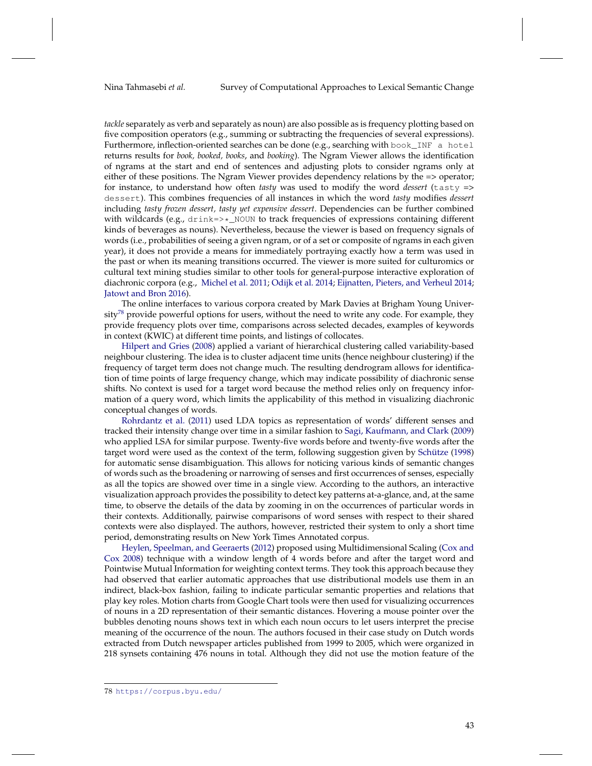*tackle* separately as verb and separately as noun) are also possible as is frequency plotting based on five composition operators (e.g., summing or subtracting the frequencies of several expressions). Furthermore, inflection-oriented searches can be done (e.g., searching with `book_INF a hotel` returns results for *book, booked, books*, and *booking*). The Ngram Viewer allows the identification of ngrams at the start and end of sentences and adjusting plots to consider ngrams only at either of these positions. The Ngram Viewer provides dependency relations by the => operator; for instance, to understand how often *tasty* was used to modify the word *dessert* (`tasty => dessert`). This combines frequencies of all instances in which the word *tasty* modifies *dessert* including *tasty frozen dessert, tasty yet expensive dessert*. Dependencies can be further combined with wildcards (e.g., `drink=>*_NOUN` to track frequencies of expressions containing different kinds of beverages as nouns). Nevertheless, because the viewer is based on frequency signals of words (i.e., probabilities of seeing a given ngram, or of a set or composite of ngrams in each given year), it does not provide a means for immediately portraying exactly how a term was used in the past or when its meaning transitions occurred. The viewer is more suited for culturomics or cultural text mining studies similar to other tools for general-purpose interactive exploration of diachronic corpora (e.g., Michel et al. 2011; Odijk et al. 2014; Eijnatten, Pieters, and Verheul 2014; Jatowt and Bron 2016).

The online interfaces to various corpora created by Mark Davies at Brigham Young University[78] provide powerful options for users, without the need to write any code. For example, they provide frequency plots over time, comparisons across selected decades, examples of keywords in context (KWIC) at different time points, and listings of collocates.

Hilpert and Gries (2008) applied a variant of hierarchical clustering called variability-based neighbour clustering. The idea is to cluster adjacent time units (hence neighbour clustering) if the frequency of target term does not change much. The resulting dendrogram allows for identification of time points of large frequency change, which may indicate possibility of diachronic sense shifts. No context is used for a target word because the method relies only on frequency information of a query word, which limits the applicability of this method in visualizing diachronic conceptual changes of words.

Rohrdantz et al. (2011) used LDA topics as representation of words' different senses and tracked their intensity change over time in a similar fashion to Sagi, Kaufmann, and Clark (2009) who applied LSA for similar purpose. Twenty-five words before and twenty-five words after the target word were used as the context of the term, following suggestion given by Schütze (1998) for automatic sense disambiguation. This allows for noticing various kinds of semantic changes of words such as the broadening or narrowing of senses and first occurrences of senses, especially as all the topics are showed over time in a single view. According to the authors, an interactive visualization approach provides the possibility to detect key patterns at-a-glance, and, at the same time, to observe the details of the data by zooming in on the occurrences of particular words in their contexts. Additionally, pairwise comparisons of word senses with respect to their shared contexts were also displayed. The authors, however, restricted their system to only a short time period, demonstrating results on New York Times Annotated corpus.

Heylen, Speelman, and Geeraerts (2012) proposed using Multidimensional Scaling (Cox and Cox 2008) technique with a window length of 4 words before and after the target word and Pointwise Mutual Information for weighting context terms. They took this approach because they had observed that earlier automatic approaches that use distributional models use them in an indirect, black-box fashion, failing to indicate particular semantic properties and relations that play key roles. Motion charts from Google Chart tools were then used for visualizing occurrences of nouns in a 2D representation of their semantic distances. Hovering a mouse pointer over the bubbles denoting nouns shows text in which each noun occurs to let users interpret the precise meaning of the occurrence of the noun. The authors focused in their case study on Dutch words extracted from Dutch newspaper articles published from 1999 to 2005, which were organized in 218 synsets containing 476 nouns in total. Although they did not use the motion feature of the

78 https://corpus.byu.edu/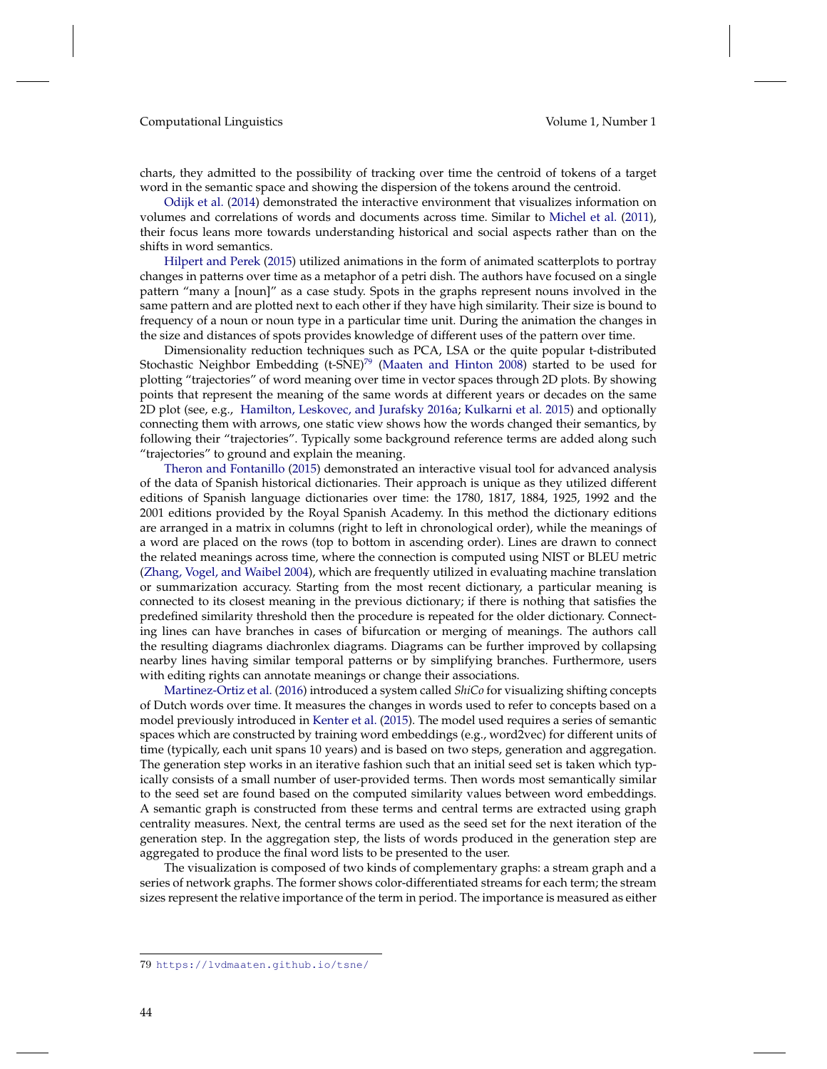charts, they admitted to the possibility of tracking over time the centroid of tokens of a target word in the semantic space and showing the dispersion of the tokens around the centroid.

Odijk et al. (2014) demonstrated the interactive environment that visualizes information on volumes and correlations of words and documents across time. Similar to Michel et al. (2011), their focus leans more towards understanding historical and social aspects rather than on the shifts in word semantics.

Hilpert and Perek (2015) utilized animations in the form of animated scatterplots to portray changes in patterns over time as a metaphor of a petri dish. The authors have focused on a single pattern "many a [noun]" as a case study. Spots in the graphs represent nouns involved in the same pattern and are plotted next to each other if they have high similarity. Their size is bound to frequency of a noun or noun type in a particular time unit. During the animation the changes in the size and distances of spots provides knowledge of different uses of the pattern over time.

Dimensionality reduction techniques such as PCA, LSA or the quite popular t-distributed Stochastic Neighbor Embedding (t-SNE)[79] (Maaten and Hinton 2008) started to be used for plotting "trajectories" of word meaning over time in vector spaces through 2D plots. By showing points that represent the meaning of the same words at different years or decades on the same 2D plot (see, e.g., Hamilton, Leskovec, and Jurafsky 2016a; Kulkarni et al. 2015) and optionally connecting them with arrows, one static view shows how the words changed their semantics, by following their "trajectories". Typically some background reference terms are added along such "trajectories" to ground and explain the meaning.

Theron and Fontanillo (2015) demonstrated an interactive visual tool for advanced analysis of the data of Spanish historical dictionaries. Their approach is unique as they utilized different editions of Spanish language dictionaries over time: the 1780, 1817, 1884, 1925, 1992 and the 2001 editions provided by the Royal Spanish Academy. In this method the dictionary editions are arranged in a matrix in columns (right to left in chronological order), while the meanings of a word are placed on the rows (top to bottom in ascending order). Lines are drawn to connect the related meanings across time, where the connection is computed using NIST or BLEU metric (Zhang, Vogel, and Waibel 2004), which are frequently utilized in evaluating machine translation or summarization accuracy. Starting from the most recent dictionary, a particular meaning is connected to its closest meaning in the previous dictionary; if there is nothing that satisfies the predefined similarity threshold then the procedure is repeated for the older dictionary. Connecting lines can have branches in cases of bifurcation or merging of meanings. The authors call the resulting diagrams diachronlex diagrams. Diagrams can be further improved by collapsing nearby lines having similar temporal patterns or by simplifying branches. Furthermore, users with editing rights can annotate meanings or change their associations.

Martinez-Ortiz et al. (2016) introduced a system called *ShiCo* for visualizing shifting concepts of Dutch words over time. It measures the changes in words used to refer to concepts based on a model previously introduced in Kenter et al. (2015). The model used requires a series of semantic spaces which are constructed by training word embeddings (e.g., word2vec) for different units of time (typically, each unit spans 10 years) and is based on two steps, generation and aggregation. The generation step works in an iterative fashion such that an initial seed set is taken which typically consists of a small number of user-provided terms. Then words most semantically similar to the seed set are found based on the computed similarity values between word embeddings. A semantic graph is constructed from these terms and central terms are extracted using graph centrality measures. Next, the central terms are used as the seed set for the next iteration of the generation step. In the aggregation step, the lists of words produced in the generation step are aggregated to produce the final word lists to be presented to the user.

The visualization is composed of two kinds of complementary graphs: a stream graph and a series of network graphs. The former shows color-differentiated streams for each term; the stream sizes represent the relative importance of the term in period. The importance is measured as either

79 https://lvdmaaten.github.io/tsne/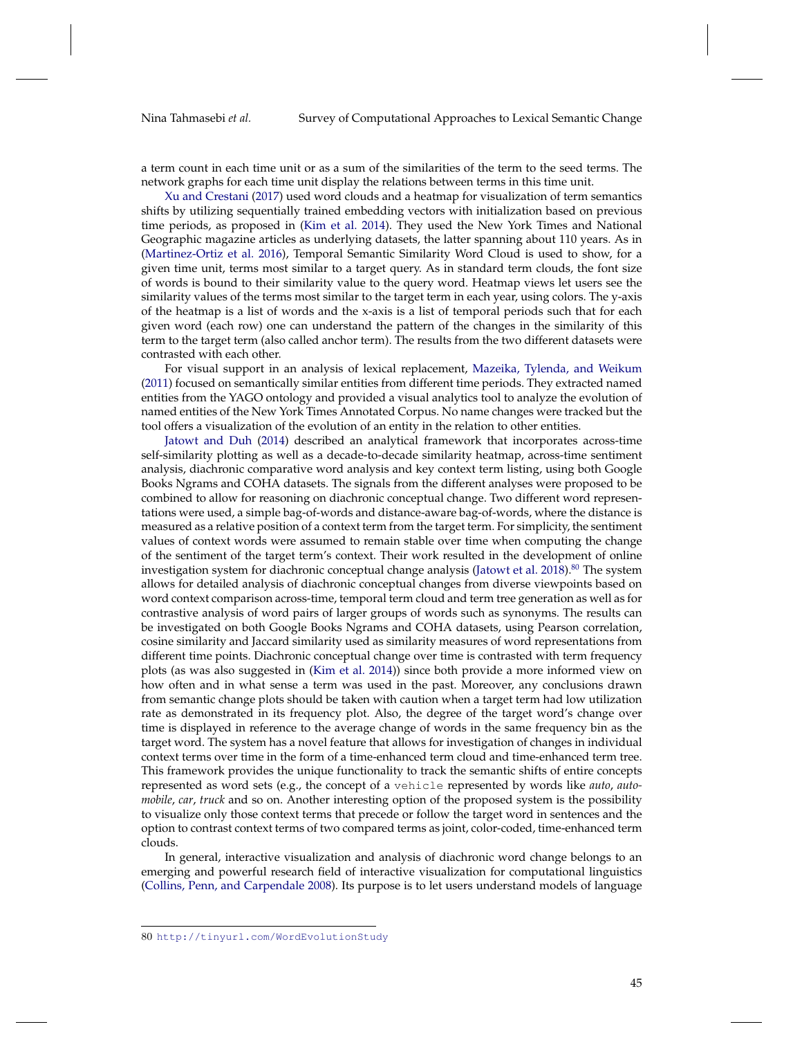a term count in each time unit or as a sum of the similarities of the term to the seed terms. The network graphs for each time unit display the relations between terms in this time unit.

Xu and Crestani (2017) used word clouds and a heatmap for visualization of term semantics shifts by utilizing sequentially trained embedding vectors with initialization based on previous time periods, as proposed in (Kim et al. 2014). They used the New York Times and National Geographic magazine articles as underlying datasets, the latter spanning about 110 years. As in (Martinez-Ortiz et al. 2016), Temporal Semantic Similarity Word Cloud is used to show, for a given time unit, terms most similar to a target query. As in standard term clouds, the font size of words is bound to their similarity value to the query word. Heatmap views let users see the similarity values of the terms most similar to the target term in each year, using colors. The y-axis of the heatmap is a list of words and the x-axis is a list of temporal periods such that for each given word (each row) one can understand the pattern of the changes in the similarity of this term to the target term (also called anchor term). The results from the two different datasets were contrasted with each other.

For visual support in an analysis of lexical replacement, Mazeika, Tylenda, and Weikum (2011) focused on semantically similar entities from different time periods. They extracted named entities from the YAGO ontology and provided a visual analytics tool to analyze the evolution of named entities of the New York Times Annotated Corpus. No name changes were tracked but the tool offers a visualization of the evolution of an entity in the relation to other entities.

Jatowt and Duh (2014) described an analytical framework that incorporates across-time self-similarity plotting as well as a decade-to-decade similarity heatmap, across-time sentiment analysis, diachronic comparative word analysis and key context term listing, using both Google Books Ngrams and COHA datasets. The signals from the different analyses were proposed to be combined to allow for reasoning on diachronic conceptual change. Two different word representations were used, a simple bag-of-words and distance-aware bag-of-words, where the distance is measured as a relative position of a context term from the target term. For simplicity, the sentiment values of context words were assumed to remain stable over time when computing the change of the sentiment of the target term's context. Their work resulted in the development of online investigation system for diachronic conceptual change analysis (Jatowt et al. 2018).[80] The system allows for detailed analysis of diachronic conceptual changes from diverse viewpoints based on word context comparison across-time, temporal term cloud and term tree generation as well as for contrastive analysis of word pairs of larger groups of words such as synonyms. The results can be investigated on both Google Books Ngrams and COHA datasets, using Pearson correlation, cosine similarity and Jaccard similarity used as similarity measures of word representations from different time points. Diachronic conceptual change over time is contrasted with term frequency plots (as was also suggested in (Kim et al. 2014)) since both provide a more informed view on how often and in what sense a term was used in the past. Moreover, any conclusions drawn from semantic change plots should be taken with caution when a target term had low utilization rate as demonstrated in its frequency plot. Also, the degree of the target word's change over time is displayed in reference to the average change of words in the same frequency bin as the target word. The system has a novel feature that allows for investigation of changes in individual context terms over time in the form of a time-enhanced term cloud and time-enhanced term tree. This framework provides the unique functionality to track the semantic shifts of entire concepts represented as word sets (e.g., the concept of a `vehicle` represented by words like *auto*, *automobile*, *car*, *truck* and so on. Another interesting option of the proposed system is the possibility to visualize only those context terms that precede or follow the target word in sentences and the option to contrast context terms of two compared terms as joint, color-coded, time-enhanced term clouds.

In general, interactive visualization and analysis of diachronic word change belongs to an emerging and powerful research field of interactive visualization for computational linguistics (Collins, Penn, and Carpendale 2008). Its purpose is to let users understand models of language

80 http://tinyurl.com/WordEvolutionStudy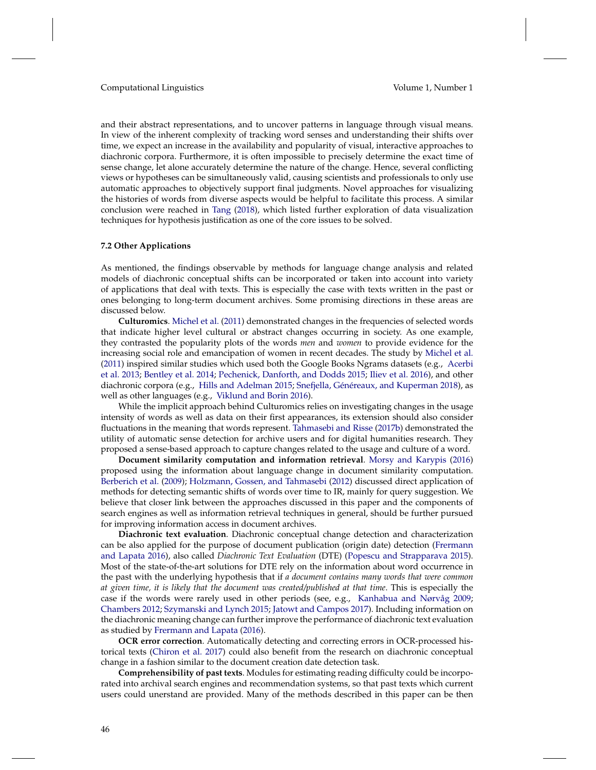and their abstract representations, and to uncover patterns in language through visual means. In view of the inherent complexity of tracking word senses and understanding their shifts over time, we expect an increase in the availability and popularity of visual, interactive approaches to diachronic corpora. Furthermore, it is often impossible to precisely determine the exact time of sense change, let alone accurately determine the nature of the change. Hence, several conflicting views or hypotheses can be simultaneously valid, causing scientists and professionals to only use automatic approaches to objectively support final judgments. Novel approaches for visualizing the histories of words from diverse aspects would be helpful to facilitate this process. A similar conclusion were reached in Tang (2018), which listed further exploration of data visualization techniques for hypothesis justification as one of the core issues to be solved.

### 7.2 Other Applications

As mentioned, the findings observable by methods for language change analysis and related models of diachronic conceptual shifts can be incorporated or taken into account into variety of applications that deal with texts. This is especially the case with texts written in the past or ones belonging to long-term document archives. Some promising directions in these areas are discussed below.

**Culturomics**. Michel et al. (2011) demonstrated changes in the frequencies of selected words that indicate higher level cultural or abstract changes occurring in society. As one example, they contrasted the popularity plots of the words *men* and *women* to provide evidence for the increasing social role and emancipation of women in recent decades. The study by Michel et al. (2011) inspired similar studies which used both the Google Books Ngrams datasets (e.g., Acerbi et al. 2013; Bentley et al. 2014; Pechenick, Danforth, and Dodds 2015; Iliev et al. 2016), and other diachronic corpora (e.g., Hills and Adelman 2015; Snefjella, Généreaux, and Kuperman 2018), as well as other languages (e.g., Viklund and Borin 2016).

While the implicit approach behind Culturomics relies on investigating changes in the usage intensity of words as well as data on their first appearances, its extension should also consider fluctuations in the meaning that words represent. Tahmasebi and Risse (2017b) demonstrated the utility of automatic sense detection for archive users and for digital humanities research. They proposed a sense-based approach to capture changes related to the usage and culture of a word.

**Document similarity computation and information retrieval**. Morsy and Karypis (2016) proposed using the information about language change in document similarity computation. Berberich et al. (2009); Holzmann, Gossen, and Tahmasebi (2012) discussed direct application of methods for detecting semantic shifts of words over time to IR, mainly for query suggestion. We believe that closer link between the approaches discussed in this paper and the components of search engines as well as information retrieval techniques in general, should be further pursued for improving information access in document archives.

**Diachronic text evaluation**. Diachronic conceptual change detection and characterization can be also applied for the purpose of document publication (origin date) detection (Frermann and Lapata 2016), also called *Diachronic Text Evaluation* (DTE) (Popescu and Strapparava 2015). Most of the state-of-the-art solutions for DTE rely on the information about word occurrence in the past with the underlying hypothesis that if *a document contains many words that were common at given time, it is likely that the document was created/published at that time*. This is especially the case if the words were rarely used in other periods (see, e.g., Kanhabua and Nørvåg 2009; Chambers 2012; Szymanski and Lynch 2015; Jatowt and Campos 2017). Including information on the diachronic meaning change can further improve the performance of diachronic text evaluation as studied by Frermann and Lapata (2016).

**OCR error correction**. Automatically detecting and correcting errors in OCR-processed historical texts (Chiron et al. 2017) could also benefit from the research on diachronic conceptual change in a fashion similar to the document creation date detection task.

**Comprehensibility of past texts**. Modules for estimating reading difficulty could be incorporated into archival search engines and recommendation systems, so that past texts which current users could unerstand are provided. Many of the methods described in this paper can be then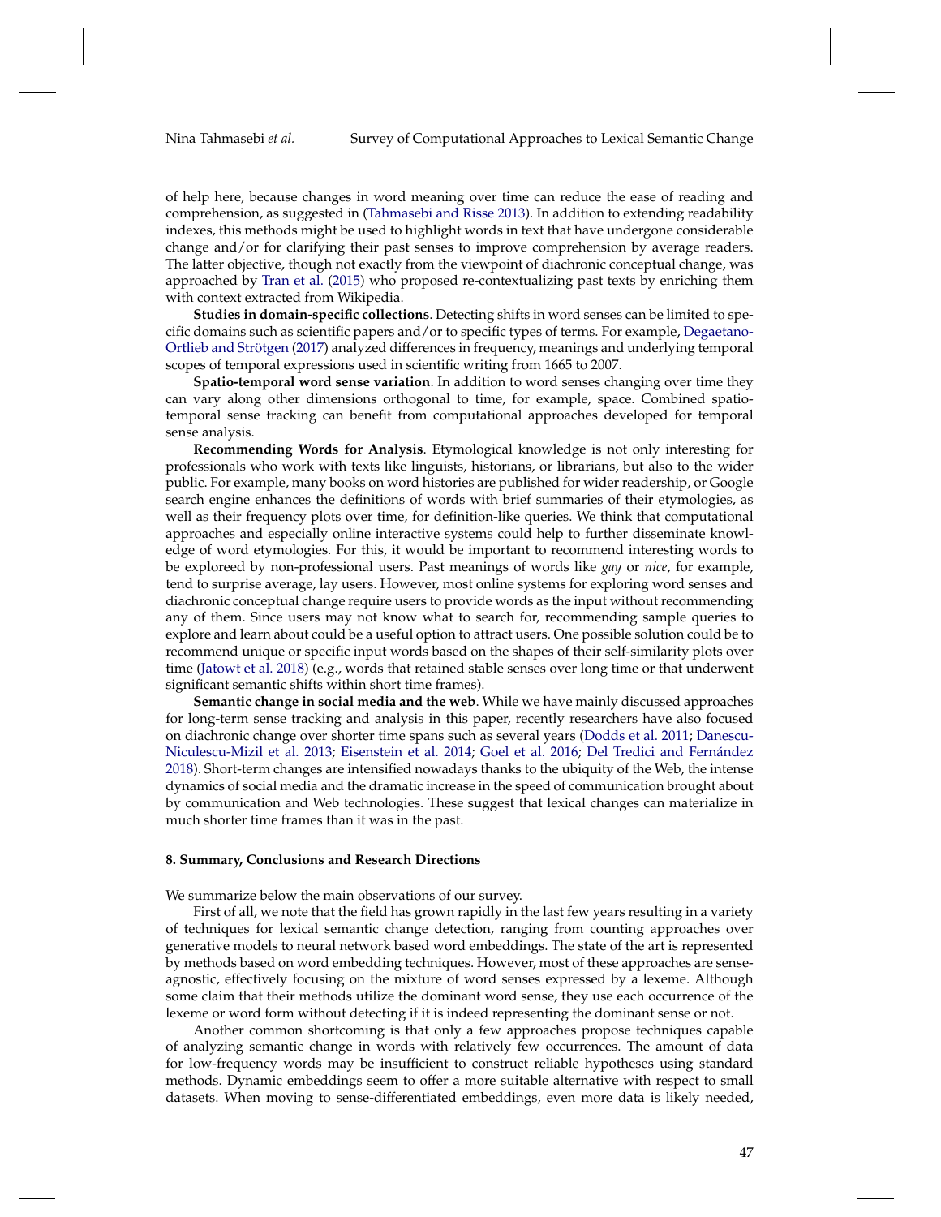of help here, because changes in word meaning over time can reduce the ease of reading and comprehension, as suggested in (Tahmasebi and Risse 2013). In addition to extending readability indexes, this methods might be used to highlight words in text that have undergone considerable change and/or for clarifying their past senses to improve comprehension by average readers. The latter objective, though not exactly from the viewpoint of diachronic conceptual change, was approached by Tran et al. (2015) who proposed re-contextualizing past texts by enriching them with context extracted from Wikipedia.

**Studies in domain-specific collections**. Detecting shifts in word senses can be limited to specific domains such as scientific papers and/or to specific types of terms. For example, Degaetano-Ortlieb and Strötgen (2017) analyzed differences in frequency, meanings and underlying temporal scopes of temporal expressions used in scientific writing from 1665 to 2007.

**Spatio-temporal word sense variation**. In addition to word senses changing over time they can vary along other dimensions orthogonal to time, for example, space. Combined spatio-temporal sense tracking can benefit from computational approaches developed for temporal sense analysis.

**Recommending Words for Analysis**. Etymological knowledge is not only interesting for professionals who work with texts like linguists, historians, or librarians, but also to the wider public. For example, many books on word histories are published for wider readership, or Google search engine enhances the definitions of words with brief summaries of their etymologies, as well as their frequency plots over time, for definition-like queries. We think that computational approaches and especially online interactive systems could help to further disseminate knowledge of word etymologies. For this, it would be important to recommend interesting words to be exploreed by non-professional users. Past meanings of words like *gay* or *nice*, for example, tend to surprise average, lay users. However, most online systems for exploring word senses and diachronic conceptual change require users to provide words as the input without recommending any of them. Since users may not know what to search for, recommending sample queries to explore and learn about could be a useful option to attract users. One possible solution could be to recommend unique or specific input words based on the shapes of their self-similarity plots over time (Jatowt et al. 2018) (e.g., words that retained stable senses over long time or that underwent significant semantic shifts within short time frames).

**Semantic change in social media and the web**. While we have mainly discussed approaches for long-term sense tracking and analysis in this paper, recently researchers have also focused on diachronic change over shorter time spans such as several years (Dodds et al. 2011; Danescu-Niculescu-Mizil et al. 2013; Eisenstein et al. 2014; Goel et al. 2016; Del Tredici and Fernández 2018). Short-term changes are intensified nowadays thanks to the ubiquity of the Web, the intense dynamics of social media and the dramatic increase in the speed of communication brought about by communication and Web technologies. These suggest that lexical changes can materialize in much shorter time frames than it was in the past.

## 8. Summary, Conclusions and Research Directions

We summarize below the main observations of our survey.

First of all, we note that the field has grown rapidly in the last few years resulting in a variety of techniques for lexical semantic change detection, ranging from counting approaches over generative models to neural network based word embeddings. The state of the art is represented by methods based on word embedding techniques. However, most of these approaches are sense-agnostic, effectively focusing on the mixture of word senses expressed by a lexeme. Although some claim that their methods utilize the dominant word sense, they use each occurrence of the lexeme or word form without detecting if it is indeed representing the dominant sense or not.

Another common shortcoming is that only a few approaches propose techniques capable of analyzing semantic change in words with relatively few occurrences. The amount of data for low-frequency words may be insufficient to construct reliable hypotheses using standard methods. Dynamic embeddings seem to offer a more suitable alternative with respect to small datasets. When moving to sense-differentiated embeddings, even more data is likely needed,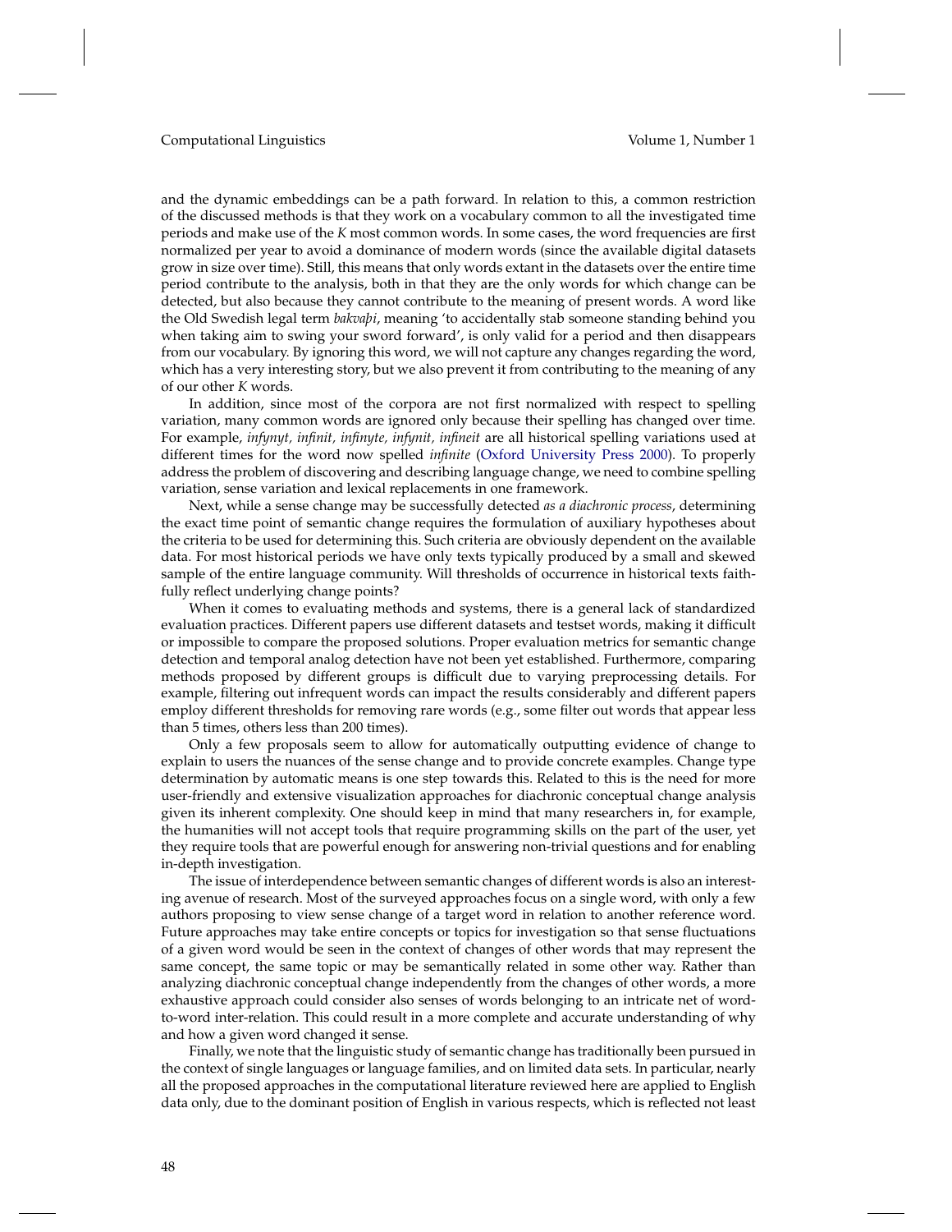and the dynamic embeddings can be a path forward. In relation to this, a common restriction of the discussed methods is that they work on a vocabulary common to all the investigated time periods and make use of the $K$ most common words. In some cases, the word frequencies are first normalized per year to avoid a dominance of modern words (since the available digital datasets grow in size over time). Still, this means that only words extant in the datasets over the entire time period contribute to the analysis, both in that they are the only words for which change can be detected, but also because they cannot contribute to the meaning of present words. A word like the Old Swedish legal term *bakvaþi*, meaning 'to accidentally stab someone standing behind you when taking aim to swing your sword forward', is only valid for a period and then disappears from our vocabulary. By ignoring this word, we will not capture any changes regarding the word, which has a very interesting story, but we also prevent it from contributing to the meaning of any of our other $K$ words.

In addition, since most of the corpora are not first normalized with respect to spelling variation, many common words are ignored only because their spelling has changed over time. For example, *infynyt, infinit, infinyte, infynit, infineit* are all historical spelling variations used at different times for the word now spelled *infinite* (Oxford University Press 2000). To properly address the problem of discovering and describing language change, we need to combine spelling variation, sense variation and lexical replacements in one framework.

Next, while a sense change may be successfully detected *as a diachronic process*, determining the exact time point of semantic change requires the formulation of auxiliary hypotheses about the criteria to be used for determining this. Such criteria are obviously dependent on the available data. For most historical periods we have only texts typically produced by a small and skewed sample of the entire language community. Will thresholds of occurrence in historical texts faithfully reflect underlying change points?

When it comes to evaluating methods and systems, there is a general lack of standardized evaluation practices. Different papers use different datasets and testset words, making it difficult or impossible to compare the proposed solutions. Proper evaluation metrics for semantic change detection and temporal analog detection have not been yet established. Furthermore, comparing methods proposed by different groups is difficult due to varying preprocessing details. For example, filtering out infrequent words can impact the results considerably and different papers employ different thresholds for removing rare words (e.g., some filter out words that appear less than 5 times, others less than 200 times).

Only a few proposals seem to allow for automatically outputting evidence of change to explain to users the nuances of the sense change and to provide concrete examples. Change type determination by automatic means is one step towards this. Related to this is the need for more user-friendly and extensive visualization approaches for diachronic conceptual change analysis given its inherent complexity. One should keep in mind that many researchers in, for example, the humanities will not accept tools that require programming skills on the part of the user, yet they require tools that are powerful enough for answering non-trivial questions and for enabling in-depth investigation.

The issue of interdependence between semantic changes of different words is also an interesting avenue of research. Most of the surveyed approaches focus on a single word, with only a few authors proposing to view sense change of a target word in relation to another reference word. Future approaches may take entire concepts or topics for investigation so that sense fluctuations of a given word would be seen in the context of changes of other words that may represent the same concept, the same topic or may be semantically related in some other way. Rather than analyzing diachronic conceptual change independently from the changes of other words, a more exhaustive approach could consider also senses of words belonging to an intricate net of word-to-word inter-relation. This could result in a more complete and accurate understanding of why and how a given word changed it sense.

Finally, we note that the linguistic study of semantic change has traditionally been pursued in the context of single languages or language families, and on limited data sets. In particular, nearly all the proposed approaches in the computational literature reviewed here are applied to English data only, due to the dominant position of English in various respects, which is reflected not least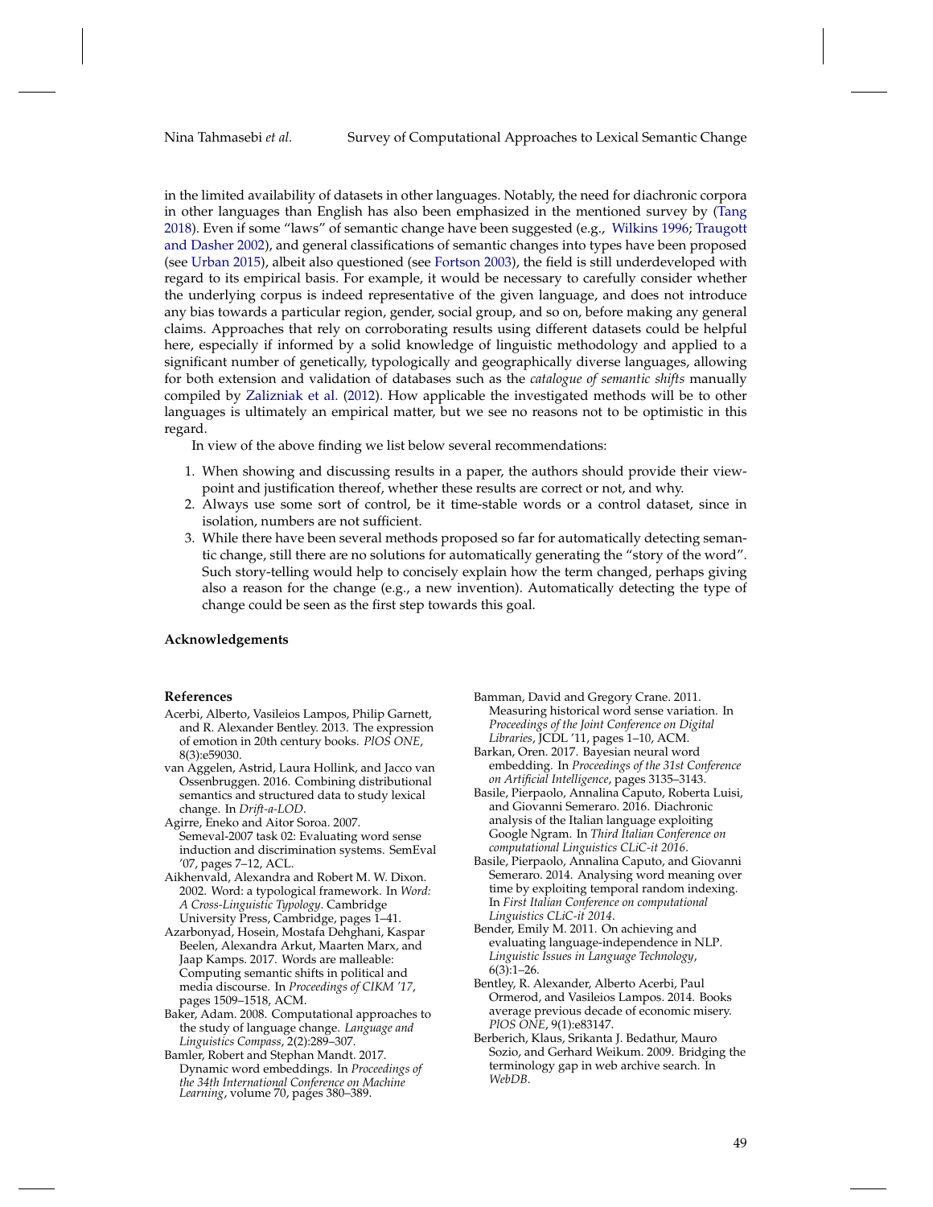in the limited availability of datasets in other languages. Notably, the need for diachronic corpora in other languages than English has also been emphasized in the mentioned survey by (Tang 2018). Even if some "laws" of semantic change have been suggested (e.g., Wilkins 1996; Traugott and Dasher 2002), and general classifications of semantic changes into types have been proposed (see Urban 2015), albeit also questioned (see Fortson 2003), the field is still underdeveloped with regard to its empirical basis. For example, it would be necessary to carefully consider whether the underlying corpus is indeed representative of the given language, and does not introduce any bias towards a particular region, gender, social group, and so on, before making any general claims. Approaches that rely on corroborating results using different datasets could be helpful here, especially if informed by a solid knowledge of linguistic methodology and applied to a significant number of genetically, typologically and geographically diverse languages, allowing for both extension and validation of databases such as the *catalogue of semantic shifts* manually compiled by Zalizniak et al. (2012). How applicable the investigated methods will be to other languages is ultimately an empirical matter, but we see no reasons not to be optimistic in this regard.

In view of the above finding we list below several recommendations:

1. When showing and discussing results in a paper, the authors should provide their viewpoint and justification thereof, whether these results are correct or not, and why.
2. Always use some sort of control, be it time-stable words or a control dataset, since in isolation, numbers are not sufficient.
3. While there have been several methods proposed so far for automatically detecting semantic change, still there are no solutions for automatically generating the "story of the word". Such story-telling would help to concisely explain how the term changed, perhaps giving also a reason for the change (e.g., a new invention). Automatically detecting the type of change could be seen as the first step towards this goal.

**Acknowledgements**

**References**

Acerbi, Alberto, Vasileios Lampos, Philip Garnett, and R. Alexander Bentley. 2013. The expression of emotion in 20th century books. *PlOS ONE*, 8(3):e59030.

van Aggelen, Astrid, Laura Hollink, and Jacco van Ossenbruggen. 2016. Combining distributional semantics and structured data to study lexical change. In *Drift-a-LOD*.

Agirre, Eneko and Aitor Soroa. 2007. Semeval-2007 task 02: Evaluating word sense induction and discrimination systems. SemEval '07, pages 7–12, ACL.

Aikhenvald, Alexandra and Robert M. W. Dixon. 2002. Word: a typological framework. In *Word: A Cross-Linguistic Typology*. Cambridge University Press, Cambridge, pages 1–41.

Azarbonyad, Hosein, Mostafa Dehghani, Kaspar Beelen, Alexandra Arkut, Maarten Marx, and Jaap Kamps. 2017. Words are malleable: Computing semantic shifts in political and media discourse. In *Proceedings of CIKM '17*, pages 1509–1518, ACM.

Baker, Adam. 2008. Computational approaches to the study of language change. *Language and Linguistics Compass*, 2(2):289–307.

Bamler, Robert and Stephan Mandt. 2017. Dynamic word embeddings. In *Proceedings of the 34th International Conference on Machine Learning*, volume 70, pages 380–389.

Bamman, David and Gregory Crane. 2011. Measuring historical word sense variation. In *Proceedings of the Joint Conference on Digital Libraries*, JCDL '11, pages 1–10, ACM.

Barkan, Oren. 2017. Bayesian neural word embedding. In *Proceedings of the 31st Conference on Artificial Intelligence*, pages 3135–3143.

Basile, Pierpaolo, Annalina Caputo, Roberta Luisi, and Giovanni Semeraro. 2016. Diachronic analysis of the Italian language exploiting Google Ngram. In *Third Italian Conference on computational Linguistics CLiC-it 2016*.

Basile, Pierpaolo, Annalina Caputo, and Giovanni Semeraro. 2014. Analysing word meaning over time by exploiting temporal random indexing. In *First Italian Conference on computational Linguistics CLiC-it 2014*.

Bender, Emily M. 2011. On achieving and evaluating language-independence in NLP. *Linguistic Issues in Language Technology*, 6(3):1–26.

Bentley, R. Alexander, Alberto Acerbi, Paul Ormerod, and Vasileios Lampos. 2014. Books average previous decade of economic misery. *PlOS ONE*, 9(1):e83147.

Berberich, Klaus, Srikanta J. Bedathur, Mauro Sozio, and Gerhard Weikum. 2009. Bridging the terminology gap in web archive search. In *WebDB*.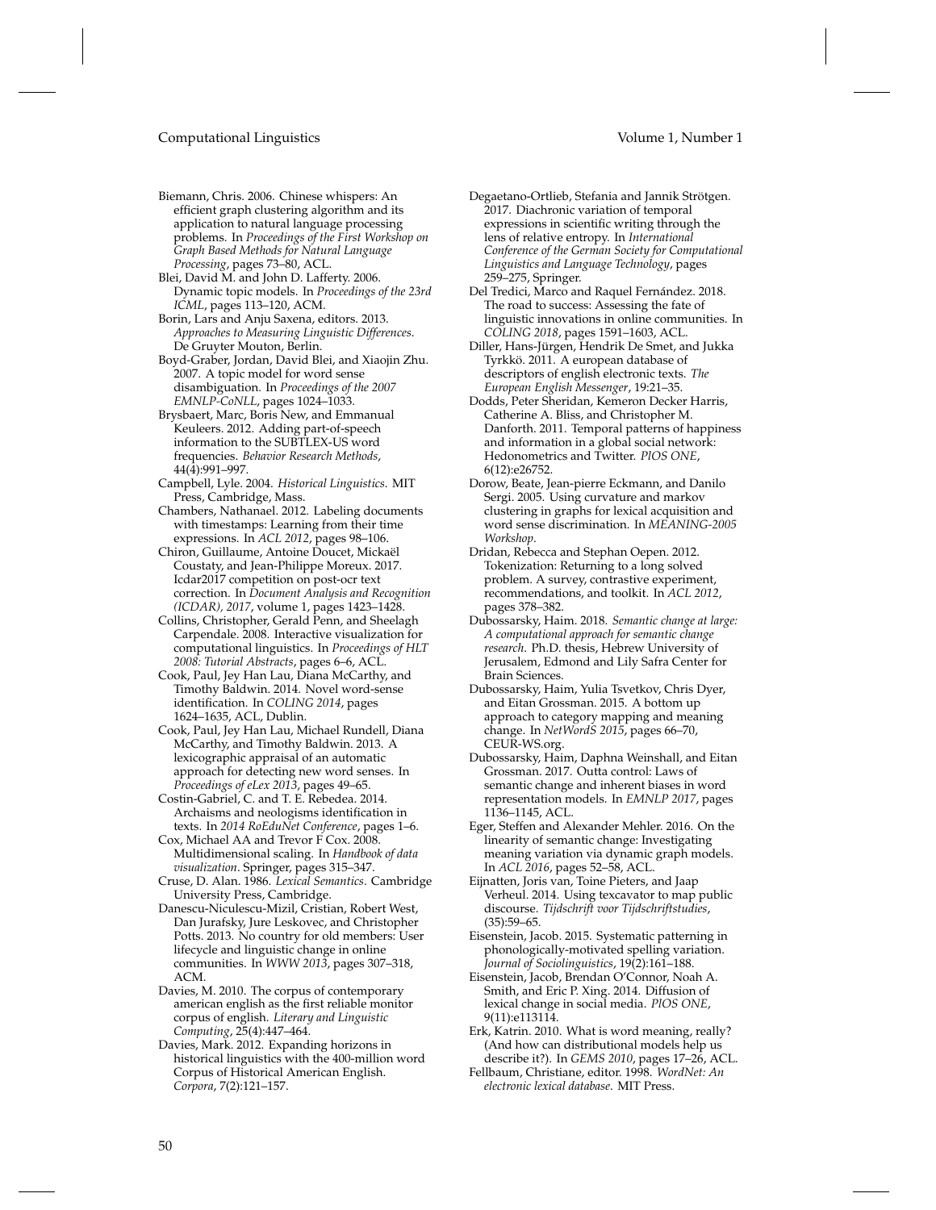Biemann, Chris. 2006. Chinese whispers: An efficient graph clustering algorithm and its application to natural language processing problems. In *Proceedings of the First Workshop on Graph Based Methods for Natural Language Processing*, pages 73–80, ACL.

Blei, David M. and John D. Lafferty. 2006. Dynamic topic models. In *Proceedings of the 23rd ICML*, pages 113–120, ACM.

Borin, Lars and Anju Saxena, editors. 2013. *Approaches to Measuring Linguistic Differences*. De Gruyter Mouton, Berlin.

Boyd-Graber, Jordan, David Blei, and Xiaojin Zhu. 2007. A topic model for word sense disambiguation. In *Proceedings of the 2007 EMNLP-CoNLL*, pages 1024–1033.

Brysbaert, Marc, Boris New, and Emmanuel Keuleers. 2012. Adding part-of-speech information to the SUBTLEX-US word frequencies. *Behavior Research Methods*, 44(4):991–997.

Campbell, Lyle. 2004. *Historical Linguistics*. MIT Press, Cambridge, Mass.

Chambers, Nathanael. 2012. Labeling documents with timestamps: Learning from their time expressions. In *ACL 2012*, pages 98–106.

Chiron, Guillaume, Antoine Doucet, Mickaël Coustaty, and Jean-Philippe Moreux. 2017. Icdar2017 competition on post-ocr text correction. In *Document Analysis and Recognition (ICDAR), 2017*, volume 1, pages 1423–1428.

Collins, Christopher, Gerald Penn, and Sheelagh Carpendale. 2008. Interactive visualization for computational linguistics. In *Proceedings of HLT 2008: Tutorial Abstracts*, pages 6–6, ACL.

Cook, Paul, Jey Han Lau, Diana McCarthy, and Timothy Baldwin. 2014. Novel word-sense identification. In *COLING 2014*, pages 1624–1635, ACL, Dublin.

Cook, Paul, Jey Han Lau, Michael Rundell, Diana McCarthy, and Timothy Baldwin. 2013. A lexicographic appraisal of an automatic approach for detecting new word senses. In *Proceedings of eLex 2013*, pages 49–65.

Costin-Gabriel, C. and T. E. Rebedea. 2014. Archaisms and neologisms identification in texts. In *2014 RoEduNet Conference*, pages 1–6.

Cox, Michael AA and Trevor F Cox. 2008. Multidimensional scaling. In *Handbook of data visualization*. Springer, pages 315–347.

Cruse, D. Alan. 1986. *Lexical Semantics*. Cambridge University Press, Cambridge.

Danescu-Niculescu-Mizil, Cristian, Robert West, Dan Jurafsky, Jure Leskovec, and Christopher Potts. 2013. No country for old members: User lifecycle and linguistic change in online communities. In *WWW 2013*, pages 307–318, ACM.

Davies, M. 2010. The corpus of contemporary american english as the first reliable monitor corpus of english. *Literary and Linguistic Computing*, 25(4):447–464.

Davies, Mark. 2012. Expanding horizons in historical linguistics with the 400-million word Corpus of Historical American English. *Corpora*, 7(2):121–157.

Degaetano-Ortlieb, Stefania and Jannik Strötgen. 2017. Diachronic variation of temporal expressions in scientific writing through the lens of relative entropy. In *International Conference of the German Society for Computational Linguistics and Language Technology*, pages 259–275, Springer.

Del Tredici, Marco and Raquel Fernández. 2018. The road to success: Assessing the fate of linguistic innovations in online communities. In *COLING 2018*, pages 1591–1603, ACL.

Diller, Hans-Jürgen, Hendrik De Smet, and Jukka Tyrkkö. 2011. A european database of descriptors of english electronic texts. *The European English Messenger*, 19:21–35.

Dodds, Peter Sheridan, Kemeron Decker Harris, Catherine A. Bliss, and Christopher M. Danforth. 2011. Temporal patterns of happiness and information in a global social network: Hedonometrics and Twitter. *PlOS ONE*, 6(12):e26752.

Dorow, Beate, Jean-pierre Eckmann, and Danilo Sergi. 2005. Using curvature and markov clustering in graphs for lexical acquisition and word sense discrimination. In *MEANING-2005 Workshop*.

Dridan, Rebecca and Stephan Oepen. 2012. Tokenization: Returning to a long solved problem. A survey, contrastive experiment, recommendations, and toolkit. In *ACL 2012*, pages 378–382.

Dubossarsky, Haim. 2018. *Semantic change at large: A computational approach for semantic change research*. Ph.D. thesis, Hebrew University of Jerusalem, Edmond and Lily Safra Center for Brain Sciences.

Dubossarsky, Haim, Yulia Tsvetkov, Chris Dyer, and Eitan Grossman. 2015. A bottom up approach to category mapping and meaning change. In *NetWordS 2015*, pages 66–70, CEUR-WS.org.

Dubossarsky, Haim, Daphna Weinshall, and Eitan Grossman. 2017. Outta control: Laws of semantic change and inherent biases in word representation models. In *EMNLP 2017*, pages 1136–1145, ACL.

Eger, Steffen and Alexander Mehler. 2016. On the linearity of semantic change: Investigating meaning variation via dynamic graph models. In *ACL 2016*, pages 52–58, ACL.

Eijnatten, Joris van, Toine Pieters, and Jaap Verheul. 2014. Using texcavator to map public discourse. *Tijdschrift voor Tijdschriftstudies*, (35):59–65.

Eisenstein, Jacob. 2015. Systematic patterning in phonologically-motivated spelling variation. *Journal of Sociolinguistics*, 19(2):161–188.

Eisenstein, Jacob, Brendan O'Connor, Noah A. Smith, and Eric P. Xing. 2014. Diffusion of lexical change in social media. *PlOS ONE*, 9(11):e113114.

Erk, Katrin. 2010. What is word meaning, really? (And how can distributional models help us describe it?). In *GEMS 2010*, pages 17–26, ACL.

Fellbaum, Christiane, editor. 1998. *WordNet: An electronic lexical database*. MIT Press.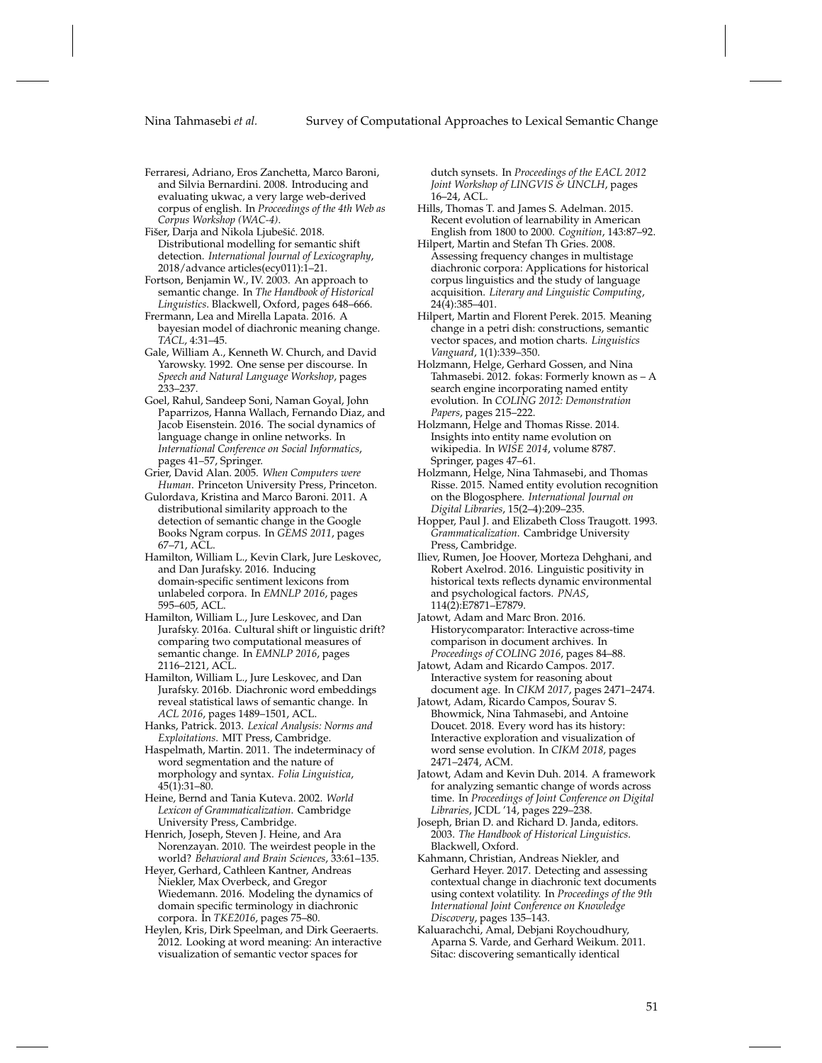Ferraresi, Adriano, Eros Zanchetta, Marco Baroni, and Silvia Bernardini. 2008. Introducing and evaluating ukwac, a very large web-derived corpus of english. In *Proceedings of the 4th Web as Corpus Workshop (WAC-4)*.

Fišer, Darja and Nikola Ljubešić. 2018. Distributional modelling for semantic shift detection. *International Journal of Lexicography*, 2018/advance articles(ecy011):1–21.

Fortson, Benjamin W., IV. 2003. An approach to semantic change. In *The Handbook of Historical Linguistics*. Blackwell, Oxford, pages 648–666.

Frermann, Lea and Mirella Lapata. 2016. A bayesian model of diachronic meaning change. *TACL*, 4:31–45.

Gale, William A., Kenneth W. Church, and David Yarowsky. 1992. One sense per discourse. In *Speech and Natural Language Workshop*, pages 233–237.

Goel, Rahul, Sandeep Soni, Naman Goyal, John Paparrizos, Hanna Wallach, Fernando Diaz, and Jacob Eisenstein. 2016. The social dynamics of language change in online networks. In *International Conference on Social Informatics*, pages 41–57, Springer.

Grier, David Alan. 2005. *When Computers were Human*. Princeton University Press, Princeton.

Gulordava, Kristina and Marco Baroni. 2011. A distributional similarity approach to the detection of semantic change in the Google Books Ngram corpus. In *GEMS 2011*, pages 67–71, ACL.

Hamilton, William L., Kevin Clark, Jure Leskovec, and Dan Jurafsky. 2016. Inducing domain-specific sentiment lexicons from unlabeled corpora. In *EMNLP 2016*, pages 595–605, ACL.

Hamilton, William L., Jure Leskovec, and Dan Jurafsky. 2016a. Cultural shift or linguistic drift? comparing two computational measures of semantic change. In *EMNLP 2016*, pages 2116–2121, ACL.

Hamilton, William L., Jure Leskovec, and Dan Jurafsky. 2016b. Diachronic word embeddings reveal statistical laws of semantic change. In *ACL 2016*, pages 1489–1501, ACL.

Hanks, Patrick. 2013. *Lexical Analysis: Norms and Exploitations*. MIT Press, Cambridge.

Haspelmath, Martin. 2011. The indeterminacy of word segmentation and the nature of morphology and syntax. *Folia Linguistica*, 45(1):31–80.

Heine, Bernd and Tania Kuteva. 2002. *World Lexicon of Grammaticalization*. Cambridge University Press, Cambridge.

Henrich, Joseph, Steven J. Heine, and Ara Norenzayan. 2010. The weirdest people in the world? *Behavioral and Brain Sciences*, 33:61–135.

Heyer, Gerhard, Cathleen Kantner, Andreas Niekler, Max Overbeck, and Gregor Wiedemann. 2016. Modeling the dynamics of domain specific terminology in diachronic corpora. In *TKE2016*, pages 75–80.

Heylen, Kris, Dirk Speelman, and Dirk Geeraerts. 2012. Looking at word meaning: An interactive visualization of semantic vector spaces for dutch synsets. In *Proceedings of the EACL 2012 Joint Workshop of LINGVIS & UNCLH*, pages 16–24, ACL.

Hills, Thomas T. and James S. Adelman. 2015. Recent evolution of learnability in American English from 1800 to 2000. *Cognition*, 143:87–92.

Hilpert, Martin and Stefan Th Gries. 2008. Assessing frequency changes in multistage diachronic corpora: Applications for historical corpus linguistics and the study of language acquisition. *Literary and Linguistic Computing*, 24(4):385–401.

Hilpert, Martin and Florent Perek. 2015. Meaning change in a petri dish: constructions, semantic vector spaces, and motion charts. *Linguistics Vanguard*, 1(1):339–350.

Holzmann, Helge, Gerhard Gossen, and Nina Tahmasebi. 2012. fokas: Formerly known as – A search engine incorporating named entity evolution. In *COLING 2012: Demonstration Papers*, pages 215–222.

Holzmann, Helge and Thomas Risse. 2014. Insights into entity name evolution on wikipedia. In *WISE 2014*, volume 8787. Springer, pages 47–61.

Holzmann, Helge, Nina Tahmasebi, and Thomas Risse. 2015. Named entity evolution recognition on the Blogosphere. *International Journal on Digital Libraries*, 15(2–4):209–235.

Hopper, Paul J. and Elizabeth Closs Traugott. 1993. *Grammaticalization*. Cambridge University Press, Cambridge.

Iliev, Rumen, Joe Hoover, Morteza Dehghani, and Robert Axelrod. 2016. Linguistic positivity in historical texts reflects dynamic environmental and psychological factors. *PNAS*, 114(2):E7871–E7879.

Jatowt, Adam and Marc Bron. 2016. Historycomparator: Interactive across-time comparison in document archives. In *Proceedings of COLING 2016*, pages 84–88.

Jatowt, Adam and Ricardo Campos. 2017. Interactive system for reasoning about document age. In *CIKM 2017*, pages 2471–2474.

Jatowt, Adam, Ricardo Campos, Sourav S. Bhowmick, Nina Tahmasebi, and Antoine Doucet. 2018. Every word has its history: Interactive exploration and visualization of word sense evolution. In *CIKM 2018*, pages 2471–2474, ACM.

Jatowt, Adam and Kevin Duh. 2014. A framework for analyzing semantic change of words across time. In *Proceedings of Joint Conference on Digital Libraries*, JCDL '14, pages 229–238.

Joseph, Brian D. and Richard D. Janda, editors. 2003. *The Handbook of Historical Linguistics*. Blackwell, Oxford.

Kahmann, Christian, Andreas Niekler, and Gerhard Heyer. 2017. Detecting and assessing contextual change in diachronic text documents using context volatility. In *Proceedings of the 9th International Joint Conference on Knowledge Discovery*, pages 135–143.

Kaluarachchi, Amal, Debjani Roychoudhury, Aparna S. Varde, and Gerhard Weikum. 2011. Sitac: discovering semantically identical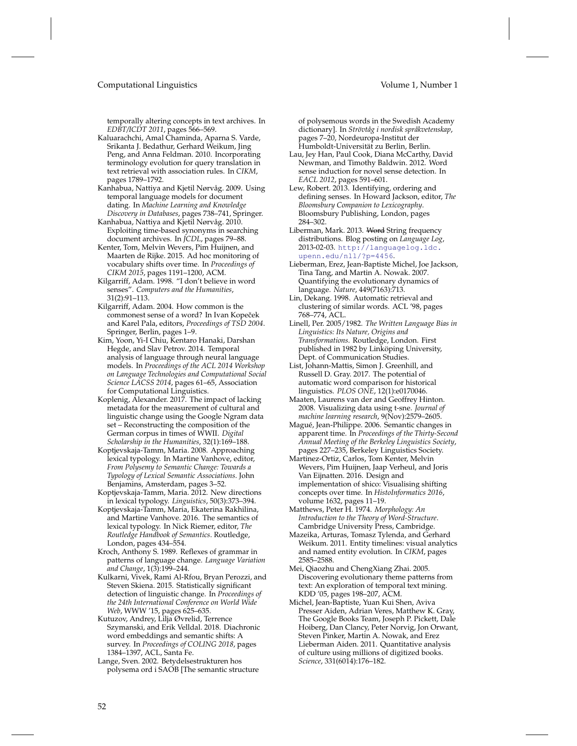temporally altering concepts in text archives. In *EDBT/ICDT 2011*, pages 566–569.

Kaluarachchi, Amal Chaminda, Aparna S. Varde, Srikanta J. Bedathur, Gerhard Weikum, Jing Peng, and Anna Feldman. 2010. Incorporating terminology evolution for query translation in text retrieval with association rules. In *CIKM*, pages 1789–1792.

Kanhabua, Nattiya and Kjetil Nørvåg. 2009. Using temporal language models for document dating. In *Machine Learning and Knowledge Discovery in Databases*, pages 738–741, Springer.

Kanhabua, Nattiya and Kjetil Nørvåg. 2010. Exploiting time-based synonyms in searching document archives. In *JCDL*, pages 79–88.

Kenter, Tom, Melvin Wevers, Pim Huijnen, and Maarten de Rijke. 2015. Ad hoc monitoring of vocabulary shifts over time. In *Proceedings of CIKM 2015*, pages 1191–1200, ACM.

Kilgarriff, Adam. 1998. "I don't believe in word senses". *Computers and the Humanities*, 31(2):91–113.

Kilgarriff, Adam. 2004. How common is the commonest sense of a word? In Ivan Kopeček and Karel Pala, editors, *Proceedings of TSD 2004*. Springer, Berlin, pages 1–9.

Kim, Yoon, Yi-I Chiu, Kentaro Hanaki, Darshan Hegde, and Slav Petrov. 2014. Temporal analysis of language through neural language models. In *Proceedings of the ACL 2014 Workshop on Language Technologies and Computational Social Science LACSS 2014*, pages 61–65, Association for Computational Linguistics.

Koplenig, Alexander. 2017. The impact of lacking metadata for the measurement of cultural and linguistic change using the Google Ngram data set – Reconstructing the composition of the German corpus in times of WWII. *Digital Scholarship in the Humanities*, 32(1):169–188.

Koptjevskaja-Tamm, Maria. 2008. Approaching lexical typology. In Martine Vanhove, editor, *From Polysemy to Semantic Change: Towards a Typology of Lexical Semantic Associations*. John Benjamins, Amsterdam, pages 3–52.

Koptjevskaja-Tamm, Maria. 2012. New directions in lexical typology. *Linguistics*, 50(3):373–394.

Koptjevskaja-Tamm, Maria, Ekaterina Rakhilina, and Martine Vanhove. 2016. The semantics of lexical typology. In Nick Riemer, editor, *The Routledge Handbook of Semantics*. Routledge, London, pages 434–554.

Kroch, Anthony S. 1989. Reflexes of grammar in patterns of language change. *Language Variation and Change*, 1(3):199–244.

Kulkarni, Vivek, Rami Al-Rfou, Bryan Perozzi, and Steven Skiena. 2015. Statistically significant detection of linguistic change. In *Proceedings of the 24th International Conference on World Wide Web*, WWW '15, pages 625–635.

Kutuzov, Andrey, Lilja Øvrelid, Terrence Szymanski, and Erik Velldal. 2018. Diachronic word embeddings and semantic shifts: A survey. In *Proceedings of COLING 2018*, pages 1384–1397, ACL, Santa Fe.

Lange, Sven. 2002. Betydelsestrukturen hos polysema ord i SAOB [The semantic structure of polysemous words in the Swedish Academy dictionary]. In *Strövtåg i nordisk språkvetenskap*, pages 7–20, Nordeuropa-Institut der Humboldt-Universität zu Berlin, Berlin.

Lau, Jey Han, Paul Cook, Diana McCarthy, David Newman, and Timothy Baldwin. 2012. Word sense induction for novel sense detection. In *EACL 2012*, pages 591–601.

Lew, Robert. 2013. Identifying, ordering and defining senses. In Howard Jackson, editor, *The Bloomsbury Companion to Lexicography*. Bloomsbury Publishing, London, pages 284–302.

Liberman, Mark. 2013. ~~Word~~ String frequency distributions. Blog posting on *Language Log*, 2013-02-03. http://languagelog.ldc.upenn.edu/nll/?p=4456.

Lieberman, Erez, Jean-Baptiste Michel, Joe Jackson, Tina Tang, and Martin A. Nowak. 2007. Quantifying the evolutionary dynamics of language. *Nature*, 449(7163):713.

Lin, Dekang. 1998. Automatic retrieval and clustering of similar words. ACL '98, pages 768–774, ACL.

Linell, Per. 2005/1982. *The Written Language Bias in Linguistics: Its Nature, Origins and Transformations*. Routledge, London. First published in 1982 by Linköping University, Dept. of Communication Studies.

List, Johann-Mattis, Simon J. Greenhill, and Russell D. Gray. 2017. The potential of automatic word comparison for historical linguistics. *PLOS ONE*, 12(1):e0170046.

Maaten, Laurens van der and Geoffrey Hinton. 2008. Visualizing data using t-sne. *Journal of machine learning research*, 9(Nov):2579–2605.

Magué, Jean-Philippe. 2006. Semantic changes in apparent time. In *Proceedings of the Thirty-Second Annual Meeting of the Berkeley Linguistics Society*, pages 227–235, Berkeley Linguistics Society.

Martinez-Ortiz, Carlos, Tom Kenter, Melvin Wevers, Pim Huijnen, Jaap Verheul, and Joris Van Eijnatten. 2016. Design and implementation of shico: Visualising shifting concepts over time. In *HistoInformatics 2016*, volume 1632, pages 11–19.

Matthews, Peter H. 1974. *Morphology: An Introduction to the Theory of Word-Structure*. Cambridge University Press, Cambridge.

Mazeika, Arturas, Tomasz Tylenda, and Gerhard Weikum. 2011. Entity timelines: visual analytics and named entity evolution. In *CIKM*, pages 2585–2588.

Mei, Qiaozhu and ChengXiang Zhai. 2005. Discovering evolutionary theme patterns from text: An exploration of temporal text mining. KDD '05, pages 198–207, ACM.

Michel, Jean-Baptiste, Yuan Kui Shen, Aviva Presser Aiden, Adrian Veres, Matthew K. Gray, The Google Books Team, Joseph P. Pickett, Dale Hoiberg, Dan Clancy, Peter Norvig, Jon Orwant, Steven Pinker, Martin A. Nowak, and Erez Lieberman Aiden. 2011. Quantitative analysis of culture using millions of digitized books. *Science*, 331(6014):176–182.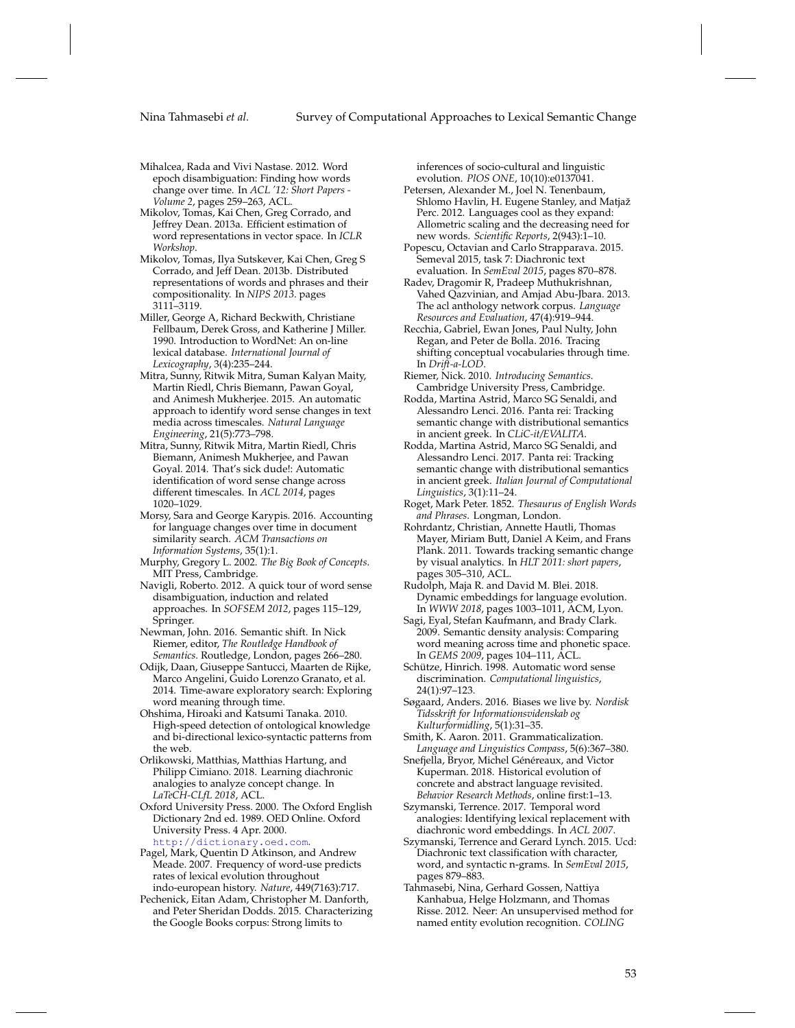Mihalcea, Rada and Vivi Nastase. 2012. Word epoch disambiguation: Finding how words change over time. In *ACL '12: Short Papers - Volume 2*, pages 259–263, ACL.

Mikolov, Tomas, Kai Chen, Greg Corrado, and Jeffrey Dean. 2013a. Efficient estimation of word representations in vector space. In *ICLR Workshop*.

Mikolov, Tomas, Ilya Sutskever, Kai Chen, Greg S Corrado, and Jeff Dean. 2013b. Distributed representations of words and phrases and their compositionality. In *NIPS 2013*. pages 3111–3119.

Miller, George A, Richard Beckwith, Christiane Fellbaum, Derek Gross, and Katherine J Miller. 1990. Introduction to WordNet: An on-line lexical database. *International Journal of Lexicography*, 3(4):235–244.

Mitra, Sunny, Ritwik Mitra, Suman Kalyan Maity, Martin Riedl, Chris Biemann, Pawan Goyal, and Animesh Mukherjee. 2015. An automatic approach to identify word sense changes in text media across timescales. *Natural Language Engineering*, 21(5):773–798.

Mitra, Sunny, Ritwik Mitra, Martin Riedl, Chris Biemann, Animesh Mukherjee, and Pawan Goyal. 2014. That's sick dude!: Automatic identification of word sense change across different timescales. In *ACL 2014*, pages 1020–1029.

Morsy, Sara and George Karypis. 2016. Accounting for language changes over time in document similarity search. *ACM Transactions on Information Systems*, 35(1):1.

Murphy, Gregory L. 2002. *The Big Book of Concepts*. MIT Press, Cambridge.

Navigli, Roberto. 2012. A quick tour of word sense disambiguation, induction and related approaches. In *SOFSEM 2012*, pages 115–129, Springer.

Newman, John. 2016. Semantic shift. In Nick Riemer, editor, *The Routledge Handbook of Semantics*. Routledge, London, pages 266–280.

Odijk, Daan, Giuseppe Santucci, Maarten de Rijke, Marco Angelini, Guido Lorenzo Granato, et al. 2014. Time-aware exploratory search: Exploring word meaning through time.

Ohshima, Hiroaki and Katsumi Tanaka. 2010. High-speed detection of ontological knowledge and bi-directional lexico-syntactic patterns from the web.

Orlikowski, Matthias, Matthias Hartung, and Philipp Cimiano. 2018. Learning diachronic analogies to analyze concept change. In *LaTeCH-CLfL 2018*, ACL.

Oxford University Press. 2000. The Oxford English Dictionary 2nd ed. 1989. OED Online. Oxford University Press. 4 Apr. 2000. http://dictionary.oed.com.

Pagel, Mark, Quentin D Atkinson, and Andrew Meade. 2007. Frequency of word-use predicts rates of lexical evolution throughout indo-european history. *Nature*, 449(7163):717.

Pechenick, Eitan Adam, Christopher M. Danforth, and Peter Sheridan Dodds. 2015. Characterizing the Google Books corpus: Strong limits to inferences of socio-cultural and linguistic evolution. *PlOS ONE*, 10(10):e0137041.

Petersen, Alexander M., Joel N. Tenenbaum, Shlomo Havlin, H. Eugene Stanley, and Matjaž Perc. 2012. Languages cool as they expand: Allometric scaling and the decreasing need for new words. *Scientific Reports*, 2(943):1–10.

Popescu, Octavian and Carlo Strapparava. 2015. Semeval 2015, task 7: Diachronic text evaluation. In *SemEval 2015*, pages 870–878.

Radev, Dragomir R, Pradeep Muthukrishnan, Vahed Qazvinian, and Amjad Abu-Jbara. 2013. The acl anthology network corpus. *Language Resources and Evaluation*, 47(4):919–944.

Recchia, Gabriel, Ewan Jones, Paul Nulty, John Regan, and Peter de Bolla. 2016. Tracing shifting conceptual vocabularies through time. In *Drift-a-LOD*.

Riemer, Nick. 2010. *Introducing Semantics*. Cambridge University Press, Cambridge.

Rodda, Martina Astrid, Marco SG Senaldi, and Alessandro Lenci. 2016. Panta rei: Tracking semantic change with distributional semantics in ancient greek. In *CLiC-it/EVALITA*.

Rodda, Martina Astrid, Marco SG Senaldi, and Alessandro Lenci. 2017. Panta rei: Tracking semantic change with distributional semantics in ancient greek. *Italian Journal of Computational Linguistics*, 3(1):11–24.

Roget, Mark Peter. 1852. *Thesaurus of English Words and Phrases*. Longman, London.

Rohrdantz, Christian, Annette Hautli, Thomas Mayer, Miriam Butt, Daniel A Keim, and Frans Plank. 2011. Towards tracking semantic change by visual analytics. In *HLT 2011: short papers*, pages 305–310, ACL.

Rudolph, Maja R. and David M. Blei. 2018. Dynamic embeddings for language evolution. In *WWW 2018*, pages 1003–1011, ACM, Lyon.

Sagi, Eyal, Stefan Kaufmann, and Brady Clark. 2009. Semantic density analysis: Comparing word meaning across time and phonetic space. In *GEMS 2009*, pages 104–111, ACL.

Schütze, Hinrich. 1998. Automatic word sense discrimination. *Computational linguistics*, 24(1):97–123.

Søgaard, Anders. 2016. Biases we live by. *Nordisk Tidsskrift for Informationsvidenskab og Kulturformidling*, 5(1):31–35.

Smith, K. Aaron. 2011. Grammaticalization. *Language and Linguistics Compass*, 5(6):367–380.

Snefjella, Bryor, Michel Généreaux, and Victor Kuperman. 2018. Historical evolution of concrete and abstract language revisited. *Behavior Research Methods*, online first:1–13.

Szymanski, Terrence. 2017. Temporal word analogies: Identifying lexical replacement with diachronic word embeddings. In *ACL 2007*.

Szymanski, Terrence and Gerard Lynch. 2015. Ucd: Diachronic text classification with character, word, and syntactic n-grams. In *SemEval 2015*, pages 879–883.

Tahmasebi, Nina, Gerhard Gossen, Nattiya Kanhabua, Helge Holzmann, and Thomas Risse. 2012. Neer: An unsupervised method for named entity evolution recognition. *COLING*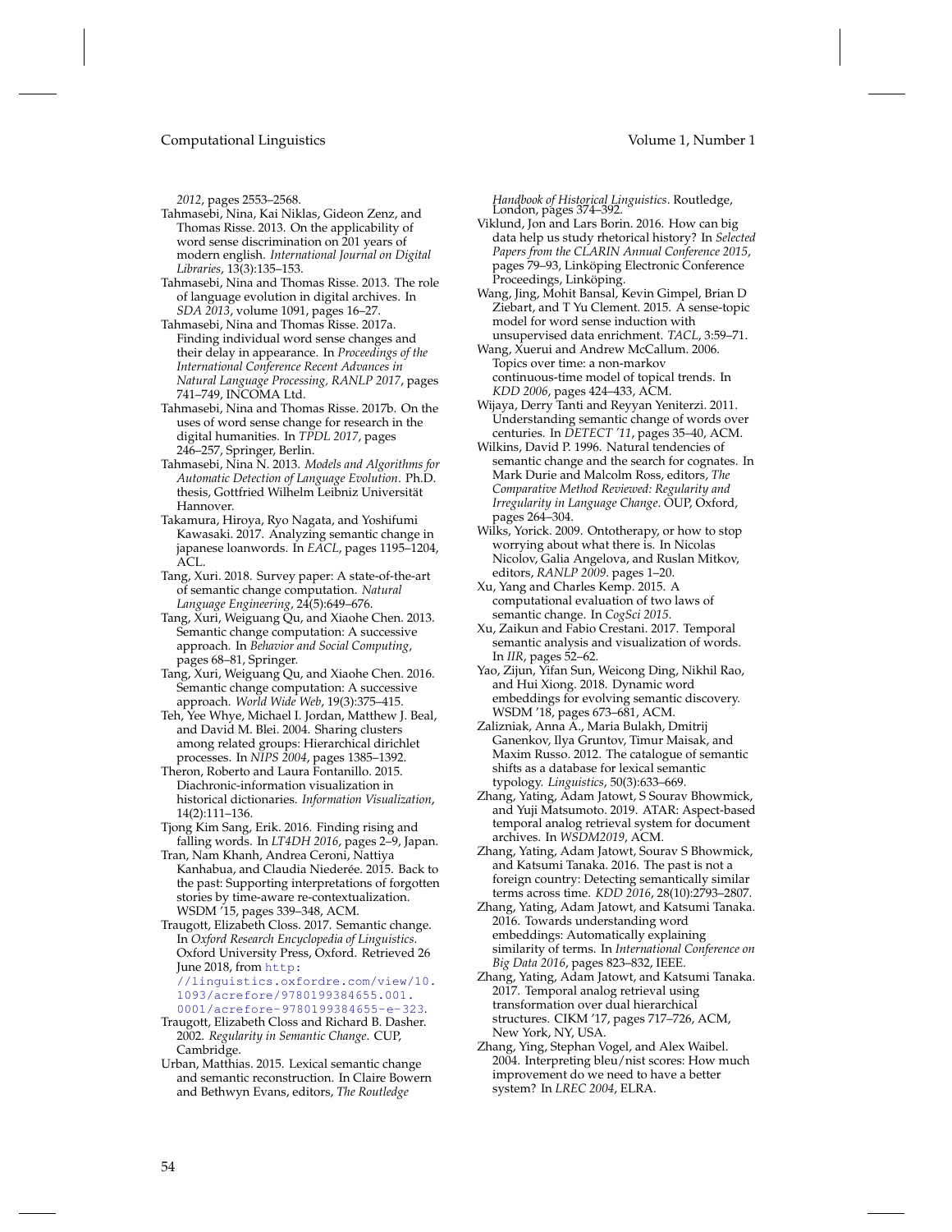*2012*, pages 2553–2568.

Tahmasebi, Nina, Kai Niklas, Gideon Zenz, and Thomas Risse. 2013. On the applicability of word sense discrimination on 201 years of modern english. *International Journal on Digital Libraries*, 13(3):135–153.

Tahmasebi, Nina and Thomas Risse. 2013. The role of language evolution in digital archives. In *SDA 2013*, volume 1091, pages 16–27.

Tahmasebi, Nina and Thomas Risse. 2017a. Finding individual word sense changes and their delay in appearance. In *Proceedings of the International Conference Recent Advances in Natural Language Processing, RANLP 2017*, pages 741–749, INCOMA Ltd.

Tahmasebi, Nina and Thomas Risse. 2017b. On the uses of word sense change for research in the digital humanities. In *TPDL 2017*, pages 246–257, Springer, Berlin.

Tahmasebi, Nina N. 2013. *Models and Algorithms for Automatic Detection of Language Evolution*. Ph.D. thesis, Gottfried Wilhelm Leibniz Universität Hannover.

Takamura, Hiroya, Ryo Nagata, and Yoshifumi Kawasaki. 2017. Analyzing semantic change in japanese loanwords. In *EACL*, pages 1195–1204, ACL.

Tang, Xuri. 2018. Survey paper: A state-of-the-art of semantic change computation. *Natural Language Engineering*, 24(5):649–676.

Tang, Xuri, Weiguang Qu, and Xiaohe Chen. 2013. Semantic change computation: A successive approach. In *Behavior and Social Computing*, pages 68–81, Springer.

Tang, Xuri, Weiguang Qu, and Xiaohe Chen. 2016. Semantic change computation: A successive approach. *World Wide Web*, 19(3):375–415.

Teh, Yee Whye, Michael I. Jordan, Matthew J. Beal, and David M. Blei. 2004. Sharing clusters among related groups: Hierarchical dirichlet processes. In *NIPS 2004*, pages 1385–1392.

Theron, Roberto and Laura Fontanillo. 2015. Diachronic-information visualization in historical dictionaries. *Information Visualization*, 14(2):111–136.

Tjong Kim Sang, Erik. 2016. Finding rising and falling words. In *LT4DH 2016*, pages 2–9, Japan.

Tran, Nam Khanh, Andrea Ceroni, Nattiya Kanhabua, and Claudia Niederée. 2015. Back to the past: Supporting interpretations of forgotten stories by time-aware re-contextualization. WSDM '15, pages 339–348, ACM.

Traugott, Elizabeth Closs. 2017. Semantic change. In *Oxford Research Encyclopedia of Linguistics*. Oxford University Press, Oxford. Retrieved 26 June 2018, from http://linguistics.oxfordre.com/view/10.1093/acrefore/9780199384655.001.0001/acrefore-9780199384655-e-323.

Traugott, Elizabeth Closs and Richard B. Dasher. 2002. *Regularity in Semantic Change*. CUP, Cambridge.

Urban, Matthias. 2015. Lexical semantic change and semantic reconstruction. In Claire Bowern and Bethwyn Evans, editors, *The Routledge Handbook of Historical Linguistics*. Routledge, London, pages 374–392.

Viklund, Jon and Lars Borin. 2016. How can big data help us study rhetorical history? In *Selected Papers from the CLARIN Annual Conference 2015*, pages 79–93, Linköping Electronic Conference Proceedings, Linköping.

Wang, Jing, Mohit Bansal, Kevin Gimpel, Brian D Ziebart, and T Yu Clement. 2015. A sense-topic model for word sense induction with unsupervised data enrichment. *TACL*, 3:59–71.

Wang, Xuerui and Andrew McCallum. 2006. Topics over time: a non-markov continuous-time model of topical trends. In *KDD 2006*, pages 424–433, ACM.

Wijaya, Derry Tanti and Reyyan Yeniterzi. 2011. Understanding semantic change of words over centuries. In *DETECT '11*, pages 35–40, ACM.

Wilkins, David P. 1996. Natural tendencies of semantic change and the search for cognates. In Mark Durie and Malcolm Ross, editors, *The Comparative Method Reviewed: Regularity and Irregularity in Language Change*. OUP, Oxford, pages 264–304.

Wilks, Yorick. 2009. Ontotherapy, or how to stop worrying about what there is. In Nicolas Nicolov, Galia Angelova, and Ruslan Mitkov, editors, *RANLP 2009*. pages 1–20.

Xu, Yang and Charles Kemp. 2015. A computational evaluation of two laws of semantic change. In *CogSci 2015*.

Xu, Zaikun and Fabio Crestani. 2017. Temporal semantic analysis and visualization of words. In *IIR*, pages 52–62.

Yao, Zijun, Yifan Sun, Weicong Ding, Nikhil Rao, and Hui Xiong. 2018. Dynamic word embeddings for evolving semantic discovery. WSDM '18, pages 673–681, ACM.

Zalizniak, Anna A., Maria Bulakh, Dmitrij Ganenkov, Ilya Gruntov, Timur Maisak, and Maxim Russo. 2012. The catalogue of semantic shifts as a database for lexical semantic typology. *Linguistics*, 50(3):633–669.

Zhang, Yating, Adam Jatowt, S Sourav Bhowmick, and Yuji Matsumoto. 2019. ATAR: Aspect-based temporal analog retrieval system for document archives. In *WSDM2019*, ACM.

Zhang, Yating, Adam Jatowt, Sourav S Bhowmick, and Katsumi Tanaka. 2016. The past is not a foreign country: Detecting semantically similar terms across time. *KDD 2016*, 28(10):2793–2807.

Zhang, Yating, Adam Jatowt, and Katsumi Tanaka. 2016. Towards understanding word embeddings: Automatically explaining similarity of terms. In *International Conference on Big Data 2016*, pages 823–832, IEEE.

Zhang, Yating, Adam Jatowt, and Katsumi Tanaka. 2017. Temporal analog retrieval using transformation over dual hierarchical structures. CIKM '17, pages 717–726, ACM, New York, NY, USA.

Zhang, Ying, Stephan Vogel, and Alex Waibel. 2004. Interpreting bleu/nist scores: How much improvement do we need to have a better system? In *LREC 2004*, ELRA.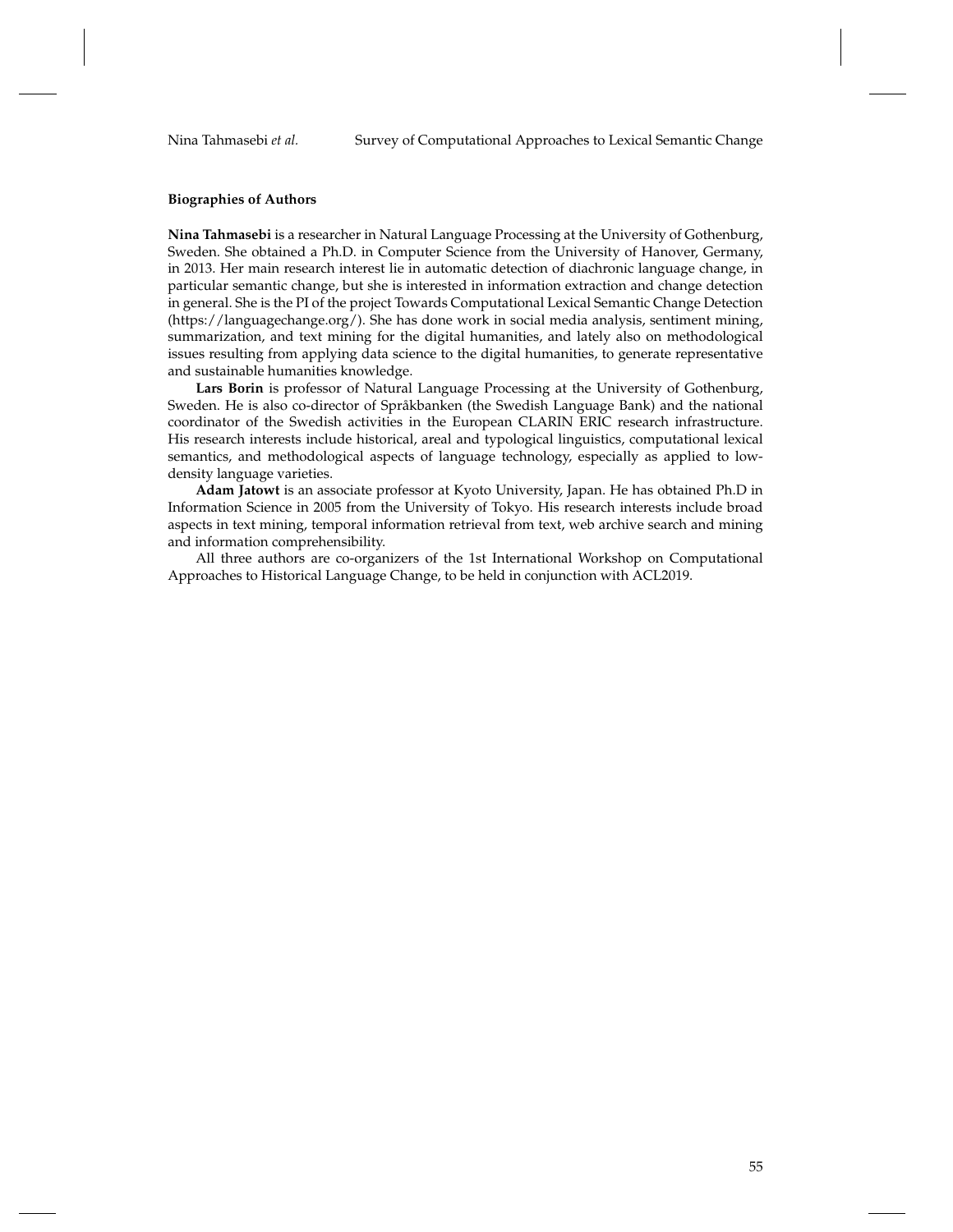**Biographies of Authors**

**Nina Tahmasebi** is a researcher in Natural Language Processing at the University of Gothenburg, Sweden. She obtained a Ph.D. in Computer Science from the University of Hanover, Germany, in 2013. Her main research interest lie in automatic detection of diachronic language change, in particular semantic change, but she is interested in information extraction and change detection in general. She is the PI of the project Towards Computational Lexical Semantic Change Detection (https://languagechange.org/). She has done work in social media analysis, sentiment mining, summarization, and text mining for the digital humanities, and lately also on methodological issues resulting from applying data science to the digital humanities, to generate representative and sustainable humanities knowledge.

**Lars Borin** is professor of Natural Language Processing at the University of Gothenburg, Sweden. He is also co-director of Språkbanken (the Swedish Language Bank) and the national coordinator of the Swedish activities in the European CLARIN ERIC research infrastructure. His research interests include historical, areal and typological linguistics, computational lexical semantics, and methodological aspects of language technology, especially as applied to low-density language varieties.

**Adam Jatowt** is an associate professor at Kyoto University, Japan. He has obtained Ph.D in Information Science in 2005 from the University of Tokyo. His research interests include broad aspects in text mining, temporal information retrieval from text, web archive search and mining and information comprehensibility.

All three authors are co-organizers of the 1st International Workshop on Computational Approaches to Historical Language Change, to be held in conjunction with ACL2019.